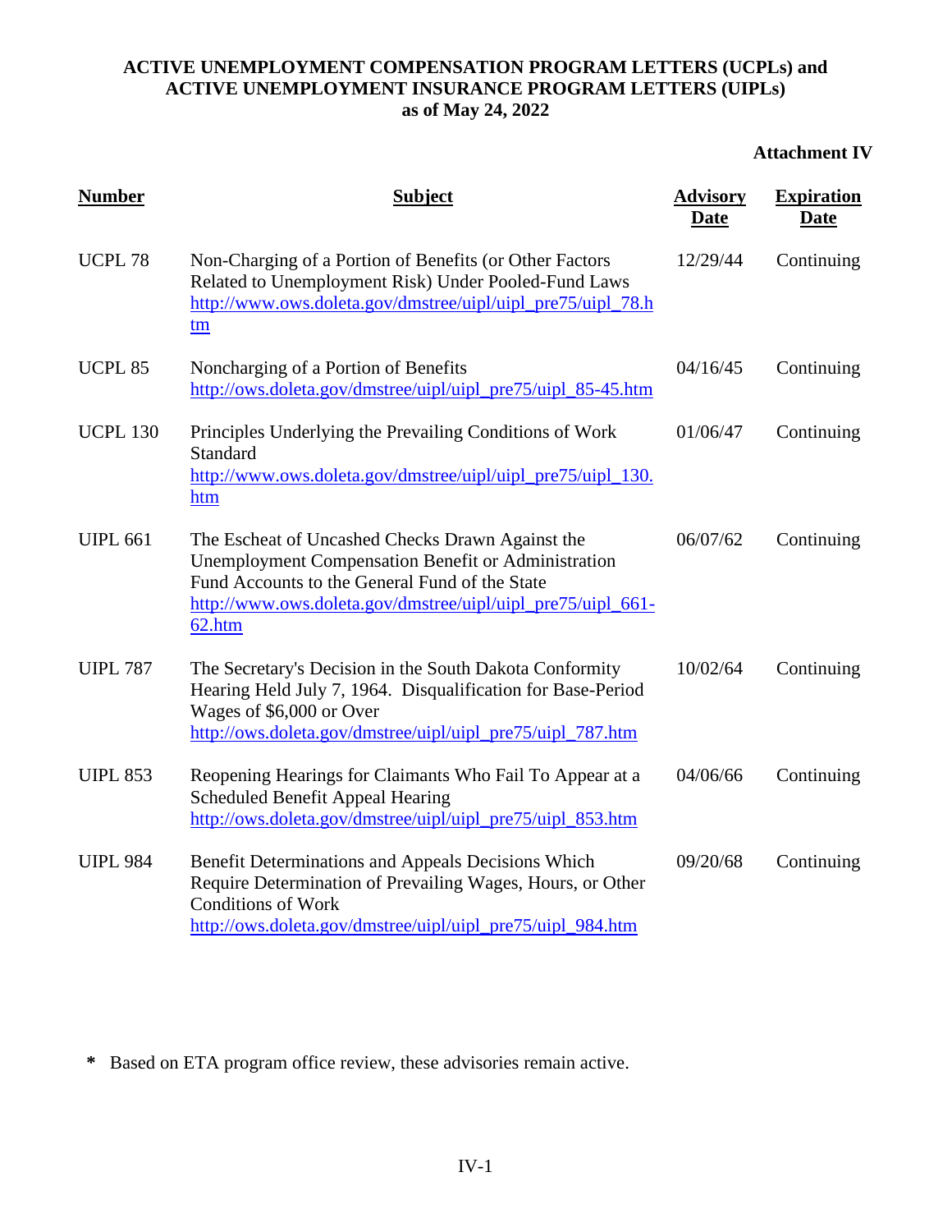**ACTIVE UNEMPLOYMENT COMPENSATION PROGRAM LETTERS (UCPLs) and ACTIVE UNEMPLOYMENT INSURANCE PROGRAM LETTERS (UIPLs) as of May 24, 2022**

**Attachment IV**

| Number | Subject | Advisory Date | Expiration Date |
|---|---|---|---|
| UCPL 78 | Non-Charging of a Portion of Benefits (or Other Factors Related to Unemployment Risk) Under Pooled-Fund Laws http://www.ows.doleta.gov/dmstree/uipl/uipl_pre75/uipl_78.htm | 12/29/44 | Continuing |
| UCPL 85 | Noncharging of a Portion of Benefits http://ows.doleta.gov/dmstree/uipl/uipl_pre75/uipl_85-45.htm | 04/16/45 | Continuing |
| UCPL 130 | Principles Underlying the Prevailing Conditions of Work Standard http://www.ows.doleta.gov/dmstree/uipl/uipl_pre75/uipl_130.htm | 01/06/47 | Continuing |
| UIPL 661 | The Escheat of Uncashed Checks Drawn Against the Unemployment Compensation Benefit or Administration Fund Accounts to the General Fund of the State http://www.ows.doleta.gov/dmstree/uipl/uipl_pre75/uipl_661-62.htm | 06/07/62 | Continuing |
| UIPL 787 | The Secretary's Decision in the South Dakota Conformity Hearing Held July 7, 1964. Disqualification for Base-Period Wages of $6,000 or Over http://ows.doleta.gov/dmstree/uipl/uipl_pre75/uipl_787.htm | 10/02/64 | Continuing |
| UIPL 853 | Reopening Hearings for Claimants Who Fail To Appear at a Scheduled Benefit Appeal Hearing http://ows.doleta.gov/dmstree/uipl/uipl_pre75/uipl_853.htm | 04/06/66 | Continuing |
| UIPL 984 | Benefit Determinations and Appeals Decisions Which Require Determination of Prevailing Wages, Hours, or Other Conditions of Work http://ows.doleta.gov/dmstree/uipl/uipl_pre75/uipl_984.htm | 09/20/68 | Continuing |

\* Based on ETA program office review, these advisories remain active.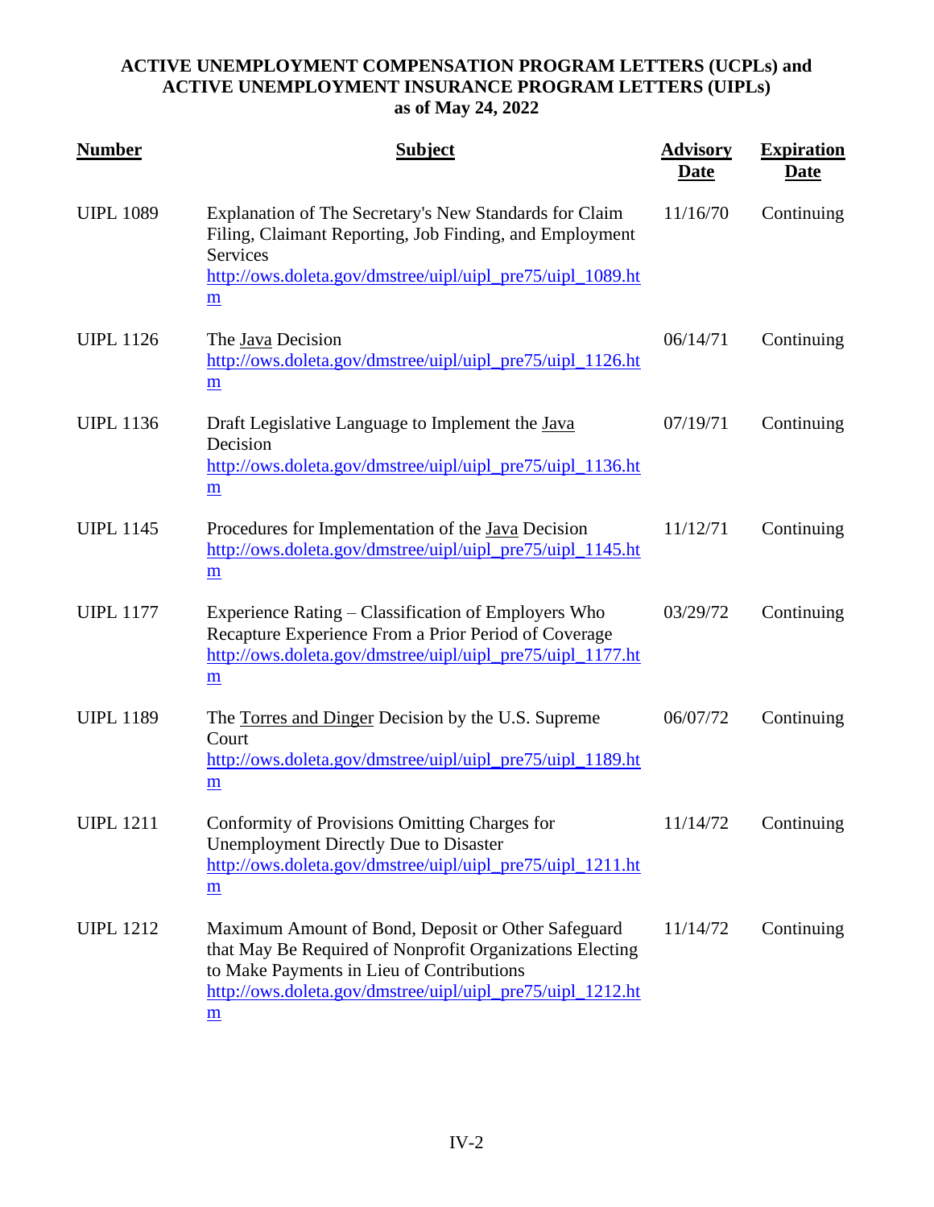**ACTIVE UNEMPLOYMENT COMPENSATION PROGRAM LETTERS (UCPLs) and ACTIVE UNEMPLOYMENT INSURANCE PROGRAM LETTERS (UIPLs) as of May 24, 2022**

| Number | Subject | Advisory Date | Expiration Date |
|---|---|---|---|
| UIPL 1089 | Explanation of The Secretary's New Standards for Claim Filing, Claimant Reporting, Job Finding, and Employment Services http://ows.doleta.gov/dmstree/uipl/uipl_pre75/uipl_1089.htm | 11/16/70 | Continuing |
| UIPL 1126 | The Java Decision http://ows.doleta.gov/dmstree/uipl/uipl_pre75/uipl_1126.htm | 06/14/71 | Continuing |
| UIPL 1136 | Draft Legislative Language to Implement the Java Decision http://ows.doleta.gov/dmstree/uipl/uipl_pre75/uipl_1136.htm | 07/19/71 | Continuing |
| UIPL 1145 | Procedures for Implementation of the Java Decision http://ows.doleta.gov/dmstree/uipl/uipl_pre75/uipl_1145.htm | 11/12/71 | Continuing |
| UIPL 1177 | Experience Rating – Classification of Employers Who Recapture Experience From a Prior Period of Coverage http://ows.doleta.gov/dmstree/uipl/uipl_pre75/uipl_1177.htm | 03/29/72 | Continuing |
| UIPL 1189 | The Torres and Dinger Decision by the U.S. Supreme Court http://ows.doleta.gov/dmstree/uipl/uipl_pre75/uipl_1189.htm | 06/07/72 | Continuing |
| UIPL 1211 | Conformity of Provisions Omitting Charges for Unemployment Directly Due to Disaster http://ows.doleta.gov/dmstree/uipl/uipl_pre75/uipl_1211.htm | 11/14/72 | Continuing |
| UIPL 1212 | Maximum Amount of Bond, Deposit or Other Safeguard that May Be Required of Nonprofit Organizations Electing to Make Payments in Lieu of Contributions http://ows.doleta.gov/dmstree/uipl/uipl_pre75/uipl_1212.htm | 11/14/72 | Continuing |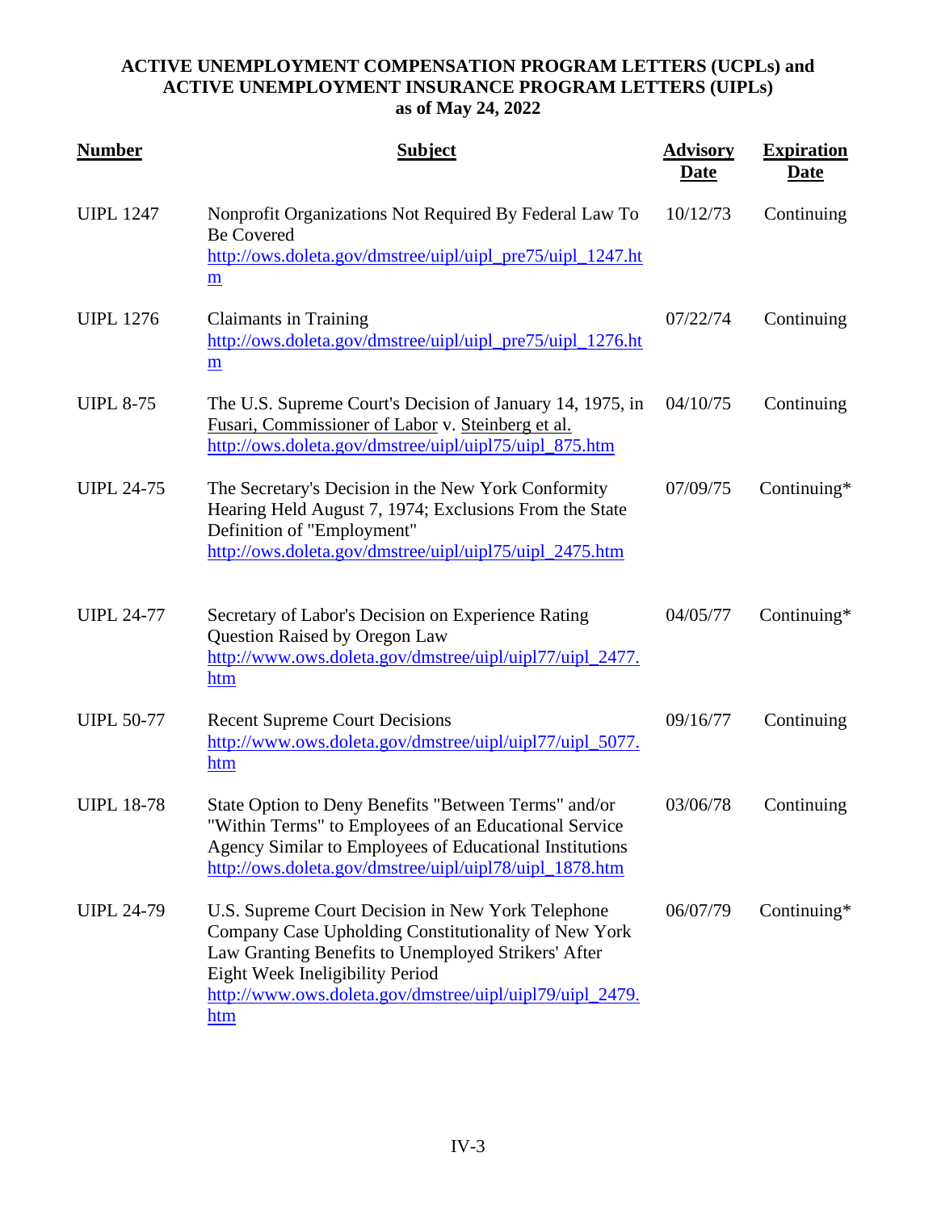**ACTIVE UNEMPLOYMENT COMPENSATION PROGRAM LETTERS (UCPLs) and ACTIVE UNEMPLOYMENT INSURANCE PROGRAM LETTERS (UIPLs) as of May 24, 2022**

| Number | Subject | Advisory Date | Expiration Date |
|---|---|---|---|
| UIPL 1247 | Nonprofit Organizations Not Required By Federal Law To Be Covered http://ows.doleta.gov/dmstree/uipl/uipl_pre75/uipl_1247.htm | 10/12/73 | Continuing |
| UIPL 1276 | Claimants in Training http://ows.doleta.gov/dmstree/uipl/uipl_pre75/uipl_1276.htm | 07/22/74 | Continuing |
| UIPL 8-75 | The U.S. Supreme Court's Decision of January 14, 1975, in Fusari, Commissioner of Labor v. Steinberg et al. http://ows.doleta.gov/dmstree/uipl/uipl75/uipl_875.htm | 04/10/75 | Continuing |
| UIPL 24-75 | The Secretary's Decision in the New York Conformity Hearing Held August 7, 1974; Exclusions From the State Definition of "Employment" http://ows.doleta.gov/dmstree/uipl/uipl75/uipl_2475.htm | 07/09/75 | Continuing* |
| UIPL 24-77 | Secretary of Labor's Decision on Experience Rating Question Raised by Oregon Law http://www.ows.doleta.gov/dmstree/uipl/uipl77/uipl_2477.htm | 04/05/77 | Continuing* |
| UIPL 50-77 | Recent Supreme Court Decisions http://www.ows.doleta.gov/dmstree/uipl/uipl77/uipl_5077.htm | 09/16/77 | Continuing |
| UIPL 18-78 | State Option to Deny Benefits "Between Terms" and/or "Within Terms" to Employees of an Educational Service Agency Similar to Employees of Educational Institutions http://ows.doleta.gov/dmstree/uipl/uipl78/uipl_1878.htm | 03/06/78 | Continuing |
| UIPL 24-79 | U.S. Supreme Court Decision in New York Telephone Company Case Upholding Constitutionality of New York Law Granting Benefits to Unemployed Strikers' After Eight Week Ineligibility Period http://www.ows.doleta.gov/dmstree/uipl/uipl79/uipl_2479.htm | 06/07/79 | Continuing* |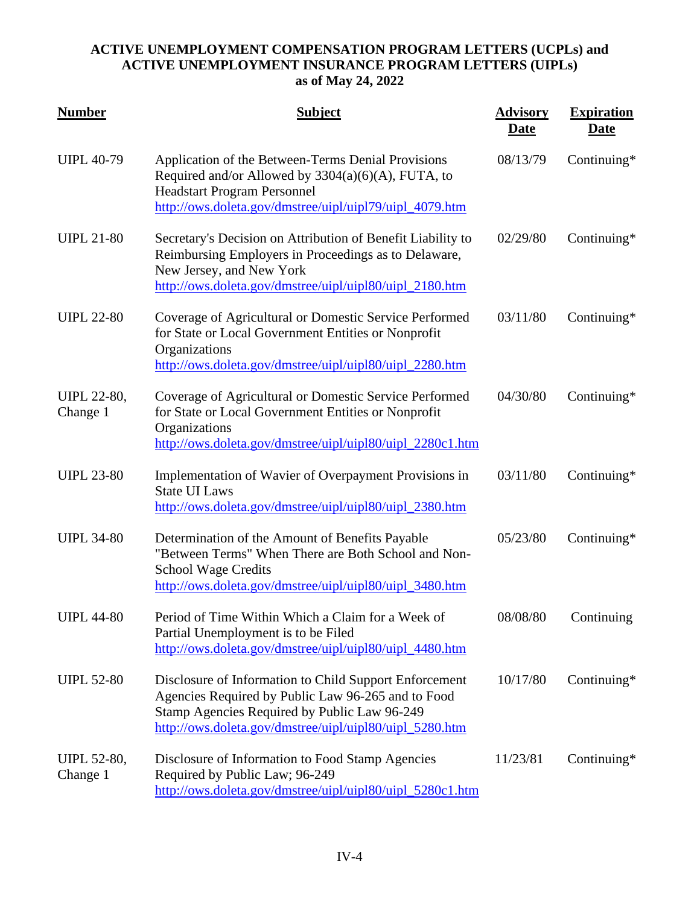**ACTIVE UNEMPLOYMENT COMPENSATION PROGRAM LETTERS (UCPLs) and ACTIVE UNEMPLOYMENT INSURANCE PROGRAM LETTERS (UIPLs) as of May 24, 2022**

| Number | Subject | Advisory Date | Expiration Date |
|---|---|---|---|
| UIPL 40-79 | Application of the Between-Terms Denial Provisions Required and/or Allowed by 3304(a)(6)(A), FUTA, to Headstart Program Personnel http://ows.doleta.gov/dmstree/uipl/uipl79/uipl_4079.htm | 08/13/79 | Continuing* |
| UIPL 21-80 | Secretary's Decision on Attribution of Benefit Liability to Reimbursing Employers in Proceedings as to Delaware, New Jersey, and New York http://ows.doleta.gov/dmstree/uipl/uipl80/uipl_2180.htm | 02/29/80 | Continuing* |
| UIPL 22-80 | Coverage of Agricultural or Domestic Service Performed for State or Local Government Entities or Nonprofit Organizations http://ows.doleta.gov/dmstree/uipl/uipl80/uipl_2280.htm | 03/11/80 | Continuing* |
| UIPL 22-80, Change 1 | Coverage of Agricultural or Domestic Service Performed for State or Local Government Entities or Nonprofit Organizations http://ows.doleta.gov/dmstree/uipl/uipl80/uipl_2280c1.htm | 04/30/80 | Continuing* |
| UIPL 23-80 | Implementation of Wavier of Overpayment Provisions in State UI Laws http://ows.doleta.gov/dmstree/uipl/uipl80/uipl_2380.htm | 03/11/80 | Continuing* |
| UIPL 34-80 | Determination of the Amount of Benefits Payable "Between Terms" When There are Both School and Non-School Wage Credits http://ows.doleta.gov/dmstree/uipl/uipl80/uipl_3480.htm | 05/23/80 | Continuing* |
| UIPL 44-80 | Period of Time Within Which a Claim for a Week of Partial Unemployment is to be Filed http://ows.doleta.gov/dmstree/uipl/uipl80/uipl_4480.htm | 08/08/80 | Continuing |
| UIPL 52-80 | Disclosure of Information to Child Support Enforcement Agencies Required by Public Law 96-265 and to Food Stamp Agencies Required by Public Law 96-249 http://ows.doleta.gov/dmstree/uipl/uipl80/uipl_5280.htm | 10/17/80 | Continuing* |
| UIPL 52-80, Change 1 | Disclosure of Information to Food Stamp Agencies Required by Public Law; 96-249 http://ows.doleta.gov/dmstree/uipl/uipl80/uipl_5280c1.htm | 11/23/81 | Continuing* |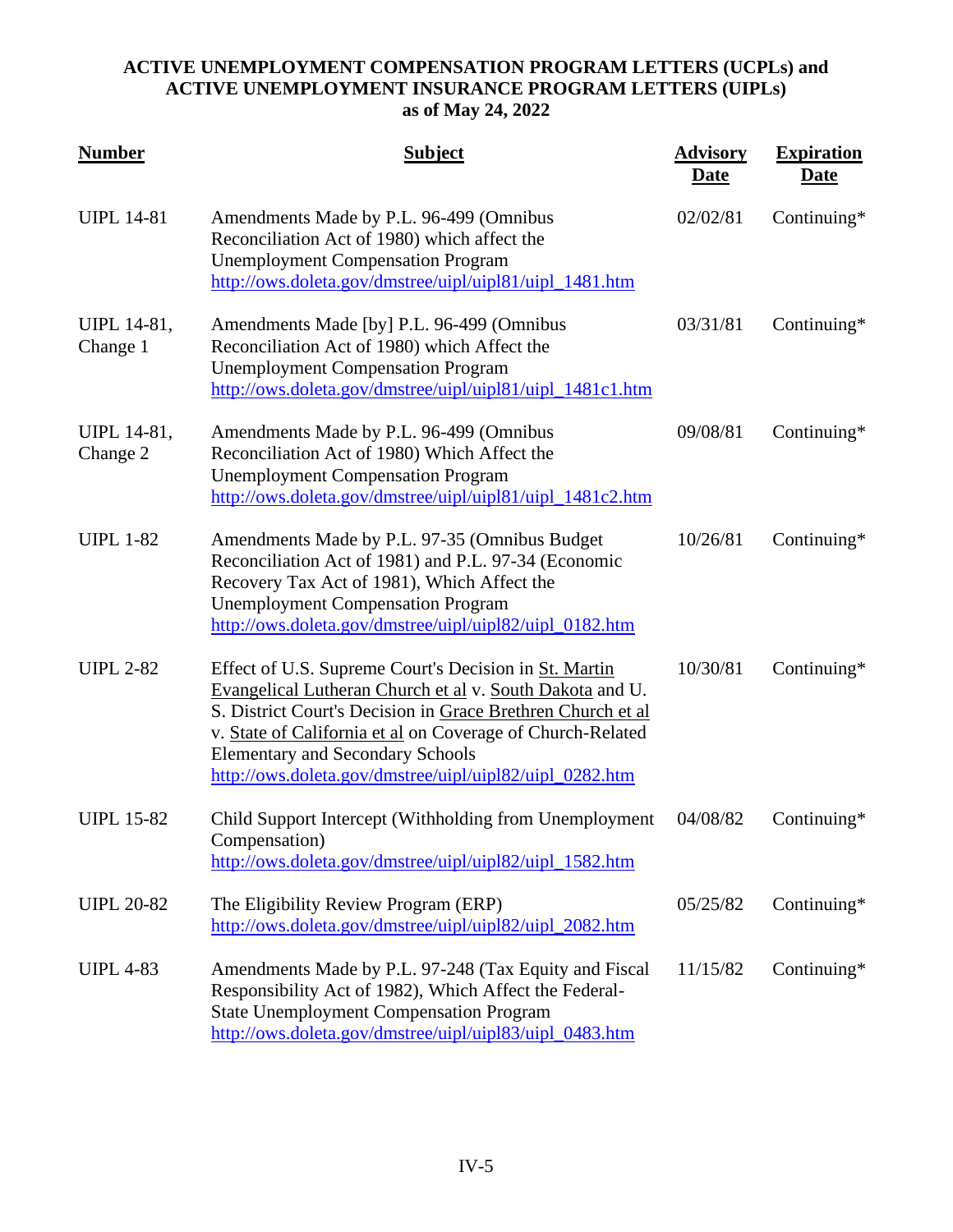**ACTIVE UNEMPLOYMENT COMPENSATION PROGRAM LETTERS (UCPLs) and ACTIVE UNEMPLOYMENT INSURANCE PROGRAM LETTERS (UIPLs) as of May 24, 2022**

| Number | Subject | Advisory Date | Expiration Date |
|---|---|---|---|
| UIPL 14-81 | Amendments Made by P.L. 96-499 (Omnibus Reconciliation Act of 1980) which affect the Unemployment Compensation Program http://ows.doleta.gov/dmstree/uipl/uipl81/uipl_1481.htm | 02/02/81 | Continuing* |
| UIPL 14-81, Change 1 | Amendments Made [by] P.L. 96-499 (Omnibus Reconciliation Act of 1980) which Affect the Unemployment Compensation Program http://ows.doleta.gov/dmstree/uipl/uipl81/uipl_1481c1.htm | 03/31/81 | Continuing* |
| UIPL 14-81, Change 2 | Amendments Made by P.L. 96-499 (Omnibus Reconciliation Act of 1980) Which Affect the Unemployment Compensation Program http://ows.doleta.gov/dmstree/uipl/uipl81/uipl_1481c2.htm | 09/08/81 | Continuing* |
| UIPL 1-82 | Amendments Made by P.L. 97-35 (Omnibus Budget Reconciliation Act of 1981) and P.L. 97-34 (Economic Recovery Tax Act of 1981), Which Affect the Unemployment Compensation Program http://ows.doleta.gov/dmstree/uipl/uipl82/uipl_0182.htm | 10/26/81 | Continuing* |
| UIPL 2-82 | Effect of U.S. Supreme Court's Decision in St. Martin Evangelical Lutheran Church et al v. South Dakota and U. S. District Court's Decision in Grace Brethren Church et al v. State of California et al on Coverage of Church-Related Elementary and Secondary Schools http://ows.doleta.gov/dmstree/uipl/uipl82/uipl_0282.htm | 10/30/81 | Continuing* |
| UIPL 15-82 | Child Support Intercept (Withholding from Unemployment Compensation) http://ows.doleta.gov/dmstree/uipl/uipl82/uipl_1582.htm | 04/08/82 | Continuing* |
| UIPL 20-82 | The Eligibility Review Program (ERP) http://ows.doleta.gov/dmstree/uipl/uipl82/uipl_2082.htm | 05/25/82 | Continuing* |
| UIPL 4-83 | Amendments Made by P.L. 97-248 (Tax Equity and Fiscal Responsibility Act of 1982), Which Affect the Federal-State Unemployment Compensation Program http://ows.doleta.gov/dmstree/uipl/uipl83/uipl_0483.htm | 11/15/82 | Continuing* |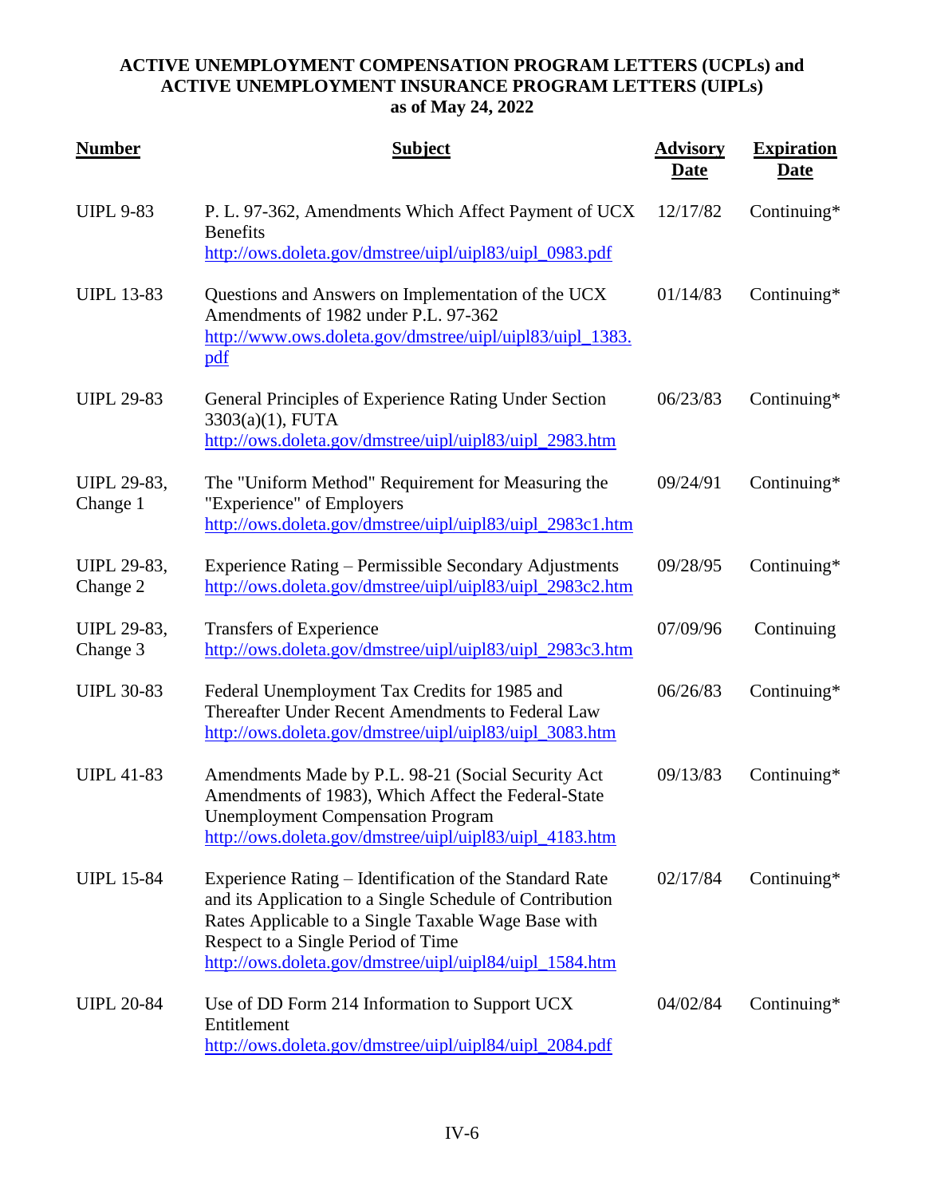**ACTIVE UNEMPLOYMENT COMPENSATION PROGRAM LETTERS (UCPLs) and ACTIVE UNEMPLOYMENT INSURANCE PROGRAM LETTERS (UIPLs) as of May 24, 2022**

| Number | Subject | Advisory Date | Expiration Date |
|---|---|---|---|
| UIPL 9-83 | P. L. 97-362, Amendments Which Affect Payment of UCX Benefits http://ows.doleta.gov/dmstree/uipl/uipl83/uipl_0983.pdf | 12/17/82 | Continuing* |
| UIPL 13-83 | Questions and Answers on Implementation of the UCX Amendments of 1982 under P.L. 97-362 http://www.ows.doleta.gov/dmstree/uipl/uipl83/uipl_1383.pdf | 01/14/83 | Continuing* |
| UIPL 29-83 | General Principles of Experience Rating Under Section 3303(a)(1), FUTA http://ows.doleta.gov/dmstree/uipl/uipl83/uipl_2983.htm | 06/23/83 | Continuing* |
| UIPL 29-83, Change 1 | The "Uniform Method" Requirement for Measuring the "Experience" of Employers http://ows.doleta.gov/dmstree/uipl/uipl83/uipl_2983c1.htm | 09/24/91 | Continuing* |
| UIPL 29-83, Change 2 | Experience Rating – Permissible Secondary Adjustments http://ows.doleta.gov/dmstree/uipl/uipl83/uipl_2983c2.htm | 09/28/95 | Continuing* |
| UIPL 29-83, Change 3 | Transfers of Experience http://ows.doleta.gov/dmstree/uipl/uipl83/uipl_2983c3.htm | 07/09/96 | Continuing |
| UIPL 30-83 | Federal Unemployment Tax Credits for 1985 and Thereafter Under Recent Amendments to Federal Law http://ows.doleta.gov/dmstree/uipl/uipl83/uipl_3083.htm | 06/26/83 | Continuing* |
| UIPL 41-83 | Amendments Made by P.L. 98-21 (Social Security Act Amendments of 1983), Which Affect the Federal-State Unemployment Compensation Program http://ows.doleta.gov/dmstree/uipl/uipl83/uipl_4183.htm | 09/13/83 | Continuing* |
| UIPL 15-84 | Experience Rating – Identification of the Standard Rate and its Application to a Single Schedule of Contribution Rates Applicable to a Single Taxable Wage Base with Respect to a Single Period of Time http://ows.doleta.gov/dmstree/uipl/uipl84/uipl_1584.htm | 02/17/84 | Continuing* |
| UIPL 20-84 | Use of DD Form 214 Information to Support UCX Entitlement http://ows.doleta.gov/dmstree/uipl/uipl84/uipl_2084.pdf | 04/02/84 | Continuing* |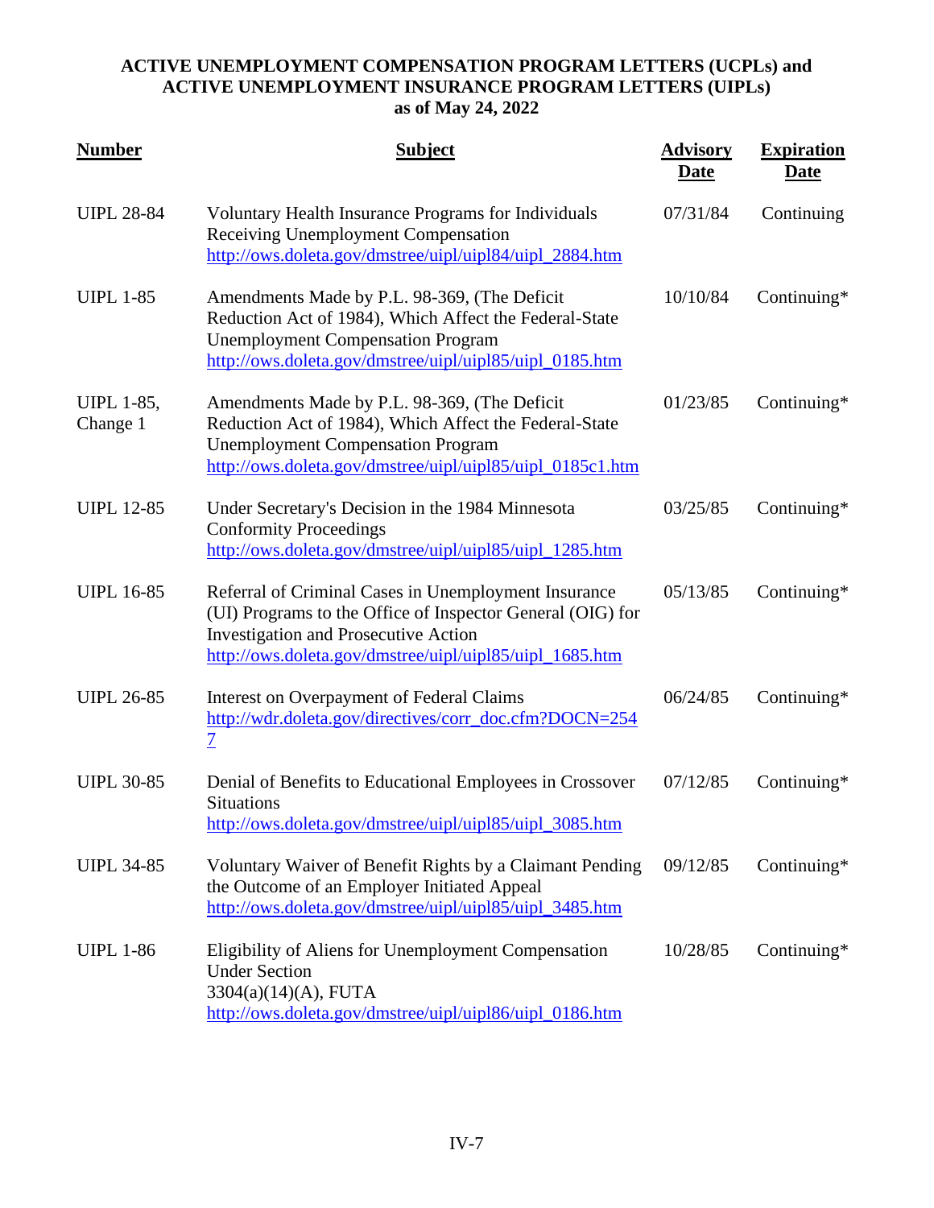**ACTIVE UNEMPLOYMENT COMPENSATION PROGRAM LETTERS (UCPLs) and ACTIVE UNEMPLOYMENT INSURANCE PROGRAM LETTERS (UIPLs) as of May 24, 2022**

| Number | Subject | Advisory Date | Expiration Date |
|---|---|---|---|
| UIPL 28-84 | Voluntary Health Insurance Programs for Individuals Receiving Unemployment Compensation http://ows.doleta.gov/dmstree/uipl/uipl84/uipl_2884.htm | 07/31/84 | Continuing |
| UIPL 1-85 | Amendments Made by P.L. 98-369, (The Deficit Reduction Act of 1984), Which Affect the Federal-State Unemployment Compensation Program http://ows.doleta.gov/dmstree/uipl/uipl85/uipl_0185.htm | 10/10/84 | Continuing* |
| UIPL 1-85, Change 1 | Amendments Made by P.L. 98-369, (The Deficit Reduction Act of 1984), Which Affect the Federal-State Unemployment Compensation Program http://ows.doleta.gov/dmstree/uipl/uipl85/uipl_0185c1.htm | 01/23/85 | Continuing* |
| UIPL 12-85 | Under Secretary's Decision in the 1984 Minnesota Conformity Proceedings http://ows.doleta.gov/dmstree/uipl/uipl85/uipl_1285.htm | 03/25/85 | Continuing* |
| UIPL 16-85 | Referral of Criminal Cases in Unemployment Insurance (UI) Programs to the Office of Inspector General (OIG) for Investigation and Prosecutive Action http://ows.doleta.gov/dmstree/uipl/uipl85/uipl_1685.htm | 05/13/85 | Continuing* |
| UIPL 26-85 | Interest on Overpayment of Federal Claims http://wdr.doleta.gov/directives/corr_doc.cfm?DOCN=2547 | 06/24/85 | Continuing* |
| UIPL 30-85 | Denial of Benefits to Educational Employees in Crossover Situations http://ows.doleta.gov/dmstree/uipl/uipl85/uipl_3085.htm | 07/12/85 | Continuing* |
| UIPL 34-85 | Voluntary Waiver of Benefit Rights by a Claimant Pending the Outcome of an Employer Initiated Appeal http://ows.doleta.gov/dmstree/uipl/uipl85/uipl_3485.htm | 09/12/85 | Continuing* |
| UIPL 1-86 | Eligibility of Aliens for Unemployment Compensation Under Section 3304(a)(14)(A), FUTA http://ows.doleta.gov/dmstree/uipl/uipl86/uipl_0186.htm | 10/28/85 | Continuing* |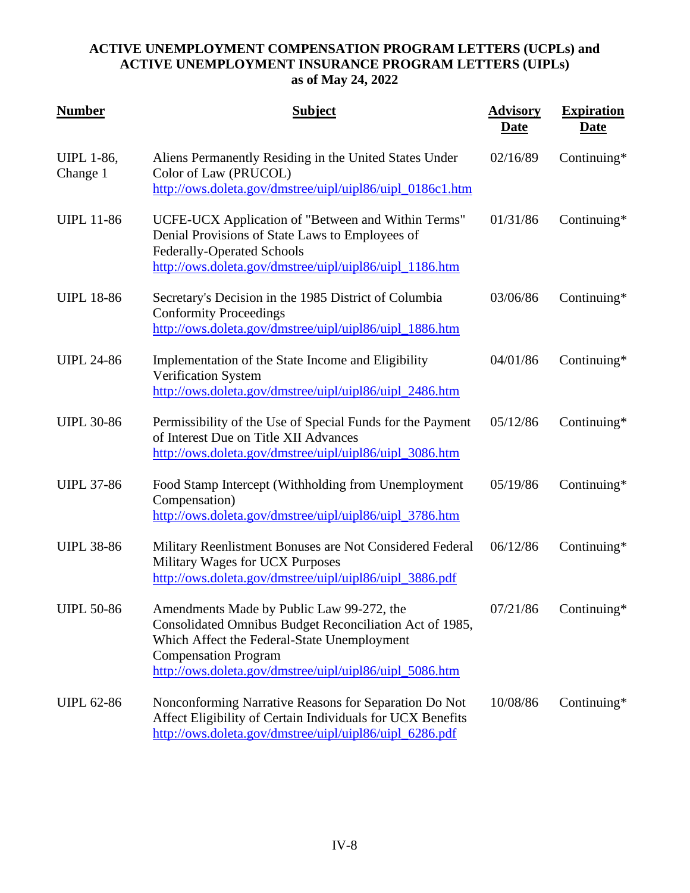**ACTIVE UNEMPLOYMENT COMPENSATION PROGRAM LETTERS (UCPLs) and ACTIVE UNEMPLOYMENT INSURANCE PROGRAM LETTERS (UIPLs) as of May 24, 2022**

| Number | Subject | Advisory Date | Expiration Date |
|---|---|---|---|
| UIPL 1-86, Change 1 | Aliens Permanently Residing in the United States Under Color of Law (PRUCOL) http://ows.doleta.gov/dmstree/uipl/uipl86/uipl_0186c1.htm | 02/16/89 | Continuing* |
| UIPL 11-86 | UCFE-UCX Application of "Between and Within Terms" Denial Provisions of State Laws to Employees of Federally-Operated Schools http://ows.doleta.gov/dmstree/uipl/uipl86/uipl_1186.htm | 01/31/86 | Continuing* |
| UIPL 18-86 | Secretary's Decision in the 1985 District of Columbia Conformity Proceedings http://ows.doleta.gov/dmstree/uipl/uipl86/uipl_1886.htm | 03/06/86 | Continuing* |
| UIPL 24-86 | Implementation of the State Income and Eligibility Verification System http://ows.doleta.gov/dmstree/uipl/uipl86/uipl_2486.htm | 04/01/86 | Continuing* |
| UIPL 30-86 | Permissibility of the Use of Special Funds for the Payment of Interest Due on Title XII Advances http://ows.doleta.gov/dmstree/uipl/uipl86/uipl_3086.htm | 05/12/86 | Continuing* |
| UIPL 37-86 | Food Stamp Intercept (Withholding from Unemployment Compensation) http://ows.doleta.gov/dmstree/uipl/uipl86/uipl_3786.htm | 05/19/86 | Continuing* |
| UIPL 38-86 | Military Reenlistment Bonuses are Not Considered Federal Military Wages for UCX Purposes http://ows.doleta.gov/dmstree/uipl/uipl86/uipl_3886.pdf | 06/12/86 | Continuing* |
| UIPL 50-86 | Amendments Made by Public Law 99-272, the Consolidated Omnibus Budget Reconciliation Act of 1985, Which Affect the Federal-State Unemployment Compensation Program http://ows.doleta.gov/dmstree/uipl/uipl86/uipl_5086.htm | 07/21/86 | Continuing* |
| UIPL 62-86 | Nonconforming Narrative Reasons for Separation Do Not Affect Eligibility of Certain Individuals for UCX Benefits http://ows.doleta.gov/dmstree/uipl/uipl86/uipl_6286.pdf | 10/08/86 | Continuing* |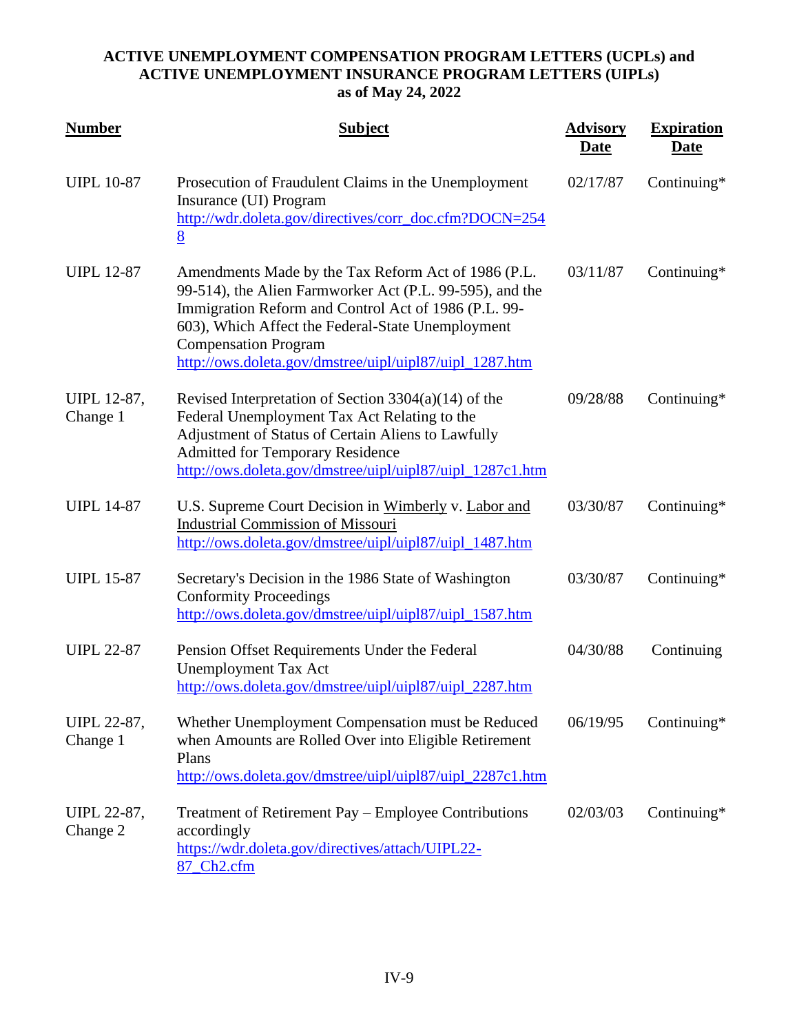**ACTIVE UNEMPLOYMENT COMPENSATION PROGRAM LETTERS (UCPLs) and ACTIVE UNEMPLOYMENT INSURANCE PROGRAM LETTERS (UIPLs) as of May 24, 2022**

| Number | Subject | Advisory Date | Expiration Date |
|---|---|---|---|
| UIPL 10-87 | Prosecution of Fraudulent Claims in the Unemployment Insurance (UI) Program http://wdr.doleta.gov/directives/corr_doc.cfm?DOCN=2548 | 02/17/87 | Continuing* |
| UIPL 12-87 | Amendments Made by the Tax Reform Act of 1986 (P.L. 99-514), the Alien Farmworker Act (P.L. 99-595), and the Immigration Reform and Control Act of 1986 (P.L. 99-603), Which Affect the Federal-State Unemployment Compensation Program http://ows.doleta.gov/dmstree/uipl/uipl87/uipl_1287.htm | 03/11/87 | Continuing* |
| UIPL 12-87, Change 1 | Revised Interpretation of Section 3304(a)(14) of the Federal Unemployment Tax Act Relating to the Adjustment of Status of Certain Aliens to Lawfully Admitted for Temporary Residence http://ows.doleta.gov/dmstree/uipl/uipl87/uipl_1287c1.htm | 09/28/88 | Continuing* |
| UIPL 14-87 | U.S. Supreme Court Decision in Wimberly v. Labor and Industrial Commission of Missouri http://ows.doleta.gov/dmstree/uipl/uipl87/uipl_1487.htm | 03/30/87 | Continuing* |
| UIPL 15-87 | Secretary's Decision in the 1986 State of Washington Conformity Proceedings http://ows.doleta.gov/dmstree/uipl/uipl87/uipl_1587.htm | 03/30/87 | Continuing* |
| UIPL 22-87 | Pension Offset Requirements Under the Federal Unemployment Tax Act http://ows.doleta.gov/dmstree/uipl/uipl87/uipl_2287.htm | 04/30/88 | Continuing |
| UIPL 22-87, Change 1 | Whether Unemployment Compensation must be Reduced when Amounts are Rolled Over into Eligible Retirement Plans http://ows.doleta.gov/dmstree/uipl/uipl87/uipl_2287c1.htm | 06/19/95 | Continuing* |
| UIPL 22-87, Change 2 | Treatment of Retirement Pay – Employee Contributions accordingly https://wdr.doleta.gov/directives/attach/UIPL22-87_Ch2.cfm | 02/03/03 | Continuing* |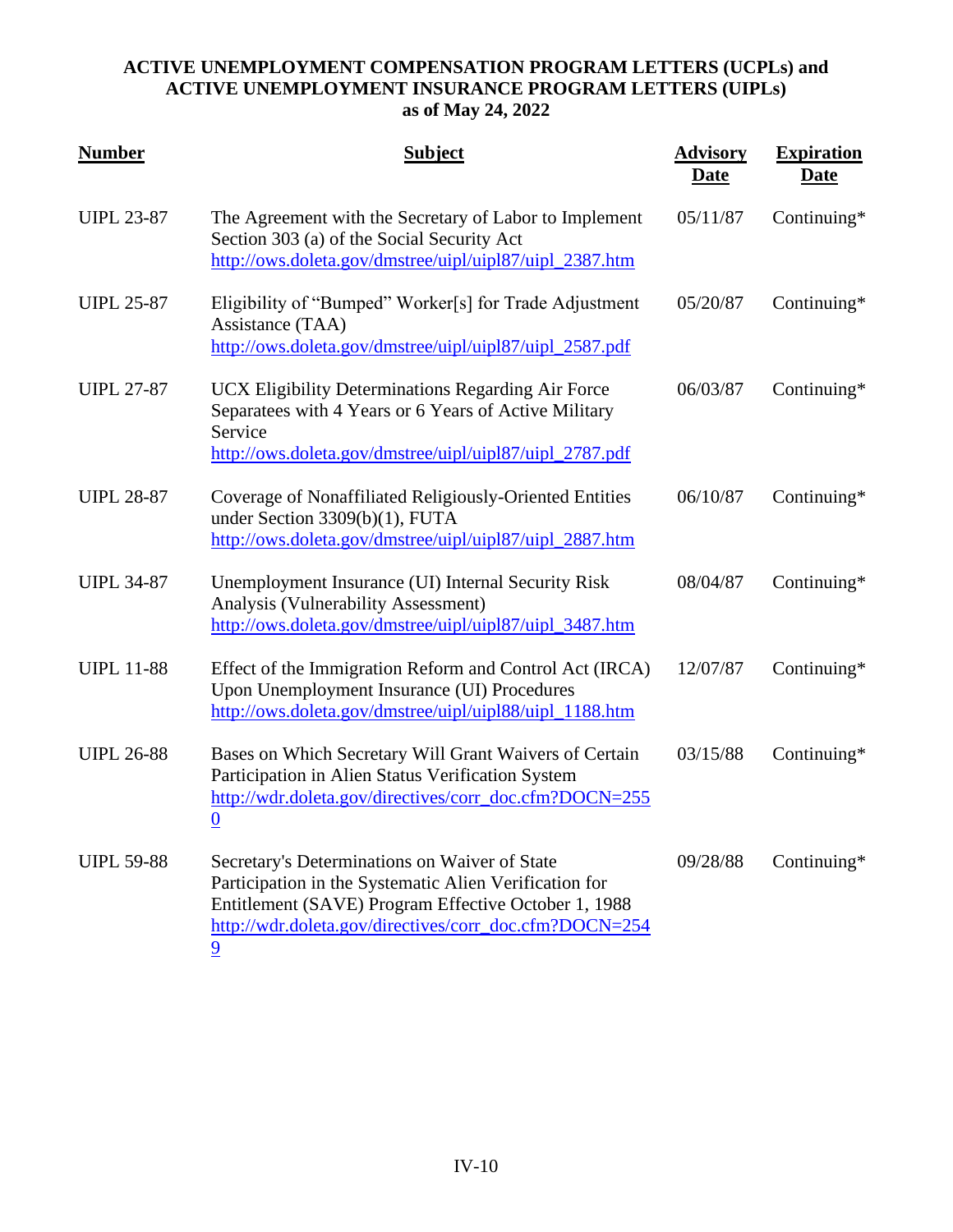**ACTIVE UNEMPLOYMENT COMPENSATION PROGRAM LETTERS (UCPLs) and ACTIVE UNEMPLOYMENT INSURANCE PROGRAM LETTERS (UIPLs) as of May 24, 2022**

| Number | Subject | Advisory Date | Expiration Date |
| --- | --- | --- | --- |
| UIPL 23-87 | The Agreement with the Secretary of Labor to Implement Section 303 (a) of the Social Security Act http://ows.doleta.gov/dmstree/uipl/uipl87/uipl_2387.htm | 05/11/87 | Continuing* |
| UIPL 25-87 | Eligibility of "Bumped" Worker[s] for Trade Adjustment Assistance (TAA) http://ows.doleta.gov/dmstree/uipl/uipl87/uipl_2587.pdf | 05/20/87 | Continuing* |
| UIPL 27-87 | UCX Eligibility Determinations Regarding Air Force Separatees with 4 Years or 6 Years of Active Military Service http://ows.doleta.gov/dmstree/uipl/uipl87/uipl_2787.pdf | 06/03/87 | Continuing* |
| UIPL 28-87 | Coverage of Nonaffiliated Religiously-Oriented Entities under Section 3309(b)(1), FUTA http://ows.doleta.gov/dmstree/uipl/uipl87/uipl_2887.htm | 06/10/87 | Continuing* |
| UIPL 34-87 | Unemployment Insurance (UI) Internal Security Risk Analysis (Vulnerability Assessment) http://ows.doleta.gov/dmstree/uipl/uipl87/uipl_3487.htm | 08/04/87 | Continuing* |
| UIPL 11-88 | Effect of the Immigration Reform and Control Act (IRCA) Upon Unemployment Insurance (UI) Procedures http://ows.doleta.gov/dmstree/uipl/uipl88/uipl_1188.htm | 12/07/87 | Continuing* |
| UIPL 26-88 | Bases on Which Secretary Will Grant Waivers of Certain Participation in Alien Status Verification System http://wdr.doleta.gov/directives/corr_doc.cfm?DOCN=2550 | 03/15/88 | Continuing* |
| UIPL 59-88 | Secretary's Determinations on Waiver of State Participation in the Systematic Alien Verification for Entitlement (SAVE) Program Effective October 1, 1988 http://wdr.doleta.gov/directives/corr_doc.cfm?DOCN=2549 | 09/28/88 | Continuing* |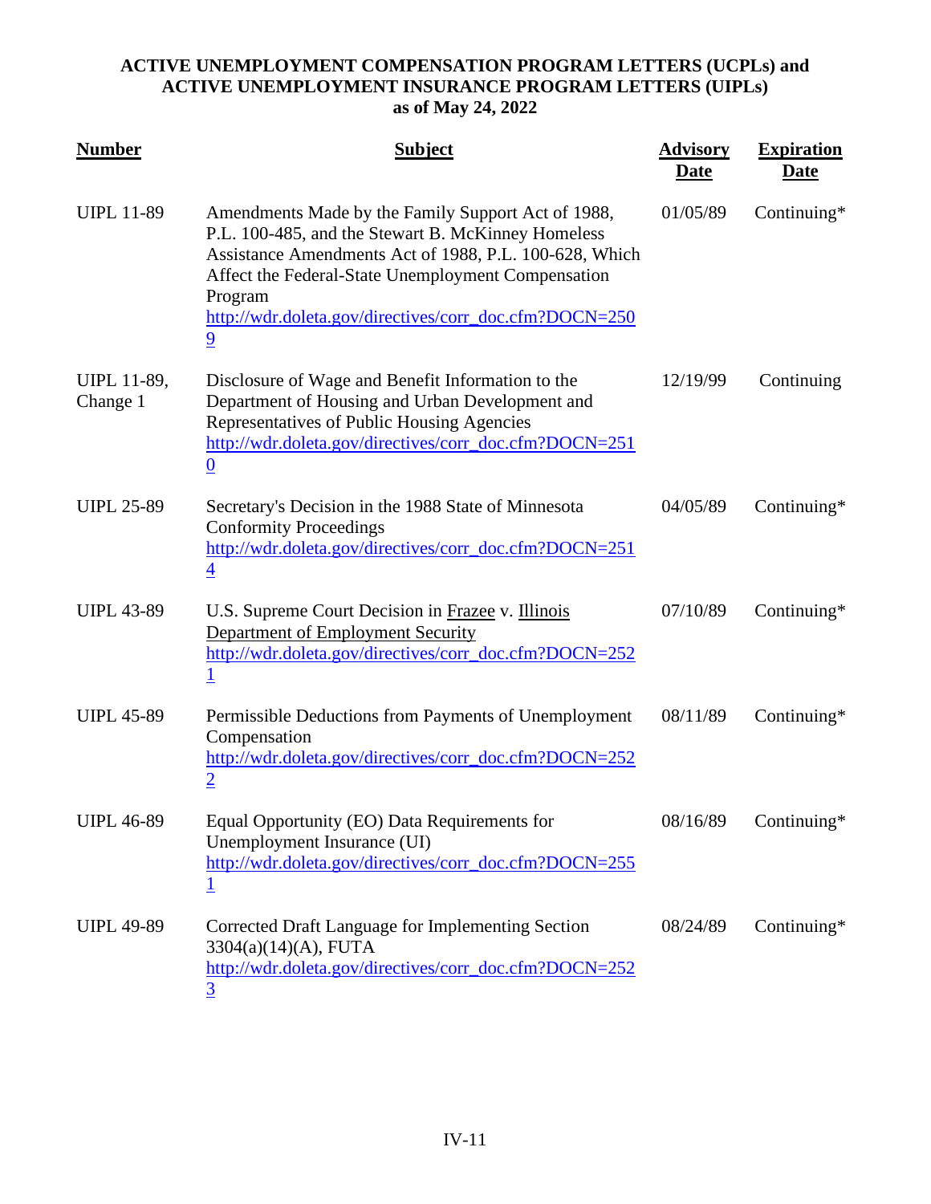**ACTIVE UNEMPLOYMENT COMPENSATION PROGRAM LETTERS (UCPLs) and ACTIVE UNEMPLOYMENT INSURANCE PROGRAM LETTERS (UIPLs) as of May 24, 2022**

| Number | Subject | Advisory Date | Expiration Date |
|---|---|---|---|
| UIPL 11-89 | Amendments Made by the Family Support Act of 1988, P.L. 100-485, and the Stewart B. McKinney Homeless Assistance Amendments Act of 1988, P.L. 100-628, Which Affect the Federal-State Unemployment Compensation Program http://wdr.doleta.gov/directives/corr_doc.cfm?DOCN=2509 | 01/05/89 | Continuing* |
| UIPL 11-89, Change 1 | Disclosure of Wage and Benefit Information to the Department of Housing and Urban Development and Representatives of Public Housing Agencies http://wdr.doleta.gov/directives/corr_doc.cfm?DOCN=2510 | 12/19/99 | Continuing |
| UIPL 25-89 | Secretary's Decision in the 1988 State of Minnesota Conformity Proceedings http://wdr.doleta.gov/directives/corr_doc.cfm?DOCN=2514 | 04/05/89 | Continuing* |
| UIPL 43-89 | U.S. Supreme Court Decision in Frazee v. Illinois Department of Employment Security http://wdr.doleta.gov/directives/corr_doc.cfm?DOCN=2521 | 07/10/89 | Continuing* |
| UIPL 45-89 | Permissible Deductions from Payments of Unemployment Compensation http://wdr.doleta.gov/directives/corr_doc.cfm?DOCN=2522 | 08/11/89 | Continuing* |
| UIPL 46-89 | Equal Opportunity (EO) Data Requirements for Unemployment Insurance (UI) http://wdr.doleta.gov/directives/corr_doc.cfm?DOCN=2551 | 08/16/89 | Continuing* |
| UIPL 49-89 | Corrected Draft Language for Implementing Section 3304(a)(14)(A), FUTA http://wdr.doleta.gov/directives/corr_doc.cfm?DOCN=2523 | 08/24/89 | Continuing* |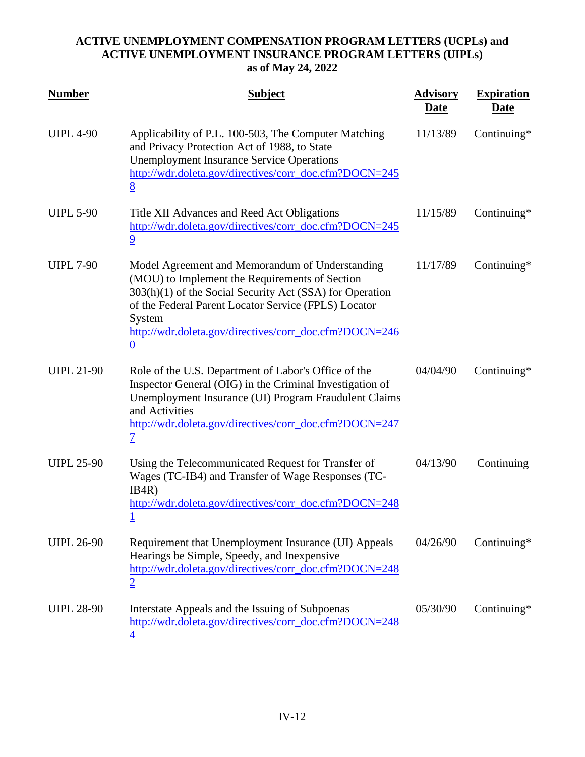**ACTIVE UNEMPLOYMENT COMPENSATION PROGRAM LETTERS (UCPLs) and ACTIVE UNEMPLOYMENT INSURANCE PROGRAM LETTERS (UIPLs) as of May 24, 2022**

| Number | Subject | Advisory Date | Expiration Date |
|---|---|---|---|
| UIPL 4-90 | Applicability of P.L. 100-503, The Computer Matching and Privacy Protection Act of 1988, to State Unemployment Insurance Service Operations http://wdr.doleta.gov/directives/corr_doc.cfm?DOCN=2458 | 11/13/89 | Continuing* |
| UIPL 5-90 | Title XII Advances and Reed Act Obligations http://wdr.doleta.gov/directives/corr_doc.cfm?DOCN=2459 | 11/15/89 | Continuing* |
| UIPL 7-90 | Model Agreement and Memorandum of Understanding (MOU) to Implement the Requirements of Section 303(h)(1) of the Social Security Act (SSA) for Operation of the Federal Parent Locator Service (FPLS) Locator System http://wdr.doleta.gov/directives/corr_doc.cfm?DOCN=2460 | 11/17/89 | Continuing* |
| UIPL 21-90 | Role of the U.S. Department of Labor's Office of the Inspector General (OIG) in the Criminal Investigation of Unemployment Insurance (UI) Program Fraudulent Claims and Activities http://wdr.doleta.gov/directives/corr_doc.cfm?DOCN=2477 | 04/04/90 | Continuing* |
| UIPL 25-90 | Using the Telecommunicated Request for Transfer of Wages (TC-IB4) and Transfer of Wage Responses (TC-IB4R) http://wdr.doleta.gov/directives/corr_doc.cfm?DOCN=2481 | 04/13/90 | Continuing |
| UIPL 26-90 | Requirement that Unemployment Insurance (UI) Appeals Hearings be Simple, Speedy, and Inexpensive http://wdr.doleta.gov/directives/corr_doc.cfm?DOCN=2482 | 04/26/90 | Continuing* |
| UIPL 28-90 | Interstate Appeals and the Issuing of Subpoenas http://wdr.doleta.gov/directives/corr_doc.cfm?DOCN=2484 | 05/30/90 | Continuing* |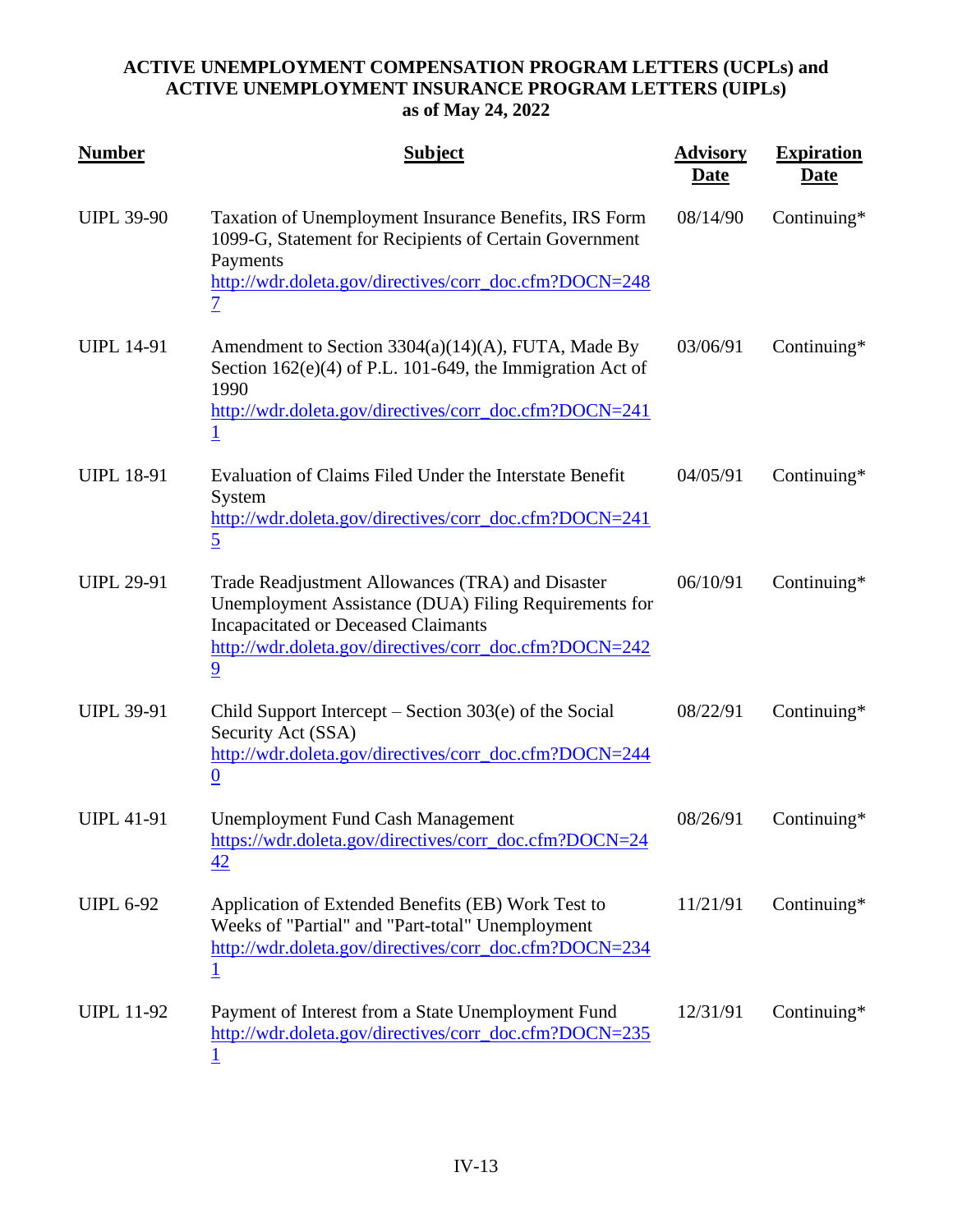**ACTIVE UNEMPLOYMENT COMPENSATION PROGRAM LETTERS (UCPLs) and ACTIVE UNEMPLOYMENT INSURANCE PROGRAM LETTERS (UIPLs) as of May 24, 2022**

| Number | Subject | Advisory Date | Expiration Date |
|---|---|---|---|
| UIPL 39-90 | Taxation of Unemployment Insurance Benefits, IRS Form 1099-G, Statement for Recipients of Certain Government Payments http://wdr.doleta.gov/directives/corr_doc.cfm?DOCN=2487 | 08/14/90 | Continuing* |
| UIPL 14-91 | Amendment to Section 3304(a)(14)(A), FUTA, Made By Section 162(e)(4) of P.L. 101-649, the Immigration Act of 1990 http://wdr.doleta.gov/directives/corr_doc.cfm?DOCN=2411 | 03/06/91 | Continuing* |
| UIPL 18-91 | Evaluation of Claims Filed Under the Interstate Benefit System http://wdr.doleta.gov/directives/corr_doc.cfm?DOCN=2415 | 04/05/91 | Continuing* |
| UIPL 29-91 | Trade Readjustment Allowances (TRA) and Disaster Unemployment Assistance (DUA) Filing Requirements for Incapacitated or Deceased Claimants http://wdr.doleta.gov/directives/corr_doc.cfm?DOCN=2429 | 06/10/91 | Continuing* |
| UIPL 39-91 | Child Support Intercept – Section 303(e) of the Social Security Act (SSA) http://wdr.doleta.gov/directives/corr_doc.cfm?DOCN=2440 | 08/22/91 | Continuing* |
| UIPL 41-91 | Unemployment Fund Cash Management https://wdr.doleta.gov/directives/corr_doc.cfm?DOCN=2442 | 08/26/91 | Continuing* |
| UIPL 6-92 | Application of Extended Benefits (EB) Work Test to Weeks of "Partial" and "Part-total" Unemployment http://wdr.doleta.gov/directives/corr_doc.cfm?DOCN=2341 | 11/21/91 | Continuing* |
| UIPL 11-92 | Payment of Interest from a State Unemployment Fund http://wdr.doleta.gov/directives/corr_doc.cfm?DOCN=2351 | 12/31/91 | Continuing* |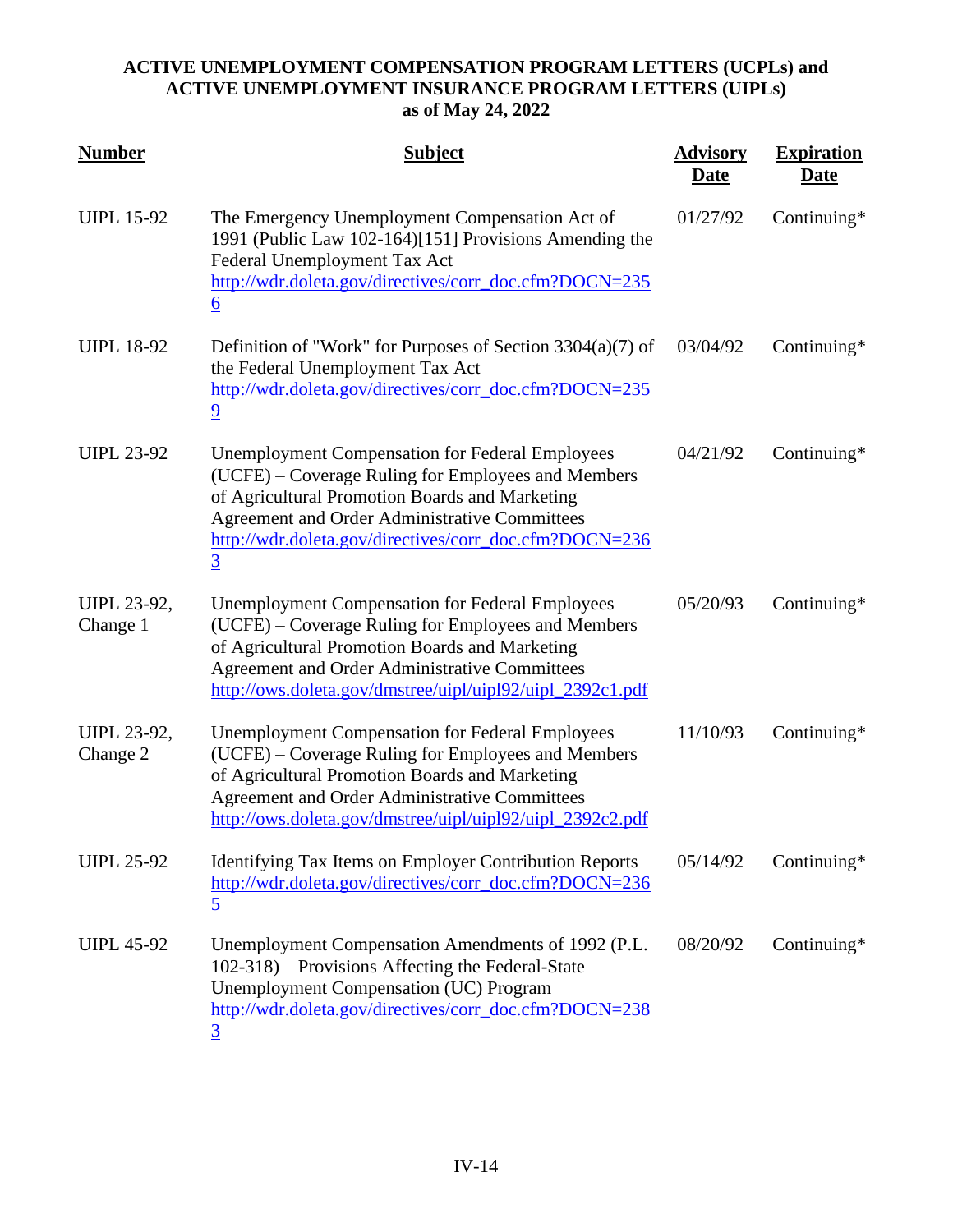**ACTIVE UNEMPLOYMENT COMPENSATION PROGRAM LETTERS (UCPLs) and ACTIVE UNEMPLOYMENT INSURANCE PROGRAM LETTERS (UIPLs) as of May 24, 2022**

| Number | Subject | Advisory Date | Expiration Date |
| --- | --- | --- | --- |
| UIPL 15-92 | The Emergency Unemployment Compensation Act of 1991 (Public Law 102-164)[151] Provisions Amending the Federal Unemployment Tax Act http://wdr.doleta.gov/directives/corr_doc.cfm?DOCN=2356 | 01/27/92 | Continuing* |
| UIPL 18-92 | Definition of "Work" for Purposes of Section 3304(a)(7) of the Federal Unemployment Tax Act http://wdr.doleta.gov/directives/corr_doc.cfm?DOCN=2359 | 03/04/92 | Continuing* |
| UIPL 23-92 | Unemployment Compensation for Federal Employees (UCFE) – Coverage Ruling for Employees and Members of Agricultural Promotion Boards and Marketing Agreement and Order Administrative Committees http://wdr.doleta.gov/directives/corr_doc.cfm?DOCN=2363 | 04/21/92 | Continuing* |
| UIPL 23-92, Change 1 | Unemployment Compensation for Federal Employees (UCFE) – Coverage Ruling for Employees and Members of Agricultural Promotion Boards and Marketing Agreement and Order Administrative Committees http://ows.doleta.gov/dmstree/uipl/uipl92/uipl_2392c1.pdf | 05/20/93 | Continuing* |
| UIPL 23-92, Change 2 | Unemployment Compensation for Federal Employees (UCFE) – Coverage Ruling for Employees and Members of Agricultural Promotion Boards and Marketing Agreement and Order Administrative Committees http://ows.doleta.gov/dmstree/uipl/uipl92/uipl_2392c2.pdf | 11/10/93 | Continuing* |
| UIPL 25-92 | Identifying Tax Items on Employer Contribution Reports http://wdr.doleta.gov/directives/corr_doc.cfm?DOCN=2365 | 05/14/92 | Continuing* |
| UIPL 45-92 | Unemployment Compensation Amendments of 1992 (P.L. 102-318) – Provisions Affecting the Federal-State Unemployment Compensation (UC) Program http://wdr.doleta.gov/directives/corr_doc.cfm?DOCN=2383 | 08/20/92 | Continuing* |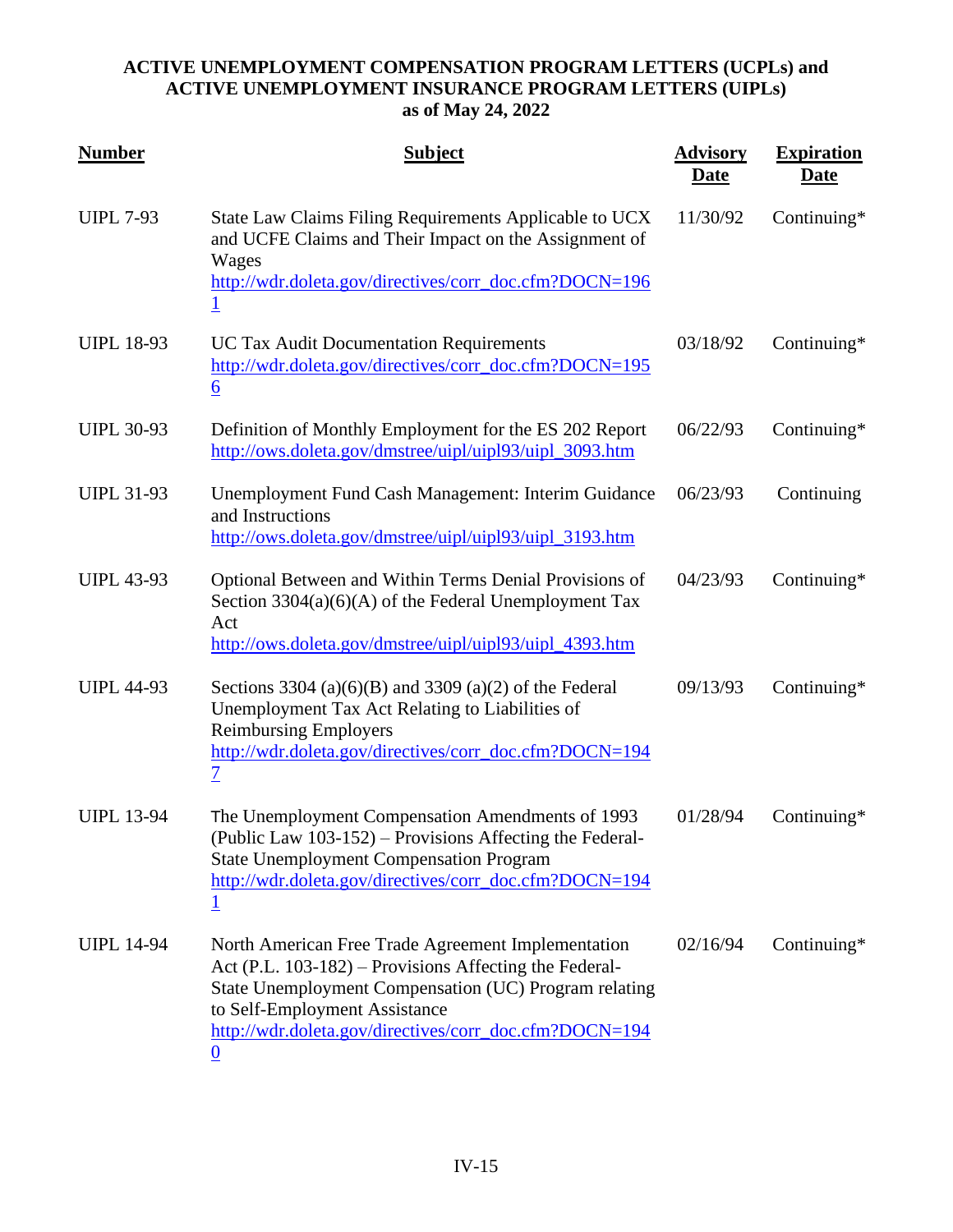**ACTIVE UNEMPLOYMENT COMPENSATION PROGRAM LETTERS (UCPLs) and ACTIVE UNEMPLOYMENT INSURANCE PROGRAM LETTERS (UIPLs) as of May 24, 2022**

| Number | Subject | Advisory Date | Expiration Date |
|---|---|---|---|
| UIPL 7-93 | State Law Claims Filing Requirements Applicable to UCX and UCFE Claims and Their Impact on the Assignment of Wages http://wdr.doleta.gov/directives/corr_doc.cfm?DOCN=1961 | 11/30/92 | Continuing* |
| UIPL 18-93 | UC Tax Audit Documentation Requirements http://wdr.doleta.gov/directives/corr_doc.cfm?DOCN=1956 | 03/18/92 | Continuing* |
| UIPL 30-93 | Definition of Monthly Employment for the ES 202 Report http://ows.doleta.gov/dmstree/uipl/uipl93/uipl_3093.htm | 06/22/93 | Continuing* |
| UIPL 31-93 | Unemployment Fund Cash Management: Interim Guidance and Instructions http://ows.doleta.gov/dmstree/uipl/uipl93/uipl_3193.htm | 06/23/93 | Continuing |
| UIPL 43-93 | Optional Between and Within Terms Denial Provisions of Section 3304(a)(6)(A) of the Federal Unemployment Tax Act http://ows.doleta.gov/dmstree/uipl/uipl93/uipl_4393.htm | 04/23/93 | Continuing* |
| UIPL 44-93 | Sections 3304 (a)(6)(B) and 3309 (a)(2) of the Federal Unemployment Tax Act Relating to Liabilities of Reimbursing Employers http://wdr.doleta.gov/directives/corr_doc.cfm?DOCN=1947 | 09/13/93 | Continuing* |
| UIPL 13-94 | The Unemployment Compensation Amendments of 1993 (Public Law 103-152) – Provisions Affecting the Federal-State Unemployment Compensation Program http://wdr.doleta.gov/directives/corr_doc.cfm?DOCN=1941 | 01/28/94 | Continuing* |
| UIPL 14-94 | North American Free Trade Agreement Implementation Act (P.L. 103-182) – Provisions Affecting the Federal-State Unemployment Compensation (UC) Program relating to Self-Employment Assistance http://wdr.doleta.gov/directives/corr_doc.cfm?DOCN=1940 | 02/16/94 | Continuing* |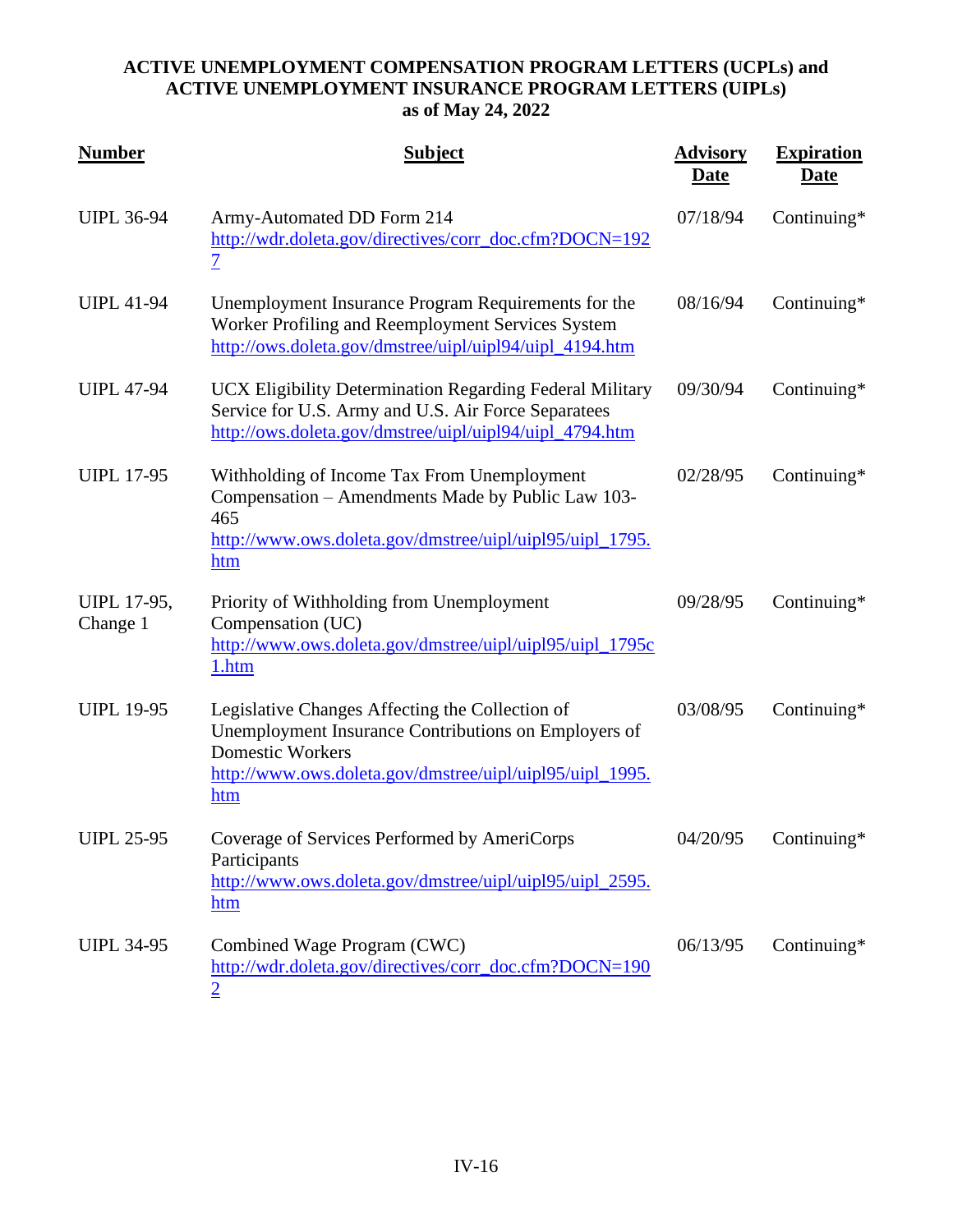**ACTIVE UNEMPLOYMENT COMPENSATION PROGRAM LETTERS (UCPLs) and ACTIVE UNEMPLOYMENT INSURANCE PROGRAM LETTERS (UIPLs) as of May 24, 2022**

| Number | Subject | Advisory Date | Expiration Date |
|---|---|---|---|
| UIPL 36-94 | Army-Automated DD Form 214 http://wdr.doleta.gov/directives/corr_doc.cfm?DOCN=1927 | 07/18/94 | Continuing* |
| UIPL 41-94 | Unemployment Insurance Program Requirements for the Worker Profiling and Reemployment Services System http://ows.doleta.gov/dmstree/uipl/uipl94/uipl_4194.htm | 08/16/94 | Continuing* |
| UIPL 47-94 | UCX Eligibility Determination Regarding Federal Military Service for U.S. Army and U.S. Air Force Separatees http://ows.doleta.gov/dmstree/uipl/uipl94/uipl_4794.htm | 09/30/94 | Continuing* |
| UIPL 17-95 | Withholding of Income Tax From Unemployment Compensation – Amendments Made by Public Law 103-465 http://www.ows.doleta.gov/dmstree/uipl/uipl95/uipl_1795.htm | 02/28/95 | Continuing* |
| UIPL 17-95, Change 1 | Priority of Withholding from Unemployment Compensation (UC) http://www.ows.doleta.gov/dmstree/uipl/uipl95/uipl_1795c1.htm | 09/28/95 | Continuing* |
| UIPL 19-95 | Legislative Changes Affecting the Collection of Unemployment Insurance Contributions on Employers of Domestic Workers http://www.ows.doleta.gov/dmstree/uipl/uipl95/uipl_1995.htm | 03/08/95 | Continuing* |
| UIPL 25-95 | Coverage of Services Performed by AmeriCorps Participants http://www.ows.doleta.gov/dmstree/uipl/uipl95/uipl_2595.htm | 04/20/95 | Continuing* |
| UIPL 34-95 | Combined Wage Program (CWC) http://wdr.doleta.gov/directives/corr_doc.cfm?DOCN=1902 | 06/13/95 | Continuing* |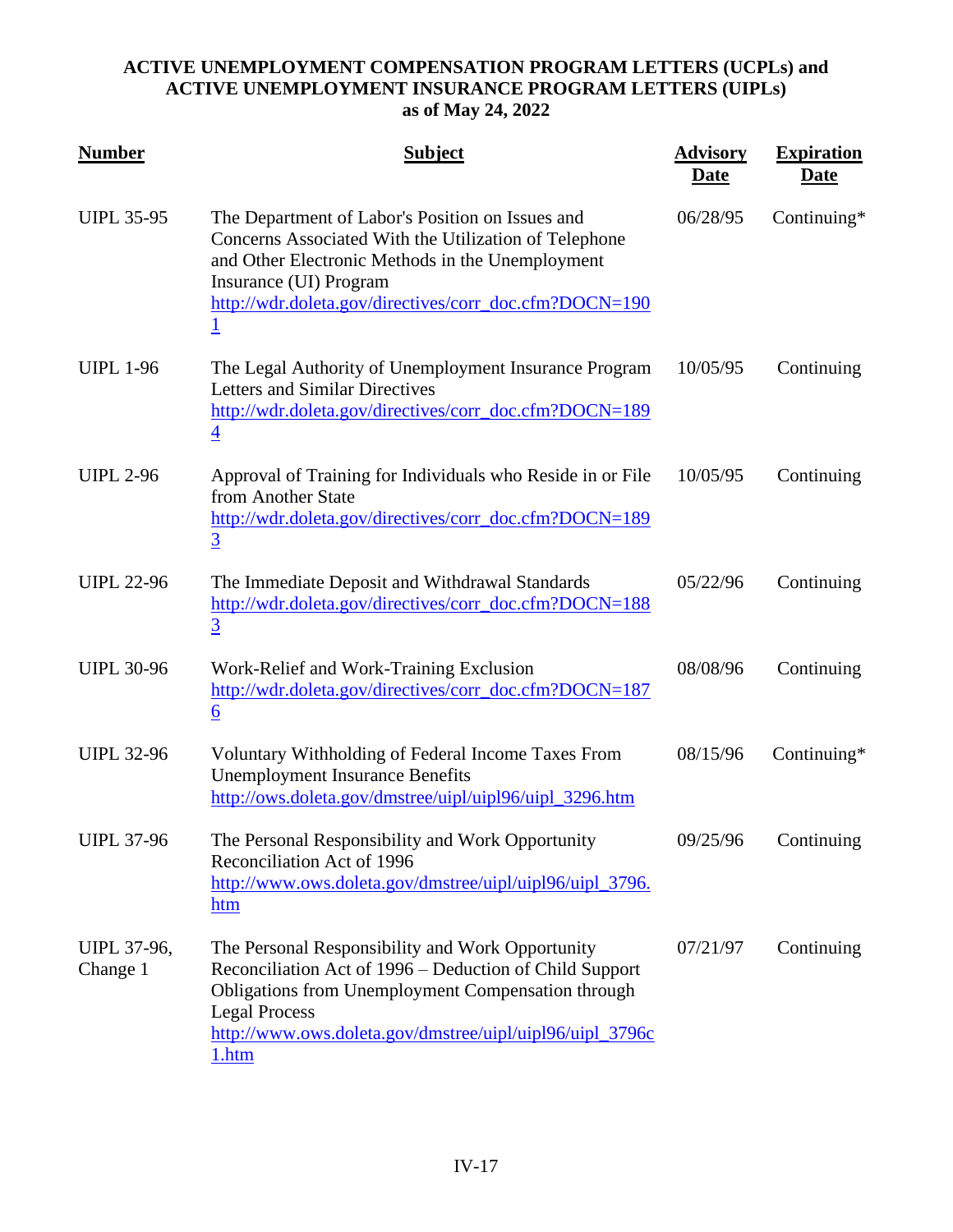**ACTIVE UNEMPLOYMENT COMPENSATION PROGRAM LETTERS (UCPLs) and ACTIVE UNEMPLOYMENT INSURANCE PROGRAM LETTERS (UIPLs) as of May 24, 2022**

| Number | Subject | Advisory Date | Expiration Date |
|---|---|---|---|
| UIPL 35-95 | The Department of Labor's Position on Issues and Concerns Associated With the Utilization of Telephone and Other Electronic Methods in the Unemployment Insurance (UI) Program http://wdr.doleta.gov/directives/corr_doc.cfm?DOCN=1901 | 06/28/95 | Continuing* |
| UIPL 1-96 | The Legal Authority of Unemployment Insurance Program Letters and Similar Directives http://wdr.doleta.gov/directives/corr_doc.cfm?DOCN=1894 | 10/05/95 | Continuing |
| UIPL 2-96 | Approval of Training for Individuals who Reside in or File from Another State http://wdr.doleta.gov/directives/corr_doc.cfm?DOCN=1893 | 10/05/95 | Continuing |
| UIPL 22-96 | The Immediate Deposit and Withdrawal Standards http://wdr.doleta.gov/directives/corr_doc.cfm?DOCN=1883 | 05/22/96 | Continuing |
| UIPL 30-96 | Work-Relief and Work-Training Exclusion http://wdr.doleta.gov/directives/corr_doc.cfm?DOCN=1876 | 08/08/96 | Continuing |
| UIPL 32-96 | Voluntary Withholding of Federal Income Taxes From Unemployment Insurance Benefits http://ows.doleta.gov/dmstree/uipl/uipl96/uipl_3296.htm | 08/15/96 | Continuing* |
| UIPL 37-96 | The Personal Responsibility and Work Opportunity Reconciliation Act of 1996 http://www.ows.doleta.gov/dmstree/uipl/uipl96/uipl_3796.htm | 09/25/96 | Continuing |
| UIPL 37-96, Change 1 | The Personal Responsibility and Work Opportunity Reconciliation Act of 1996 – Deduction of Child Support Obligations from Unemployment Compensation through Legal Process http://www.ows.doleta.gov/dmstree/uipl/uipl96/uipl_3796c1.htm | 07/21/97 | Continuing |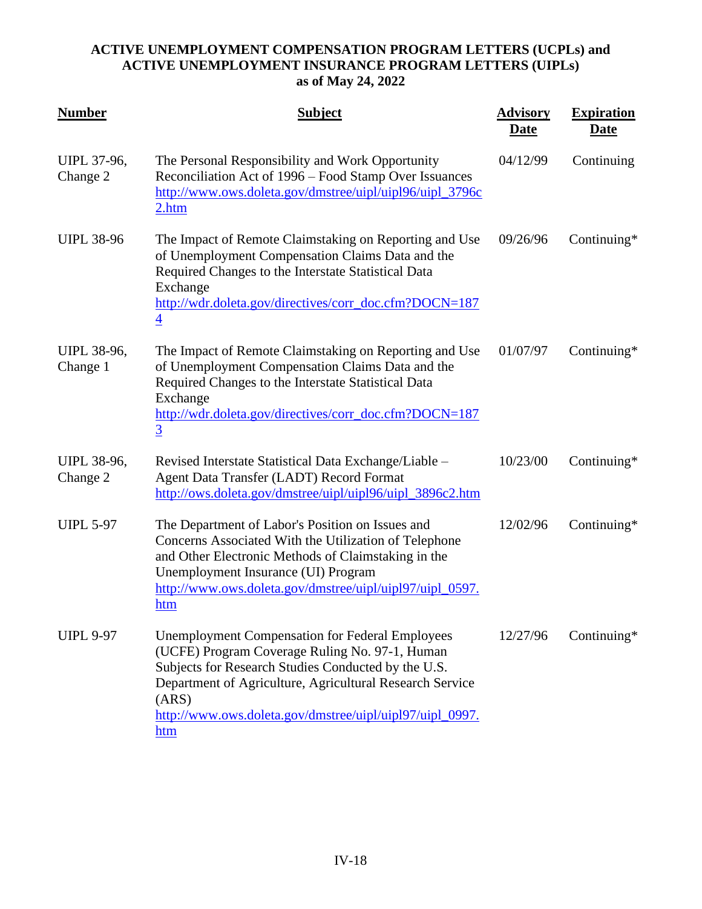**ACTIVE UNEMPLOYMENT COMPENSATION PROGRAM LETTERS (UCPLs) and ACTIVE UNEMPLOYMENT INSURANCE PROGRAM LETTERS (UIPLs) as of May 24, 2022**

| Number | Subject | Advisory Date | Expiration Date |
|---|---|---|---|
| UIPL 37-96, Change 2 | The Personal Responsibility and Work Opportunity Reconciliation Act of 1996 – Food Stamp Over Issuances http://www.ows.doleta.gov/dmstree/uipl/uipl96/uipl_3796c2.htm | 04/12/99 | Continuing |
| UIPL 38-96 | The Impact of Remote Claimstaking on Reporting and Use of Unemployment Compensation Claims Data and the Required Changes to the Interstate Statistical Data Exchange http://wdr.doleta.gov/directives/corr_doc.cfm?DOCN=1874 | 09/26/96 | Continuing* |
| UIPL 38-96, Change 1 | The Impact of Remote Claimstaking on Reporting and Use of Unemployment Compensation Claims Data and the Required Changes to the Interstate Statistical Data Exchange http://wdr.doleta.gov/directives/corr_doc.cfm?DOCN=1873 | 01/07/97 | Continuing* |
| UIPL 38-96, Change 2 | Revised Interstate Statistical Data Exchange/Liable – Agent Data Transfer (LADT) Record Format http://ows.doleta.gov/dmstree/uipl/uipl96/uipl_3896c2.htm | 10/23/00 | Continuing* |
| UIPL 5-97 | The Department of Labor's Position on Issues and Concerns Associated With the Utilization of Telephone and Other Electronic Methods of Claimstaking in the Unemployment Insurance (UI) Program http://www.ows.doleta.gov/dmstree/uipl/uipl97/uipl_0597.htm | 12/02/96 | Continuing* |
| UIPL 9-97 | Unemployment Compensation for Federal Employees (UCFE) Program Coverage Ruling No. 97-1, Human Subjects for Research Studies Conducted by the U.S. Department of Agriculture, Agricultural Research Service (ARS) http://www.ows.doleta.gov/dmstree/uipl/uipl97/uipl_0997.htm | 12/27/96 | Continuing* |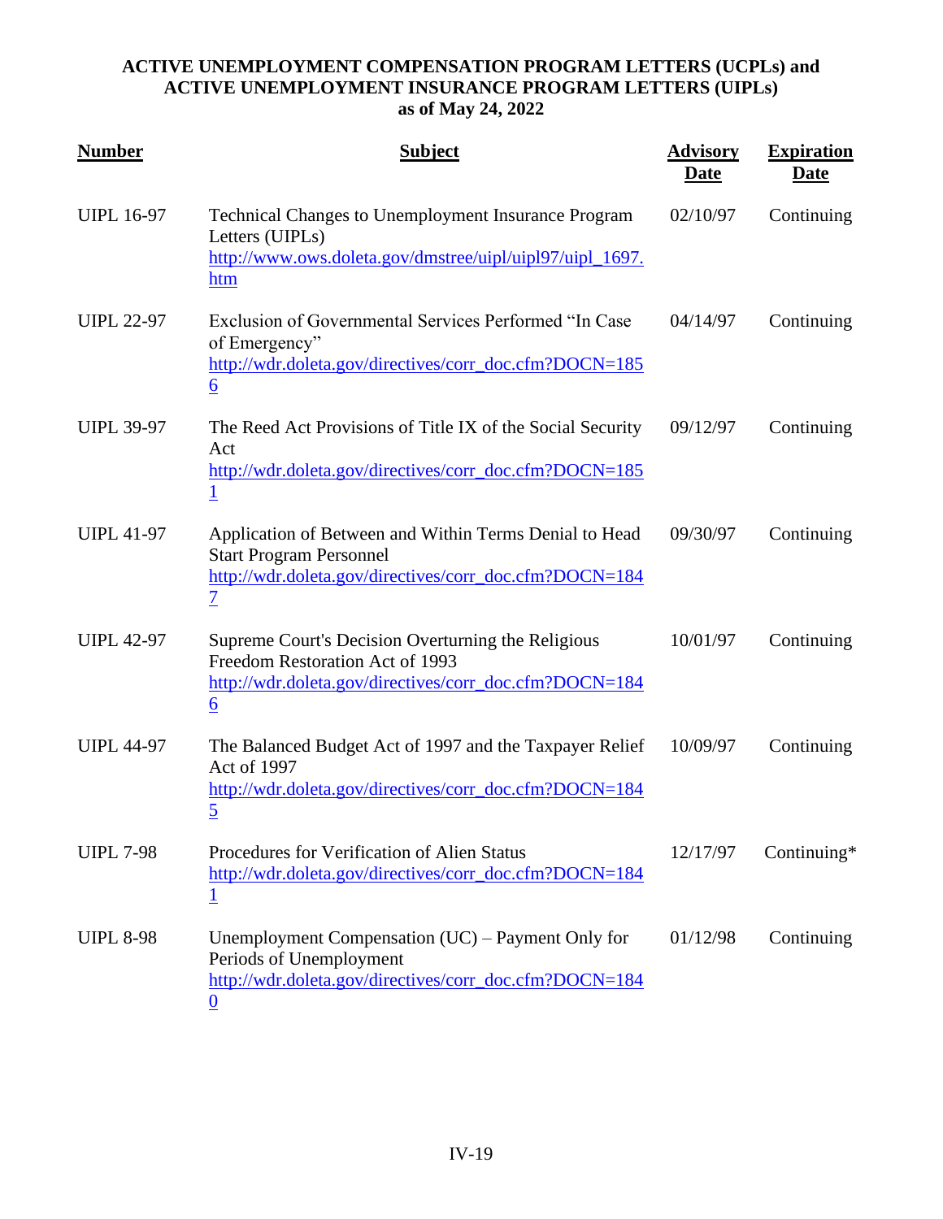**ACTIVE UNEMPLOYMENT COMPENSATION PROGRAM LETTERS (UCPLs) and ACTIVE UNEMPLOYMENT INSURANCE PROGRAM LETTERS (UIPLs) as of May 24, 2022**

| Number | Subject | Advisory Date | Expiration Date |
|---|---|---|---|
| UIPL 16-97 | Technical Changes to Unemployment Insurance Program Letters (UIPLs) http://www.ows.doleta.gov/dmstree/uipl/uipl97/uipl_1697.htm | 02/10/97 | Continuing |
| UIPL 22-97 | Exclusion of Governmental Services Performed "In Case of Emergency" http://wdr.doleta.gov/directives/corr_doc.cfm?DOCN=1856 | 04/14/97 | Continuing |
| UIPL 39-97 | The Reed Act Provisions of Title IX of the Social Security Act http://wdr.doleta.gov/directives/corr_doc.cfm?DOCN=1851 | 09/12/97 | Continuing |
| UIPL 41-97 | Application of Between and Within Terms Denial to Head Start Program Personnel http://wdr.doleta.gov/directives/corr_doc.cfm?DOCN=1847 | 09/30/97 | Continuing |
| UIPL 42-97 | Supreme Court's Decision Overturning the Religious Freedom Restoration Act of 1993 http://wdr.doleta.gov/directives/corr_doc.cfm?DOCN=1846 | 10/01/97 | Continuing |
| UIPL 44-97 | The Balanced Budget Act of 1997 and the Taxpayer Relief Act of 1997 http://wdr.doleta.gov/directives/corr_doc.cfm?DOCN=1845 | 10/09/97 | Continuing |
| UIPL 7-98 | Procedures for Verification of Alien Status http://wdr.doleta.gov/directives/corr_doc.cfm?DOCN=1841 | 12/17/97 | Continuing* |
| UIPL 8-98 | Unemployment Compensation (UC) – Payment Only for Periods of Unemployment http://wdr.doleta.gov/directives/corr_doc.cfm?DOCN=1840 | 01/12/98 | Continuing |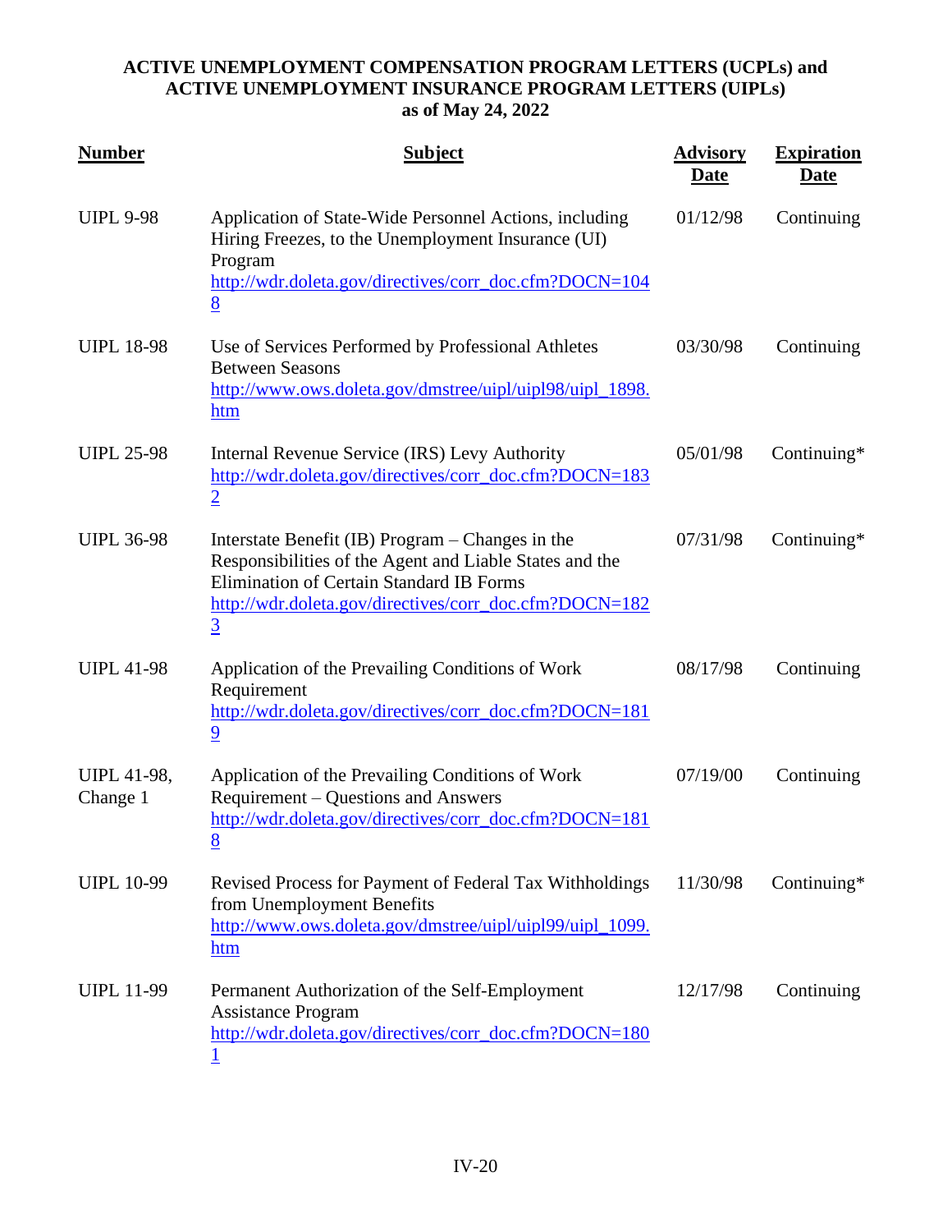**ACTIVE UNEMPLOYMENT COMPENSATION PROGRAM LETTERS (UCPLs) and ACTIVE UNEMPLOYMENT INSURANCE PROGRAM LETTERS (UIPLs) as of May 24, 2022**

| Number | Subject | Advisory Date | Expiration Date |
|---|---|---|---|
| UIPL 9-98 | Application of State-Wide Personnel Actions, including Hiring Freezes, to the Unemployment Insurance (UI) Program http://wdr.doleta.gov/directives/corr_doc.cfm?DOCN=1048 | 01/12/98 | Continuing |
| UIPL 18-98 | Use of Services Performed by Professional Athletes Between Seasons http://www.ows.doleta.gov/dmstree/uipl/uipl98/uipl_1898.htm | 03/30/98 | Continuing |
| UIPL 25-98 | Internal Revenue Service (IRS) Levy Authority http://wdr.doleta.gov/directives/corr_doc.cfm?DOCN=1832 | 05/01/98 | Continuing* |
| UIPL 36-98 | Interstate Benefit (IB) Program – Changes in the Responsibilities of the Agent and Liable States and the Elimination of Certain Standard IB Forms http://wdr.doleta.gov/directives/corr_doc.cfm?DOCN=1823 | 07/31/98 | Continuing* |
| UIPL 41-98 | Application of the Prevailing Conditions of Work Requirement http://wdr.doleta.gov/directives/corr_doc.cfm?DOCN=1819 | 08/17/98 | Continuing |
| UIPL 41-98, Change 1 | Application of the Prevailing Conditions of Work Requirement – Questions and Answers http://wdr.doleta.gov/directives/corr_doc.cfm?DOCN=1818 | 07/19/00 | Continuing |
| UIPL 10-99 | Revised Process for Payment of Federal Tax Withholdings from Unemployment Benefits http://www.ows.doleta.gov/dmstree/uipl/uipl99/uipl_1099.htm | 11/30/98 | Continuing* |
| UIPL 11-99 | Permanent Authorization of the Self-Employment Assistance Program http://wdr.doleta.gov/directives/corr_doc.cfm?DOCN=1801 | 12/17/98 | Continuing |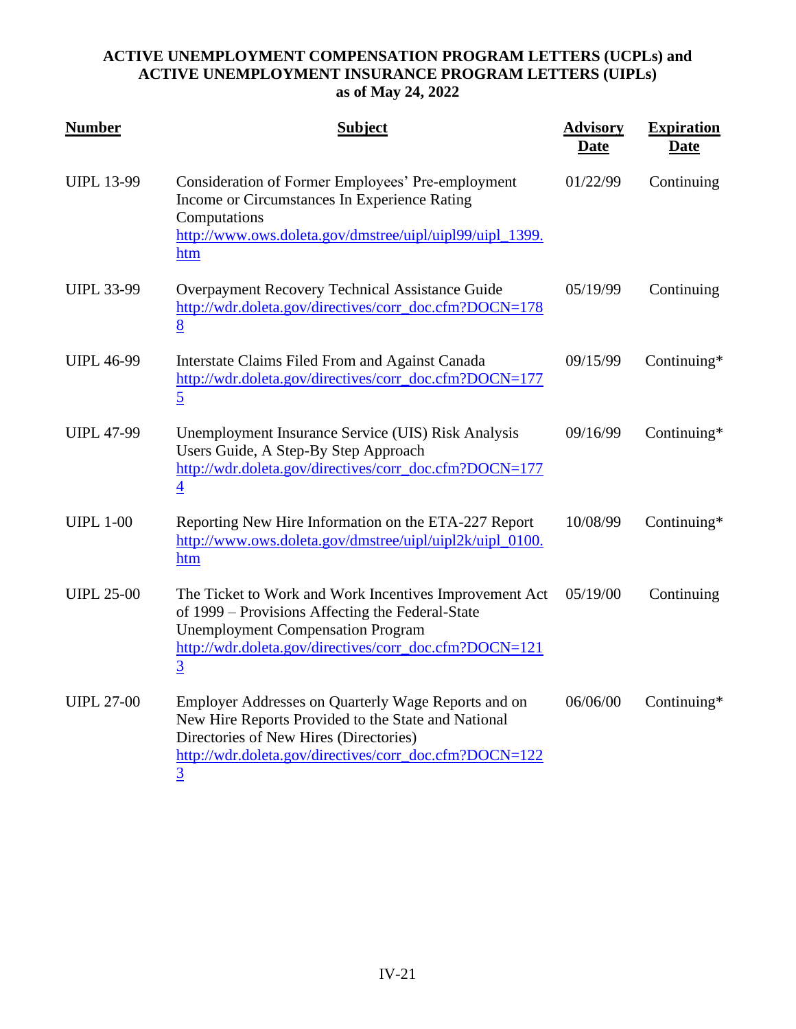**ACTIVE UNEMPLOYMENT COMPENSATION PROGRAM LETTERS (UCPLs) and ACTIVE UNEMPLOYMENT INSURANCE PROGRAM LETTERS (UIPLs) as of May 24, 2022**

| Number | Subject | Advisory Date | Expiration Date |
|---|---|---|---|
| UIPL 13-99 | Consideration of Former Employees' Pre-employment Income or Circumstances In Experience Rating Computations http://www.ows.doleta.gov/dmstree/uipl/uipl99/uipl_1399.htm | 01/22/99 | Continuing |
| UIPL 33-99 | Overpayment Recovery Technical Assistance Guide http://wdr.doleta.gov/directives/corr_doc.cfm?DOCN=1788 | 05/19/99 | Continuing |
| UIPL 46-99 | Interstate Claims Filed From and Against Canada http://wdr.doleta.gov/directives/corr_doc.cfm?DOCN=1775 | 09/15/99 | Continuing* |
| UIPL 47-99 | Unemployment Insurance Service (UIS) Risk Analysis Users Guide, A Step-By Step Approach http://wdr.doleta.gov/directives/corr_doc.cfm?DOCN=1774 | 09/16/99 | Continuing* |
| UIPL 1-00 | Reporting New Hire Information on the ETA-227 Report http://www.ows.doleta.gov/dmstree/uipl/uipl2k/uipl_0100.htm | 10/08/99 | Continuing* |
| UIPL 25-00 | The Ticket to Work and Work Incentives Improvement Act of 1999 – Provisions Affecting the Federal-State Unemployment Compensation Program http://wdr.doleta.gov/directives/corr_doc.cfm?DOCN=1213 | 05/19/00 | Continuing |
| UIPL 27-00 | Employer Addresses on Quarterly Wage Reports and on New Hire Reports Provided to the State and National Directories of New Hires (Directories) http://wdr.doleta.gov/directives/corr_doc.cfm?DOCN=1223 | 06/06/00 | Continuing* |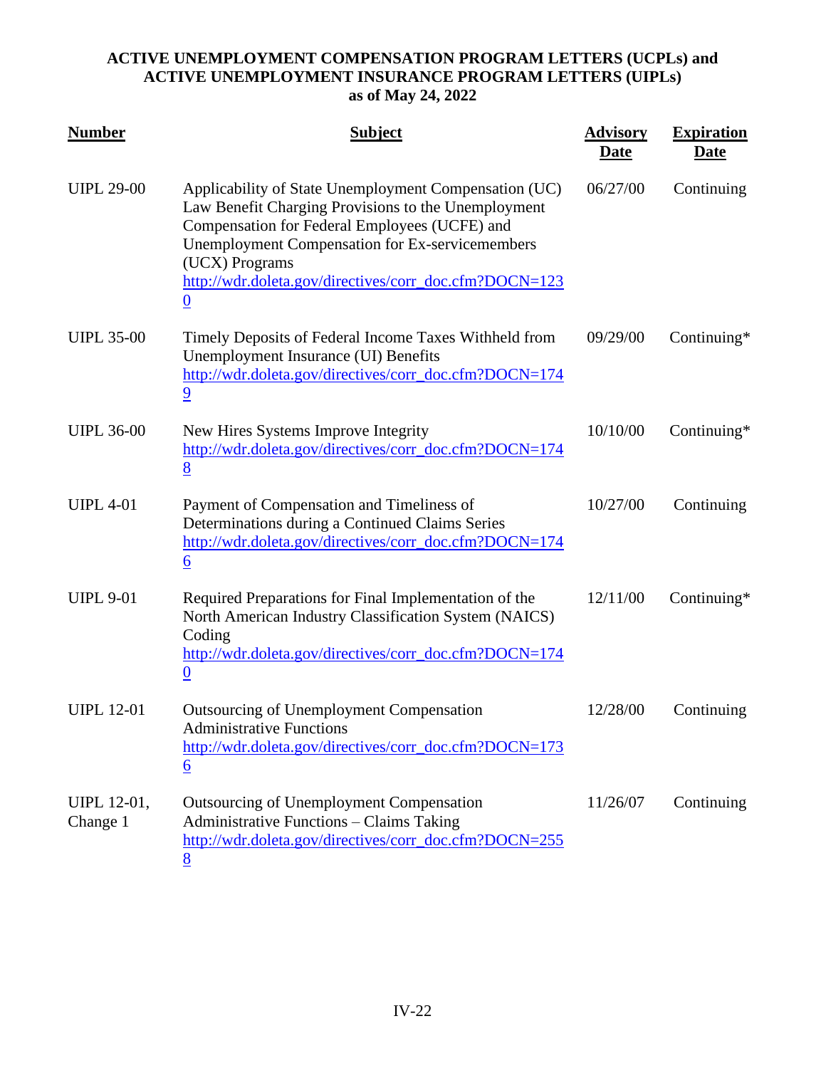**ACTIVE UNEMPLOYMENT COMPENSATION PROGRAM LETTERS (UCPLs) and ACTIVE UNEMPLOYMENT INSURANCE PROGRAM LETTERS (UIPLs) as of May 24, 2022**

| Number | Subject | Advisory Date | Expiration Date |
|---|---|---|---|
| UIPL 29-00 | Applicability of State Unemployment Compensation (UC) Law Benefit Charging Provisions to the Unemployment Compensation for Federal Employees (UCFE) and Unemployment Compensation for Ex-servicemembers (UCX) Programs http://wdr.doleta.gov/directives/corr_doc.cfm?DOCN=1230 | 06/27/00 | Continuing |
| UIPL 35-00 | Timely Deposits of Federal Income Taxes Withheld from Unemployment Insurance (UI) Benefits http://wdr.doleta.gov/directives/corr_doc.cfm?DOCN=1749 | 09/29/00 | Continuing* |
| UIPL 36-00 | New Hires Systems Improve Integrity http://wdr.doleta.gov/directives/corr_doc.cfm?DOCN=1748 | 10/10/00 | Continuing* |
| UIPL 4-01 | Payment of Compensation and Timeliness of Determinations during a Continued Claims Series http://wdr.doleta.gov/directives/corr_doc.cfm?DOCN=1746 | 10/27/00 | Continuing |
| UIPL 9-01 | Required Preparations for Final Implementation of the North American Industry Classification System (NAICS) Coding http://wdr.doleta.gov/directives/corr_doc.cfm?DOCN=1740 | 12/11/00 | Continuing* |
| UIPL 12-01 | Outsourcing of Unemployment Compensation Administrative Functions http://wdr.doleta.gov/directives/corr_doc.cfm?DOCN=1736 | 12/28/00 | Continuing |
| UIPL 12-01, Change 1 | Outsourcing of Unemployment Compensation Administrative Functions – Claims Taking http://wdr.doleta.gov/directives/corr_doc.cfm?DOCN=2558 | 11/26/07 | Continuing |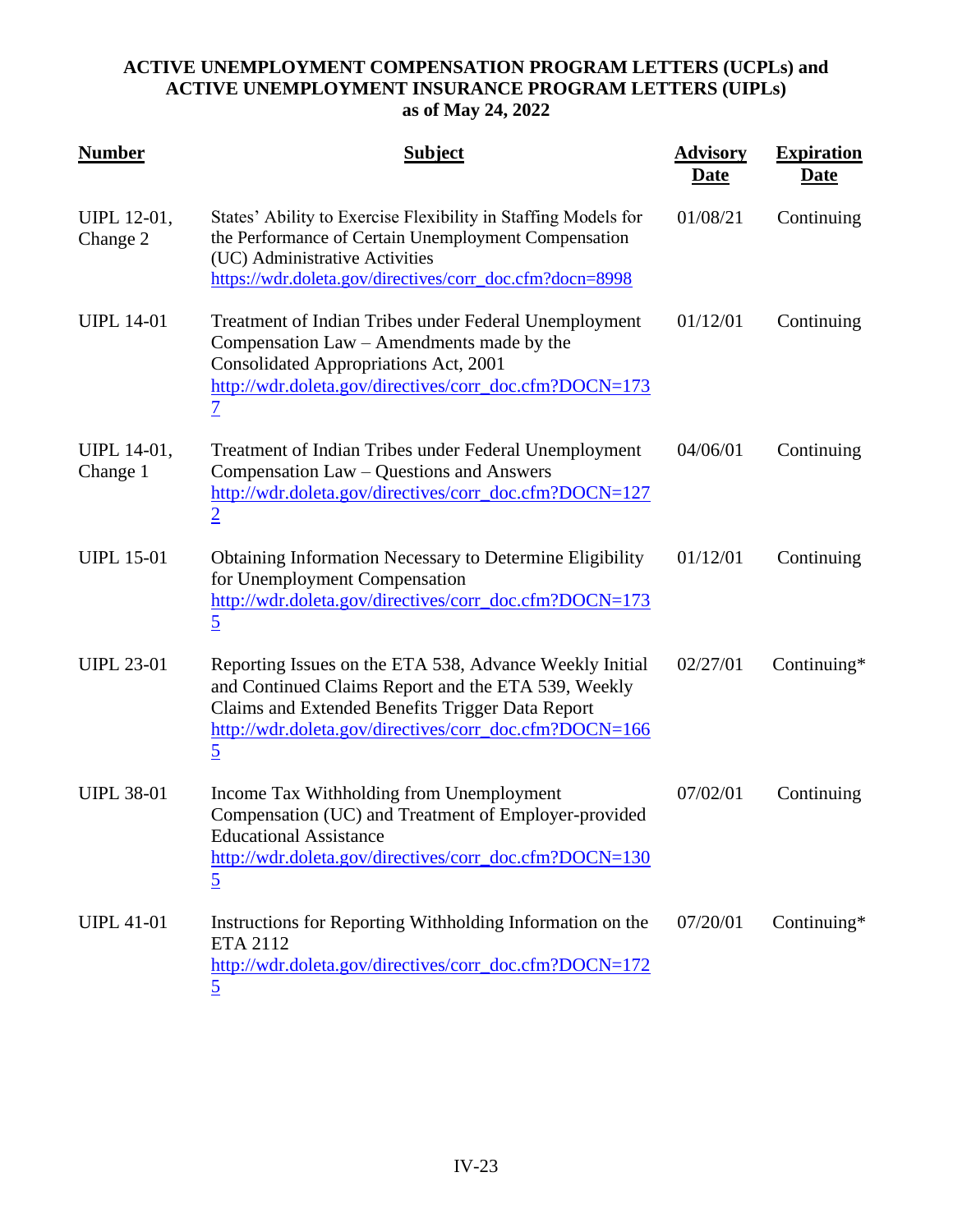**ACTIVE UNEMPLOYMENT COMPENSATION PROGRAM LETTERS (UCPLs) and ACTIVE UNEMPLOYMENT INSURANCE PROGRAM LETTERS (UIPLs) as of May 24, 2022**

| Number | Subject | Advisory Date | Expiration Date |
|---|---|---|---|
| UIPL 12-01, Change 2 | States' Ability to Exercise Flexibility in Staffing Models for the Performance of Certain Unemployment Compensation (UC) Administrative Activities https://wdr.doleta.gov/directives/corr_doc.cfm?docn=8998 | 01/08/21 | Continuing |
| UIPL 14-01 | Treatment of Indian Tribes under Federal Unemployment Compensation Law – Amendments made by the Consolidated Appropriations Act, 2001 http://wdr.doleta.gov/directives/corr_doc.cfm?DOCN=1737 | 01/12/01 | Continuing |
| UIPL 14-01, Change 1 | Treatment of Indian Tribes under Federal Unemployment Compensation Law – Questions and Answers http://wdr.doleta.gov/directives/corr_doc.cfm?DOCN=1272 | 04/06/01 | Continuing |
| UIPL 15-01 | Obtaining Information Necessary to Determine Eligibility for Unemployment Compensation http://wdr.doleta.gov/directives/corr_doc.cfm?DOCN=1735 | 01/12/01 | Continuing |
| UIPL 23-01 | Reporting Issues on the ETA 538, Advance Weekly Initial and Continued Claims Report and the ETA 539, Weekly Claims and Extended Benefits Trigger Data Report http://wdr.doleta.gov/directives/corr_doc.cfm?DOCN=1665 | 02/27/01 | Continuing* |
| UIPL 38-01 | Income Tax Withholding from Unemployment Compensation (UC) and Treatment of Employer-provided Educational Assistance http://wdr.doleta.gov/directives/corr_doc.cfm?DOCN=1305 | 07/02/01 | Continuing |
| UIPL 41-01 | Instructions for Reporting Withholding Information on the ETA 2112 http://wdr.doleta.gov/directives/corr_doc.cfm?DOCN=1725 | 07/20/01 | Continuing* |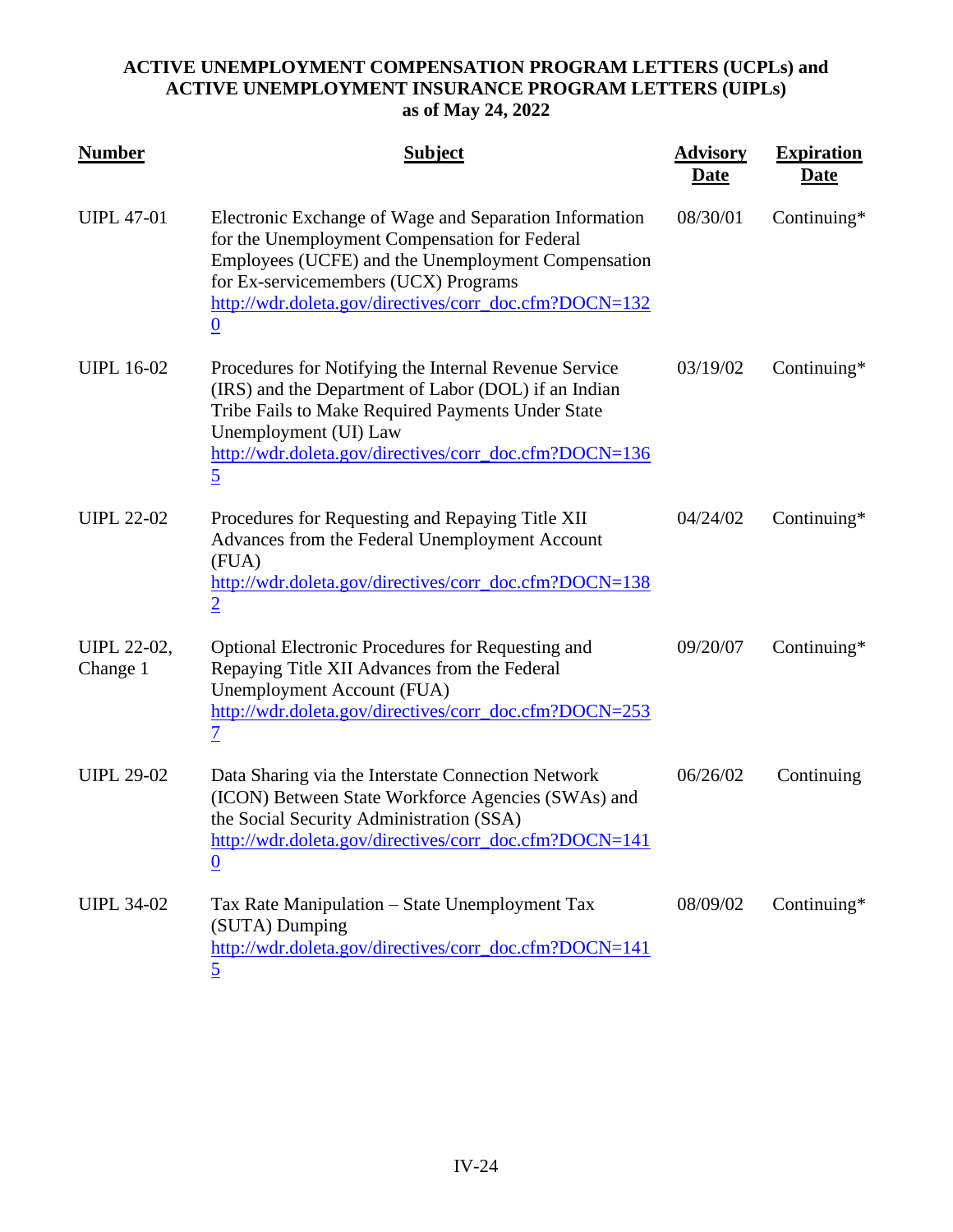**ACTIVE UNEMPLOYMENT COMPENSATION PROGRAM LETTERS (UCPLs) and ACTIVE UNEMPLOYMENT INSURANCE PROGRAM LETTERS (UIPLs) as of May 24, 2022**

| Number | Subject | Advisory Date | Expiration Date |
| --- | --- | --- | --- |
| UIPL 47-01 | Electronic Exchange of Wage and Separation Information for the Unemployment Compensation for Federal Employees (UCFE) and the Unemployment Compensation for Ex-servicemembers (UCX) Programs http://wdr.doleta.gov/directives/corr_doc.cfm?DOCN=1320 | 08/30/01 | Continuing* |
| UIPL 16-02 | Procedures for Notifying the Internal Revenue Service (IRS) and the Department of Labor (DOL) if an Indian Tribe Fails to Make Required Payments Under State Unemployment (UI) Law http://wdr.doleta.gov/directives/corr_doc.cfm?DOCN=1365 | 03/19/02 | Continuing* |
| UIPL 22-02 | Procedures for Requesting and Repaying Title XII Advances from the Federal Unemployment Account (FUA) http://wdr.doleta.gov/directives/corr_doc.cfm?DOCN=1382 | 04/24/02 | Continuing* |
| UIPL 22-02, Change 1 | Optional Electronic Procedures for Requesting and Repaying Title XII Advances from the Federal Unemployment Account (FUA) http://wdr.doleta.gov/directives/corr_doc.cfm?DOCN=2537 | 09/20/07 | Continuing* |
| UIPL 29-02 | Data Sharing via the Interstate Connection Network (ICON) Between State Workforce Agencies (SWAs) and the Social Security Administration (SSA) http://wdr.doleta.gov/directives/corr_doc.cfm?DOCN=1410 | 06/26/02 | Continuing |
| UIPL 34-02 | Tax Rate Manipulation – State Unemployment Tax (SUTA) Dumping http://wdr.doleta.gov/directives/corr_doc.cfm?DOCN=1415 | 08/09/02 | Continuing* |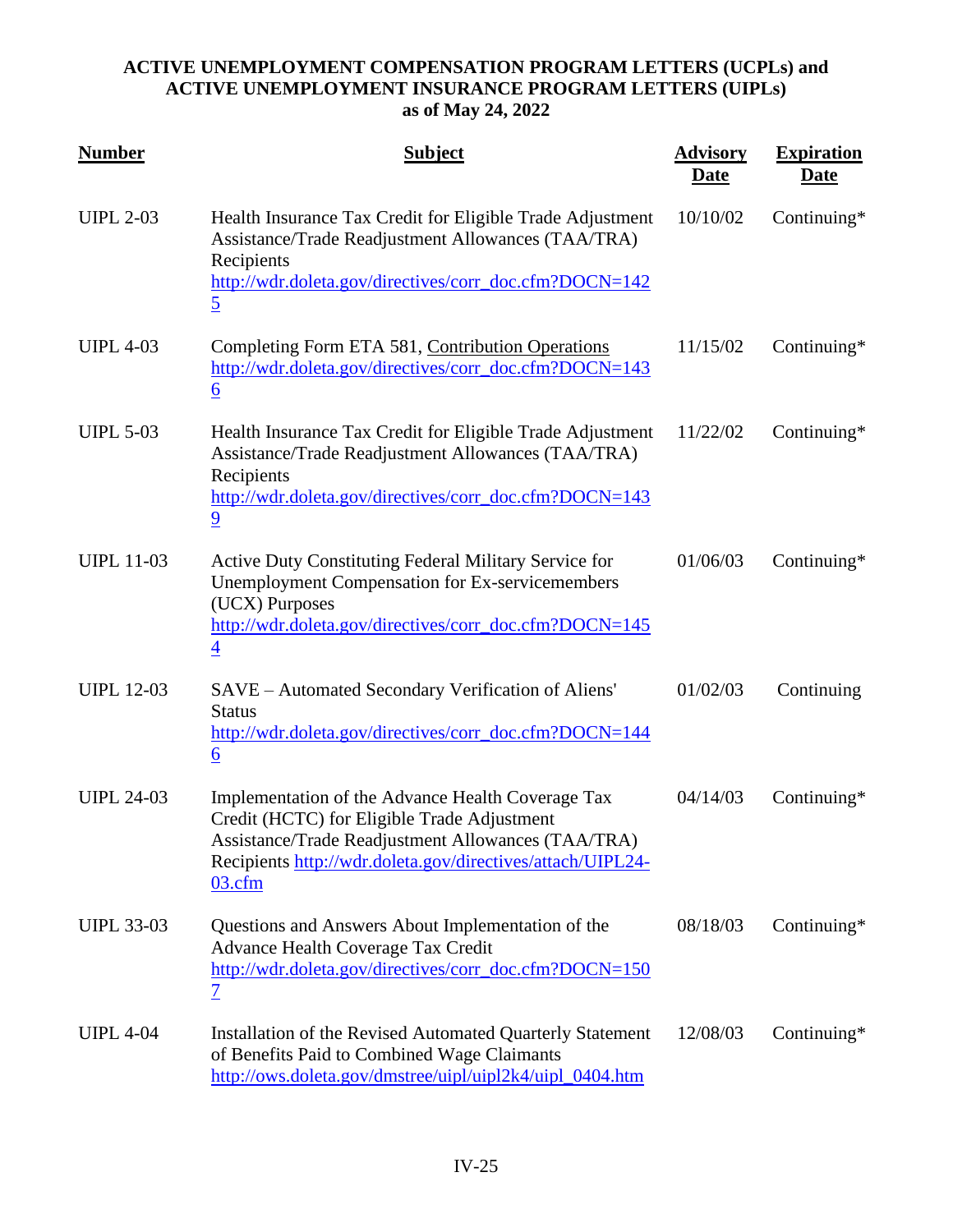**ACTIVE UNEMPLOYMENT COMPENSATION PROGRAM LETTERS (UCPLs) and ACTIVE UNEMPLOYMENT INSURANCE PROGRAM LETTERS (UIPLs) as of May 24, 2022**

| Number | Subject | Advisory Date | Expiration Date |
|---|---|---|---|
| UIPL 2-03 | Health Insurance Tax Credit for Eligible Trade Adjustment Assistance/Trade Readjustment Allowances (TAA/TRA) Recipients http://wdr.doleta.gov/directives/corr_doc.cfm?DOCN=1425 | 10/10/02 | Continuing* |
| UIPL 4-03 | Completing Form ETA 581, Contribution Operations http://wdr.doleta.gov/directives/corr_doc.cfm?DOCN=1436 | 11/15/02 | Continuing* |
| UIPL 5-03 | Health Insurance Tax Credit for Eligible Trade Adjustment Assistance/Trade Readjustment Allowances (TAA/TRA) Recipients http://wdr.doleta.gov/directives/corr_doc.cfm?DOCN=1439 | 11/22/02 | Continuing* |
| UIPL 11-03 | Active Duty Constituting Federal Military Service for Unemployment Compensation for Ex-servicemembers (UCX) Purposes http://wdr.doleta.gov/directives/corr_doc.cfm?DOCN=1454 | 01/06/03 | Continuing* |
| UIPL 12-03 | SAVE – Automated Secondary Verification of Aliens' Status http://wdr.doleta.gov/directives/corr_doc.cfm?DOCN=1446 | 01/02/03 | Continuing |
| UIPL 24-03 | Implementation of the Advance Health Coverage Tax Credit (HCTC) for Eligible Trade Adjustment Assistance/Trade Readjustment Allowances (TAA/TRA) Recipients http://wdr.doleta.gov/directives/attach/UIPL24-03.cfm | 04/14/03 | Continuing* |
| UIPL 33-03 | Questions and Answers About Implementation of the Advance Health Coverage Tax Credit http://wdr.doleta.gov/directives/corr_doc.cfm?DOCN=1507 | 08/18/03 | Continuing* |
| UIPL 4-04 | Installation of the Revised Automated Quarterly Statement of Benefits Paid to Combined Wage Claimants http://ows.doleta.gov/dmstree/uipl/uipl2k4/uipl_0404.htm | 12/08/03 | Continuing* |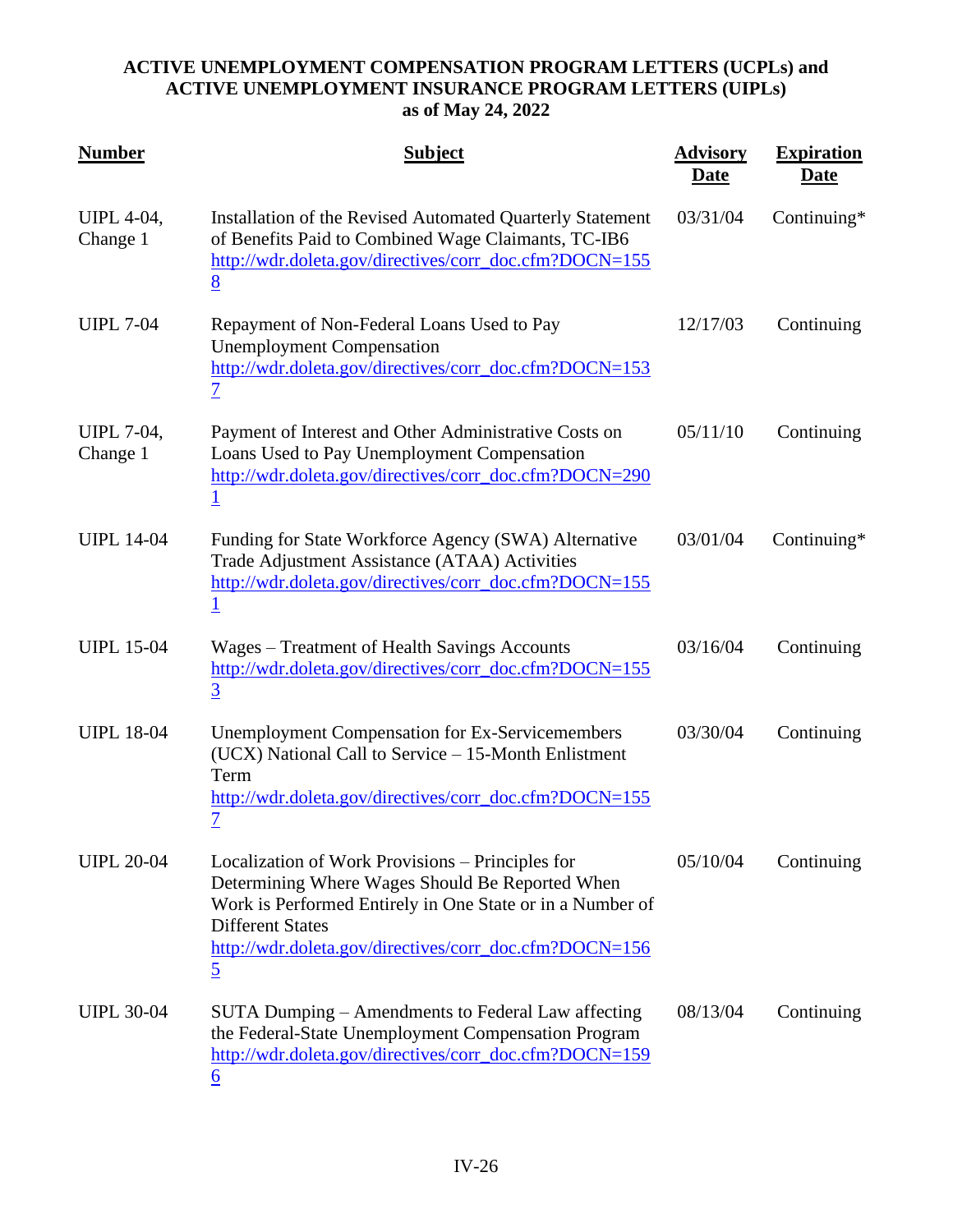**ACTIVE UNEMPLOYMENT COMPENSATION PROGRAM LETTERS (UCPLs) and ACTIVE UNEMPLOYMENT INSURANCE PROGRAM LETTERS (UIPLs) as of May 24, 2022**

| Number | Subject | Advisory Date | Expiration Date |
|---|---|---|---|
| UIPL 4-04, Change 1 | Installation of the Revised Automated Quarterly Statement of Benefits Paid to Combined Wage Claimants, TC-IB6 http://wdr.doleta.gov/directives/corr_doc.cfm?DOCN=1558 | 03/31/04 | Continuing* |
| UIPL 7-04 | Repayment of Non-Federal Loans Used to Pay Unemployment Compensation http://wdr.doleta.gov/directives/corr_doc.cfm?DOCN=1537 | 12/17/03 | Continuing |
| UIPL 7-04, Change 1 | Payment of Interest and Other Administrative Costs on Loans Used to Pay Unemployment Compensation http://wdr.doleta.gov/directives/corr_doc.cfm?DOCN=2901 | 05/11/10 | Continuing |
| UIPL 14-04 | Funding for State Workforce Agency (SWA) Alternative Trade Adjustment Assistance (ATAA) Activities http://wdr.doleta.gov/directives/corr_doc.cfm?DOCN=1551 | 03/01/04 | Continuing* |
| UIPL 15-04 | Wages – Treatment of Health Savings Accounts http://wdr.doleta.gov/directives/corr_doc.cfm?DOCN=1553 | 03/16/04 | Continuing |
| UIPL 18-04 | Unemployment Compensation for Ex-Servicemembers (UCX) National Call to Service – 15-Month Enlistment Term http://wdr.doleta.gov/directives/corr_doc.cfm?DOCN=1557 | 03/30/04 | Continuing |
| UIPL 20-04 | Localization of Work Provisions – Principles for Determining Where Wages Should Be Reported When Work is Performed Entirely in One State or in a Number of Different States http://wdr.doleta.gov/directives/corr_doc.cfm?DOCN=1565 | 05/10/04 | Continuing |
| UIPL 30-04 | SUTA Dumping – Amendments to Federal Law affecting the Federal-State Unemployment Compensation Program http://wdr.doleta.gov/directives/corr_doc.cfm?DOCN=1596 | 08/13/04 | Continuing |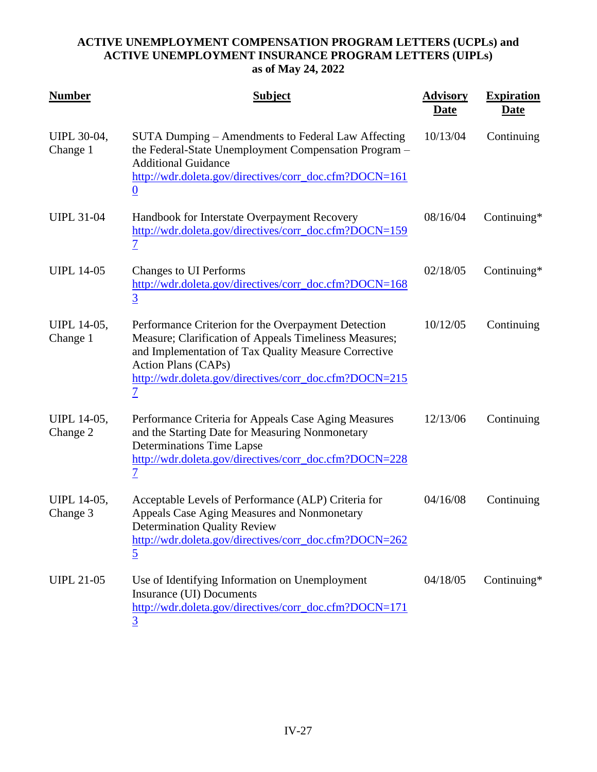**ACTIVE UNEMPLOYMENT COMPENSATION PROGRAM LETTERS (UCPLs) and ACTIVE UNEMPLOYMENT INSURANCE PROGRAM LETTERS (UIPLs) as of May 24, 2022**

| Number | Subject | Advisory Date | Expiration Date |
|---|---|---|---|
| UIPL 30-04, Change 1 | SUTA Dumping – Amendments to Federal Law Affecting the Federal-State Unemployment Compensation Program – Additional Guidance http://wdr.doleta.gov/directives/corr_doc.cfm?DOCN=1610 | 10/13/04 | Continuing |
| UIPL 31-04 | Handbook for Interstate Overpayment Recovery http://wdr.doleta.gov/directives/corr_doc.cfm?DOCN=1597 | 08/16/04 | Continuing* |
| UIPL 14-05 | Changes to UI Performs http://wdr.doleta.gov/directives/corr_doc.cfm?DOCN=1683 | 02/18/05 | Continuing* |
| UIPL 14-05, Change 1 | Performance Criterion for the Overpayment Detection Measure; Clarification of Appeals Timeliness Measures; and Implementation of Tax Quality Measure Corrective Action Plans (CAPs) http://wdr.doleta.gov/directives/corr_doc.cfm?DOCN=2157 | 10/12/05 | Continuing |
| UIPL 14-05, Change 2 | Performance Criteria for Appeals Case Aging Measures and the Starting Date for Measuring Nonmonetary Determinations Time Lapse http://wdr.doleta.gov/directives/corr_doc.cfm?DOCN=2287 | 12/13/06 | Continuing |
| UIPL 14-05, Change 3 | Acceptable Levels of Performance (ALP) Criteria for Appeals Case Aging Measures and Nonmonetary Determination Quality Review http://wdr.doleta.gov/directives/corr_doc.cfm?DOCN=2625 | 04/16/08 | Continuing |
| UIPL 21-05 | Use of Identifying Information on Unemployment Insurance (UI) Documents http://wdr.doleta.gov/directives/corr_doc.cfm?DOCN=1713 | 04/18/05 | Continuing* |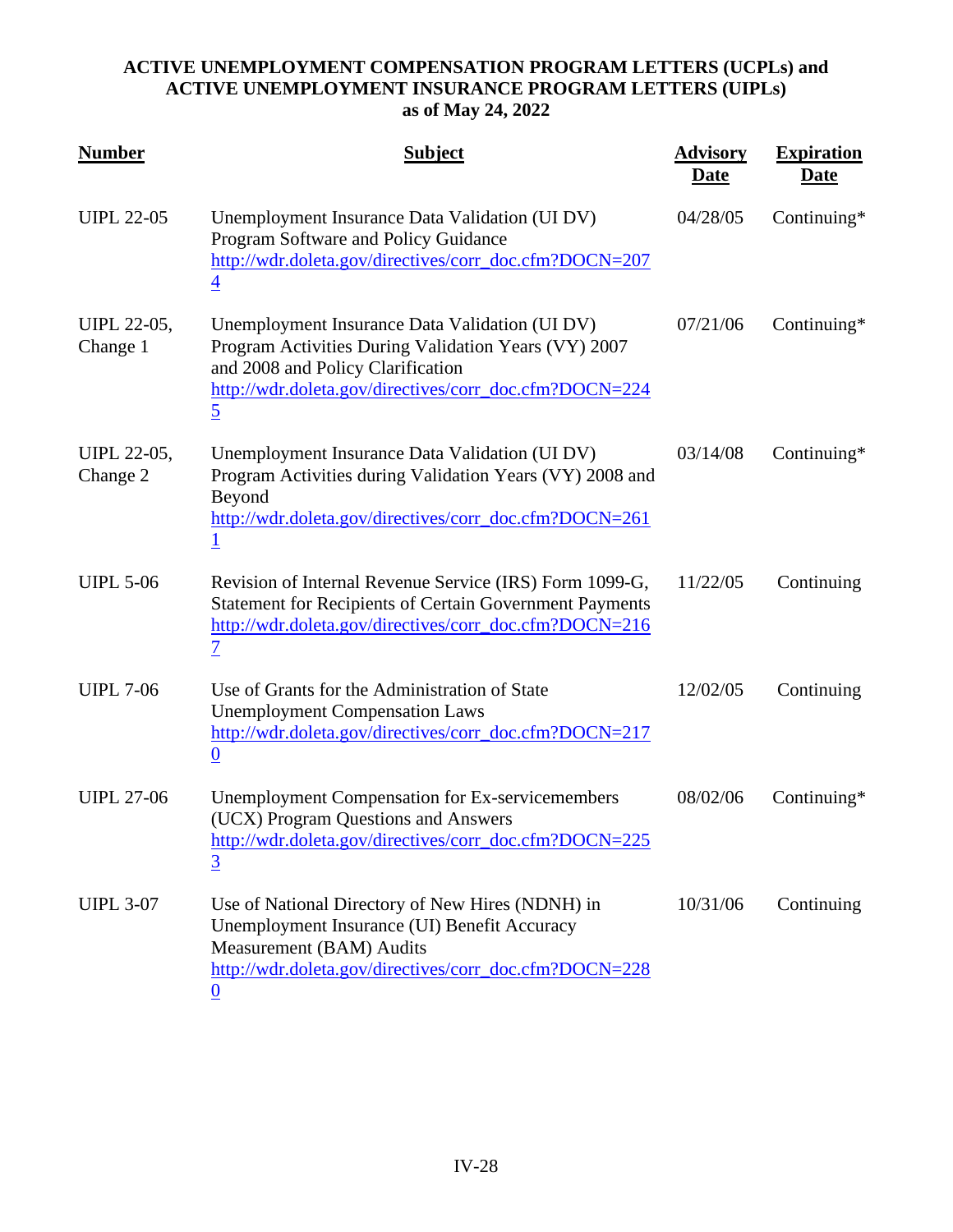**ACTIVE UNEMPLOYMENT COMPENSATION PROGRAM LETTERS (UCPLs) and ACTIVE UNEMPLOYMENT INSURANCE PROGRAM LETTERS (UIPLs) as of May 24, 2022**

| Number | Subject | Advisory Date | Expiration Date |
|---|---|---|---|
| UIPL 22-05 | Unemployment Insurance Data Validation (UI DV) Program Software and Policy Guidance http://wdr.doleta.gov/directives/corr_doc.cfm?DOCN=2074 | 04/28/05 | Continuing* |
| UIPL 22-05, Change 1 | Unemployment Insurance Data Validation (UI DV) Program Activities During Validation Years (VY) 2007 and 2008 and Policy Clarification http://wdr.doleta.gov/directives/corr_doc.cfm?DOCN=2245 | 07/21/06 | Continuing* |
| UIPL 22-05, Change 2 | Unemployment Insurance Data Validation (UI DV) Program Activities during Validation Years (VY) 2008 and Beyond http://wdr.doleta.gov/directives/corr_doc.cfm?DOCN=2611 | 03/14/08 | Continuing* |
| UIPL 5-06 | Revision of Internal Revenue Service (IRS) Form 1099-G, Statement for Recipients of Certain Government Payments http://wdr.doleta.gov/directives/corr_doc.cfm?DOCN=2167 | 11/22/05 | Continuing |
| UIPL 7-06 | Use of Grants for the Administration of State Unemployment Compensation Laws http://wdr.doleta.gov/directives/corr_doc.cfm?DOCN=2170 | 12/02/05 | Continuing |
| UIPL 27-06 | Unemployment Compensation for Ex-servicemembers (UCX) Program Questions and Answers http://wdr.doleta.gov/directives/corr_doc.cfm?DOCN=2253 | 08/02/06 | Continuing* |
| UIPL 3-07 | Use of National Directory of New Hires (NDNH) in Unemployment Insurance (UI) Benefit Accuracy Measurement (BAM) Audits http://wdr.doleta.gov/directives/corr_doc.cfm?DOCN=2280 | 10/31/06 | Continuing |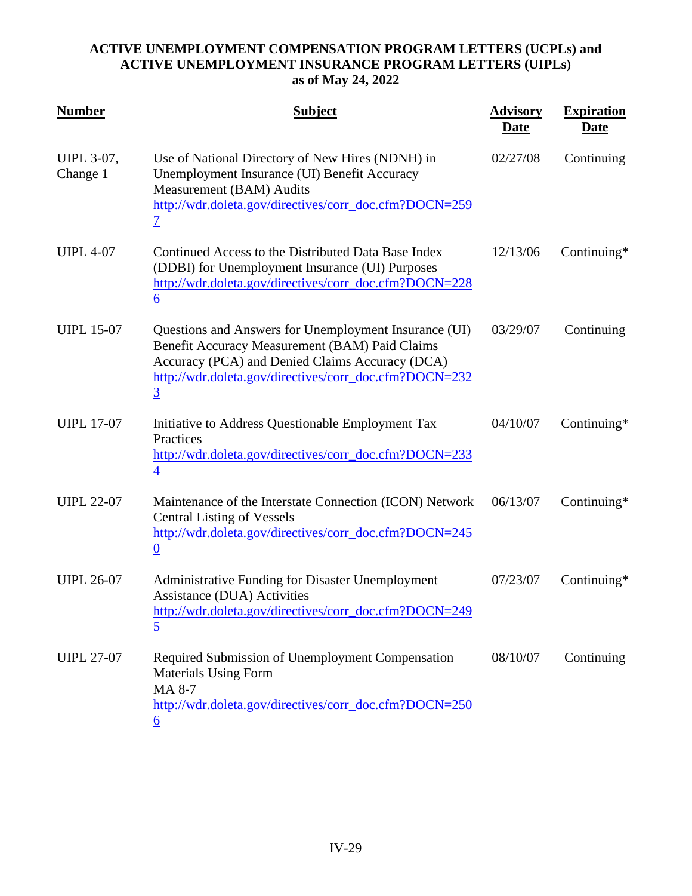**ACTIVE UNEMPLOYMENT COMPENSATION PROGRAM LETTERS (UCPLs) and ACTIVE UNEMPLOYMENT INSURANCE PROGRAM LETTERS (UIPLs) as of May 24, 2022**

| Number | Subject | Advisory Date | Expiration Date |
|---|---|---|---|
| UIPL 3-07, Change 1 | Use of National Directory of New Hires (NDNH) in Unemployment Insurance (UI) Benefit Accuracy Measurement (BAM) Audits http://wdr.doleta.gov/directives/corr_doc.cfm?DOCN=2597 | 02/27/08 | Continuing |
| UIPL 4-07 | Continued Access to the Distributed Data Base Index (DDBI) for Unemployment Insurance (UI) Purposes http://wdr.doleta.gov/directives/corr_doc.cfm?DOCN=2286 | 12/13/06 | Continuing* |
| UIPL 15-07 | Questions and Answers for Unemployment Insurance (UI) Benefit Accuracy Measurement (BAM) Paid Claims Accuracy (PCA) and Denied Claims Accuracy (DCA) http://wdr.doleta.gov/directives/corr_doc.cfm?DOCN=2323 | 03/29/07 | Continuing |
| UIPL 17-07 | Initiative to Address Questionable Employment Tax Practices http://wdr.doleta.gov/directives/corr_doc.cfm?DOCN=2334 | 04/10/07 | Continuing* |
| UIPL 22-07 | Maintenance of the Interstate Connection (ICON) Network Central Listing of Vessels http://wdr.doleta.gov/directives/corr_doc.cfm?DOCN=2450 | 06/13/07 | Continuing* |
| UIPL 26-07 | Administrative Funding for Disaster Unemployment Assistance (DUA) Activities http://wdr.doleta.gov/directives/corr_doc.cfm?DOCN=2495 | 07/23/07 | Continuing* |
| UIPL 27-07 | Required Submission of Unemployment Compensation Materials Using Form MA 8-7 http://wdr.doleta.gov/directives/corr_doc.cfm?DOCN=2506 | 08/10/07 | Continuing |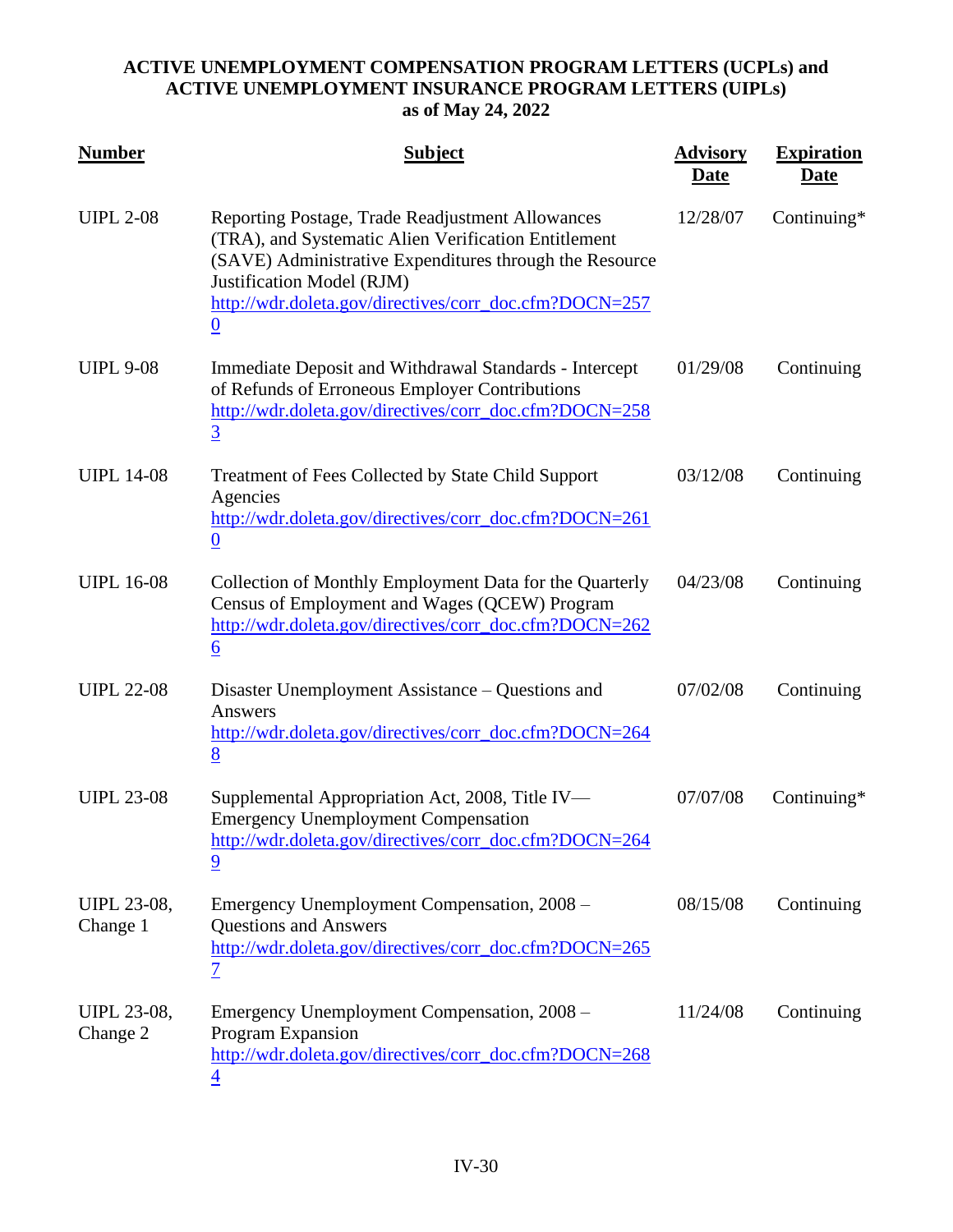**ACTIVE UNEMPLOYMENT COMPENSATION PROGRAM LETTERS (UCPLs) and ACTIVE UNEMPLOYMENT INSURANCE PROGRAM LETTERS (UIPLs) as of May 24, 2022**

| Number | Subject | Advisory Date | Expiration Date |
|---|---|---|---|
| UIPL 2-08 | Reporting Postage, Trade Readjustment Allowances (TRA), and Systematic Alien Verification Entitlement (SAVE) Administrative Expenditures through the Resource Justification Model (RJM) http://wdr.doleta.gov/directives/corr_doc.cfm?DOCN=2570 | 12/28/07 | Continuing* |
| UIPL 9-08 | Immediate Deposit and Withdrawal Standards - Intercept of Refunds of Erroneous Employer Contributions http://wdr.doleta.gov/directives/corr_doc.cfm?DOCN=2583 | 01/29/08 | Continuing |
| UIPL 14-08 | Treatment of Fees Collected by State Child Support Agencies http://wdr.doleta.gov/directives/corr_doc.cfm?DOCN=2610 | 03/12/08 | Continuing |
| UIPL 16-08 | Collection of Monthly Employment Data for the Quarterly Census of Employment and Wages (QCEW) Program http://wdr.doleta.gov/directives/corr_doc.cfm?DOCN=2626 | 04/23/08 | Continuing |
| UIPL 22-08 | Disaster Unemployment Assistance – Questions and Answers http://wdr.doleta.gov/directives/corr_doc.cfm?DOCN=2648 | 07/02/08 | Continuing |
| UIPL 23-08 | Supplemental Appropriation Act, 2008, Title IV—Emergency Unemployment Compensation http://wdr.doleta.gov/directives/corr_doc.cfm?DOCN=2649 | 07/07/08 | Continuing* |
| UIPL 23-08, Change 1 | Emergency Unemployment Compensation, 2008 – Questions and Answers http://wdr.doleta.gov/directives/corr_doc.cfm?DOCN=2657 | 08/15/08 | Continuing |
| UIPL 23-08, Change 2 | Emergency Unemployment Compensation, 2008 – Program Expansion http://wdr.doleta.gov/directives/corr_doc.cfm?DOCN=2684 | 11/24/08 | Continuing |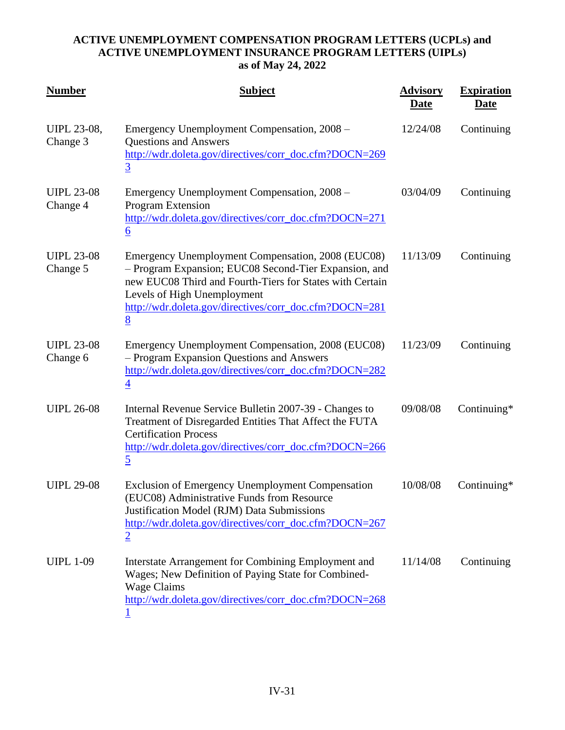**ACTIVE UNEMPLOYMENT COMPENSATION PROGRAM LETTERS (UCPLs) and ACTIVE UNEMPLOYMENT INSURANCE PROGRAM LETTERS (UIPLs) as of May 24, 2022**

| Number | Subject | Advisory Date | Expiration Date |
|---|---|---|---|
| UIPL 23-08, Change 3 | Emergency Unemployment Compensation, 2008 – Questions and Answers http://wdr.doleta.gov/directives/corr_doc.cfm?DOCN=2693 | 12/24/08 | Continuing |
| UIPL 23-08 Change 4 | Emergency Unemployment Compensation, 2008 – Program Extension http://wdr.doleta.gov/directives/corr_doc.cfm?DOCN=2716 | 03/04/09 | Continuing |
| UIPL 23-08 Change 5 | Emergency Unemployment Compensation, 2008 (EUC08) – Program Expansion; EUC08 Second-Tier Expansion, and new EUC08 Third and Fourth-Tiers for States with Certain Levels of High Unemployment http://wdr.doleta.gov/directives/corr_doc.cfm?DOCN=2818 | 11/13/09 | Continuing |
| UIPL 23-08 Change 6 | Emergency Unemployment Compensation, 2008 (EUC08) – Program Expansion Questions and Answers http://wdr.doleta.gov/directives/corr_doc.cfm?DOCN=2824 | 11/23/09 | Continuing |
| UIPL 26-08 | Internal Revenue Service Bulletin 2007-39 - Changes to Treatment of Disregarded Entities That Affect the FUTA Certification Process http://wdr.doleta.gov/directives/corr_doc.cfm?DOCN=2665 | 09/08/08 | Continuing* |
| UIPL 29-08 | Exclusion of Emergency Unemployment Compensation (EUC08) Administrative Funds from Resource Justification Model (RJM) Data Submissions http://wdr.doleta.gov/directives/corr_doc.cfm?DOCN=2672 | 10/08/08 | Continuing* |
| UIPL 1-09 | Interstate Arrangement for Combining Employment and Wages; New Definition of Paying State for Combined-Wage Claims http://wdr.doleta.gov/directives/corr_doc.cfm?DOCN=2681 | 11/14/08 | Continuing |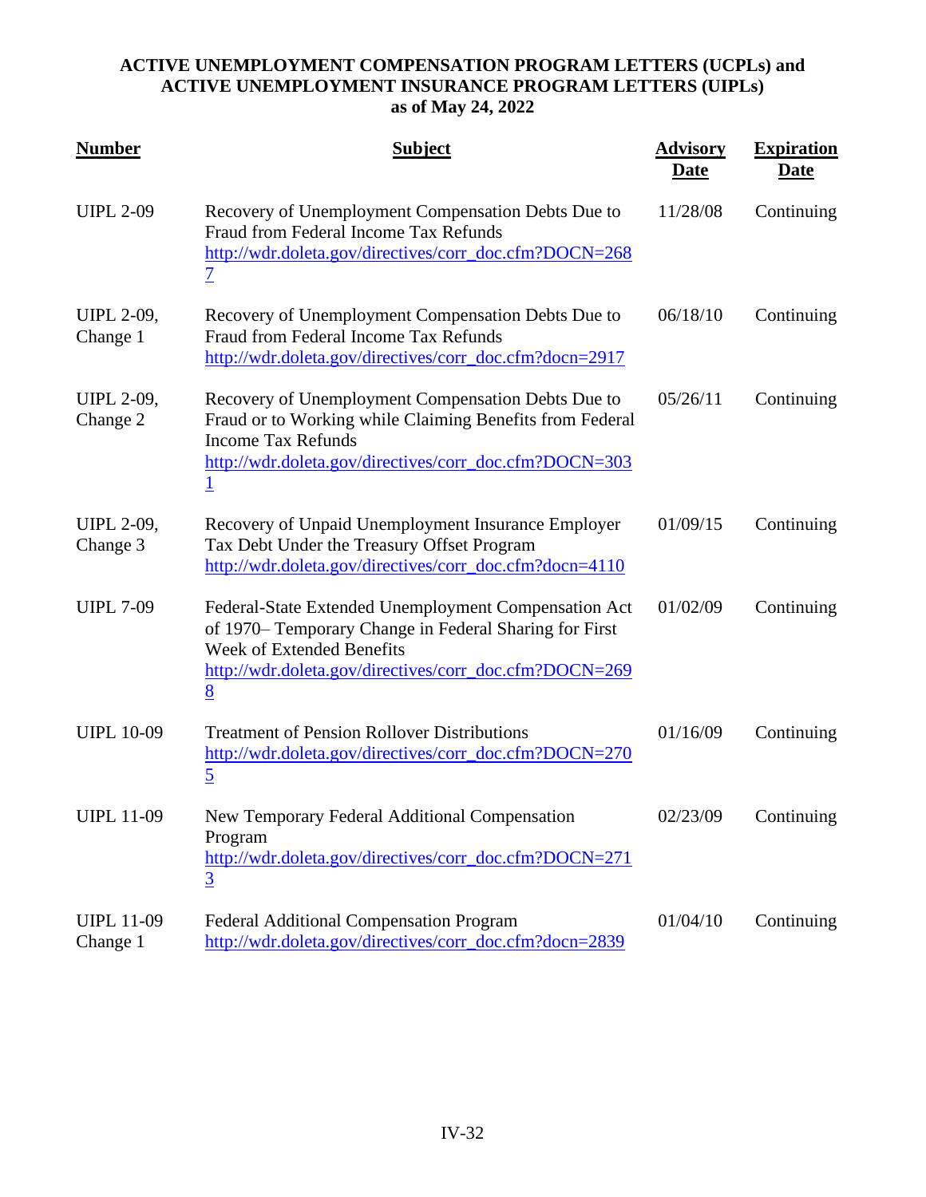**ACTIVE UNEMPLOYMENT COMPENSATION PROGRAM LETTERS (UCPLs) and ACTIVE UNEMPLOYMENT INSURANCE PROGRAM LETTERS (UIPLs) as of May 24, 2022**

| Number | Subject | Advisory Date | Expiration Date |
|---|---|---|---|
| UIPL 2-09 | Recovery of Unemployment Compensation Debts Due to Fraud from Federal Income Tax Refunds http://wdr.doleta.gov/directives/corr_doc.cfm?DOCN=2687 | 11/28/08 | Continuing |
| UIPL 2-09, Change 1 | Recovery of Unemployment Compensation Debts Due to Fraud from Federal Income Tax Refunds http://wdr.doleta.gov/directives/corr_doc.cfm?docn=2917 | 06/18/10 | Continuing |
| UIPL 2-09, Change 2 | Recovery of Unemployment Compensation Debts Due to Fraud or to Working while Claiming Benefits from Federal Income Tax Refunds http://wdr.doleta.gov/directives/corr_doc.cfm?DOCN=3031 | 05/26/11 | Continuing |
| UIPL 2-09, Change 3 | Recovery of Unpaid Unemployment Insurance Employer Tax Debt Under the Treasury Offset Program http://wdr.doleta.gov/directives/corr_doc.cfm?docn=4110 | 01/09/15 | Continuing |
| UIPL 7-09 | Federal-State Extended Unemployment Compensation Act of 1970– Temporary Change in Federal Sharing for First Week of Extended Benefits http://wdr.doleta.gov/directives/corr_doc.cfm?DOCN=2698 | 01/02/09 | Continuing |
| UIPL 10-09 | Treatment of Pension Rollover Distributions http://wdr.doleta.gov/directives/corr_doc.cfm?DOCN=2705 | 01/16/09 | Continuing |
| UIPL 11-09 | New Temporary Federal Additional Compensation Program http://wdr.doleta.gov/directives/corr_doc.cfm?DOCN=2713 | 02/23/09 | Continuing |
| UIPL 11-09 Change 1 | Federal Additional Compensation Program http://wdr.doleta.gov/directives/corr_doc.cfm?docn=2839 | 01/04/10 | Continuing |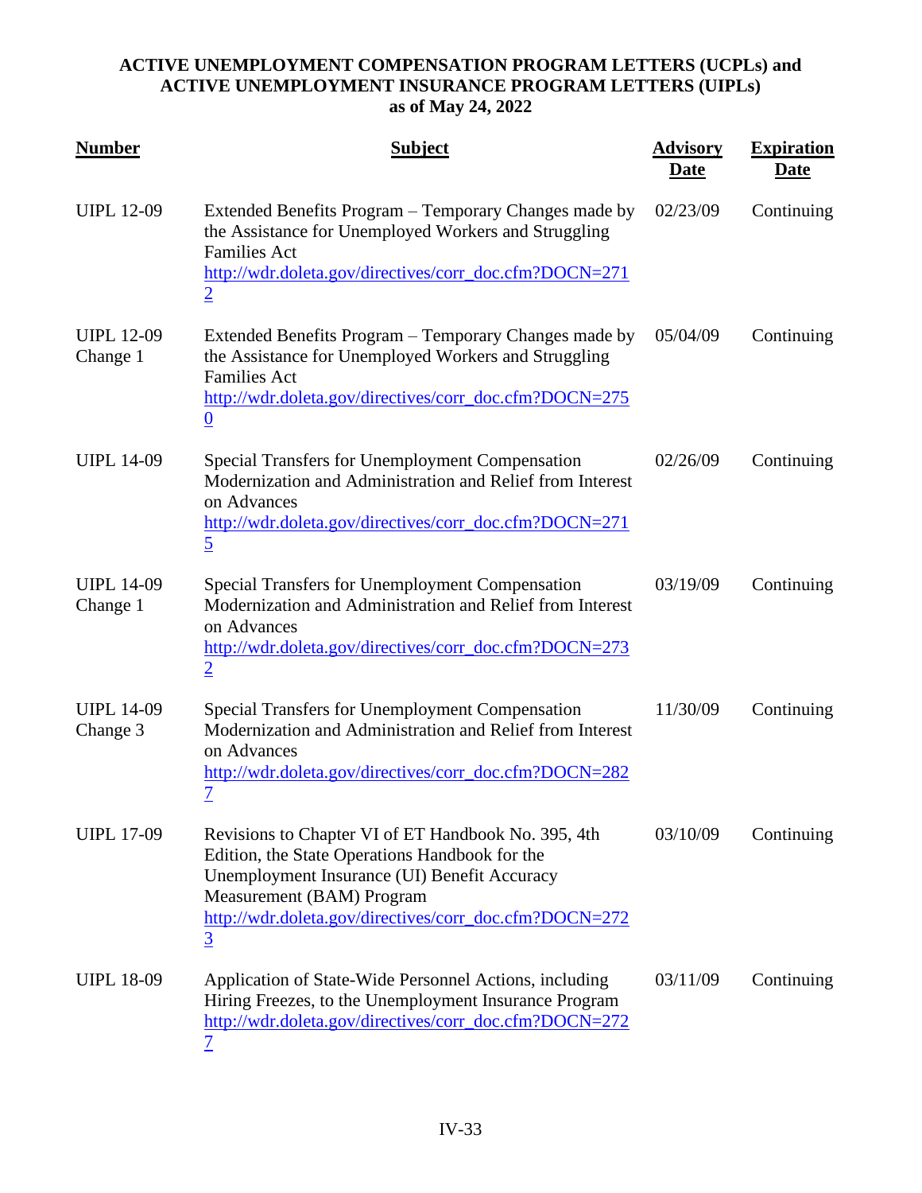**ACTIVE UNEMPLOYMENT COMPENSATION PROGRAM LETTERS (UCPLs) and ACTIVE UNEMPLOYMENT INSURANCE PROGRAM LETTERS (UIPLs) as of May 24, 2022**

| Number | Subject | Advisory Date | Expiration Date |
|---|---|---|---|
| UIPL 12-09 | Extended Benefits Program – Temporary Changes made by the Assistance for Unemployed Workers and Struggling Families Act http://wdr.doleta.gov/directives/corr_doc.cfm?DOCN=2712 | 02/23/09 | Continuing |
| UIPL 12-09 Change 1 | Extended Benefits Program – Temporary Changes made by the Assistance for Unemployed Workers and Struggling Families Act http://wdr.doleta.gov/directives/corr_doc.cfm?DOCN=2750 | 05/04/09 | Continuing |
| UIPL 14-09 | Special Transfers for Unemployment Compensation Modernization and Administration and Relief from Interest on Advances http://wdr.doleta.gov/directives/corr_doc.cfm?DOCN=2715 | 02/26/09 | Continuing |
| UIPL 14-09 Change 1 | Special Transfers for Unemployment Compensation Modernization and Administration and Relief from Interest on Advances http://wdr.doleta.gov/directives/corr_doc.cfm?DOCN=2732 | 03/19/09 | Continuing |
| UIPL 14-09 Change 3 | Special Transfers for Unemployment Compensation Modernization and Administration and Relief from Interest on Advances http://wdr.doleta.gov/directives/corr_doc.cfm?DOCN=2827 | 11/30/09 | Continuing |
| UIPL 17-09 | Revisions to Chapter VI of ET Handbook No. 395, 4th Edition, the State Operations Handbook for the Unemployment Insurance (UI) Benefit Accuracy Measurement (BAM) Program http://wdr.doleta.gov/directives/corr_doc.cfm?DOCN=2723 | 03/10/09 | Continuing |
| UIPL 18-09 | Application of State-Wide Personnel Actions, including Hiring Freezes, to the Unemployment Insurance Program http://wdr.doleta.gov/directives/corr_doc.cfm?DOCN=2727 | 03/11/09 | Continuing |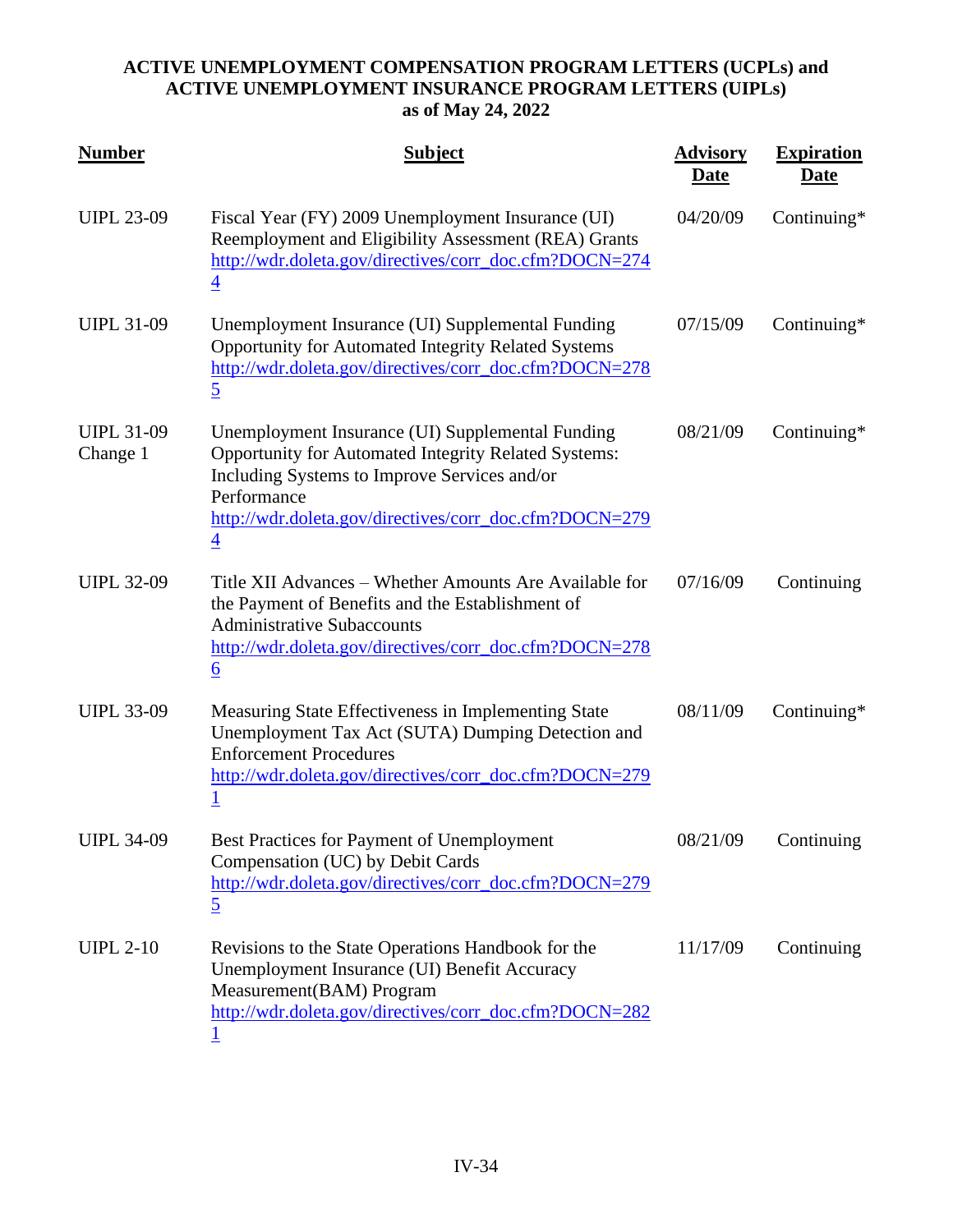**ACTIVE UNEMPLOYMENT COMPENSATION PROGRAM LETTERS (UCPLs) and ACTIVE UNEMPLOYMENT INSURANCE PROGRAM LETTERS (UIPLs) as of May 24, 2022**

| Number | Subject | Advisory Date | Expiration Date |
|---|---|---|---|
| UIPL 23-09 | Fiscal Year (FY) 2009 Unemployment Insurance (UI) Reemployment and Eligibility Assessment (REA) Grants http://wdr.doleta.gov/directives/corr_doc.cfm?DOCN=2744 | 04/20/09 | Continuing* |
| UIPL 31-09 | Unemployment Insurance (UI) Supplemental Funding Opportunity for Automated Integrity Related Systems http://wdr.doleta.gov/directives/corr_doc.cfm?DOCN=2785 | 07/15/09 | Continuing* |
| UIPL 31-09 Change 1 | Unemployment Insurance (UI) Supplemental Funding Opportunity for Automated Integrity Related Systems: Including Systems to Improve Services and/or Performance http://wdr.doleta.gov/directives/corr_doc.cfm?DOCN=2794 | 08/21/09 | Continuing* |
| UIPL 32-09 | Title XII Advances – Whether Amounts Are Available for the Payment of Benefits and the Establishment of Administrative Subaccounts http://wdr.doleta.gov/directives/corr_doc.cfm?DOCN=2786 | 07/16/09 | Continuing |
| UIPL 33-09 | Measuring State Effectiveness in Implementing State Unemployment Tax Act (SUTA) Dumping Detection and Enforcement Procedures http://wdr.doleta.gov/directives/corr_doc.cfm?DOCN=2791 | 08/11/09 | Continuing* |
| UIPL 34-09 | Best Practices for Payment of Unemployment Compensation (UC) by Debit Cards http://wdr.doleta.gov/directives/corr_doc.cfm?DOCN=2795 | 08/21/09 | Continuing |
| UIPL 2-10 | Revisions to the State Operations Handbook for the Unemployment Insurance (UI) Benefit Accuracy Measurement(BAM) Program http://wdr.doleta.gov/directives/corr_doc.cfm?DOCN=2821 | 11/17/09 | Continuing |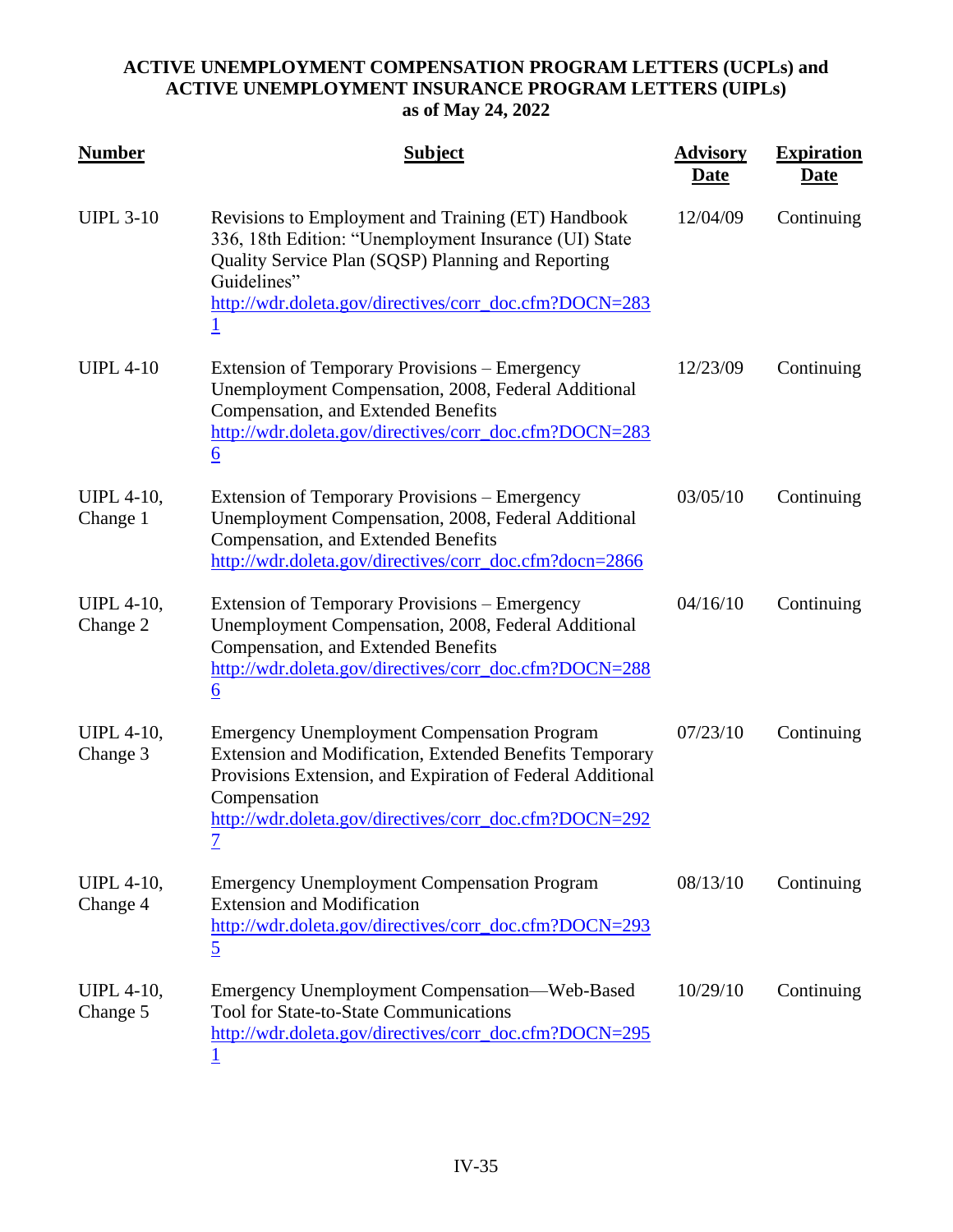**ACTIVE UNEMPLOYMENT COMPENSATION PROGRAM LETTERS (UCPLs) and ACTIVE UNEMPLOYMENT INSURANCE PROGRAM LETTERS (UIPLs) as of May 24, 2022**

| Number | Subject | Advisory Date | Expiration Date |
|---|---|---|---|
| UIPL 3-10 | Revisions to Employment and Training (ET) Handbook 336, 18th Edition: "Unemployment Insurance (UI) State Quality Service Plan (SQSP) Planning and Reporting Guidelines" http://wdr.doleta.gov/directives/corr_doc.cfm?DOCN=2831 | 12/04/09 | Continuing |
| UIPL 4-10 | Extension of Temporary Provisions – Emergency Unemployment Compensation, 2008, Federal Additional Compensation, and Extended Benefits http://wdr.doleta.gov/directives/corr_doc.cfm?DOCN=2836 | 12/23/09 | Continuing |
| UIPL 4-10, Change 1 | Extension of Temporary Provisions – Emergency Unemployment Compensation, 2008, Federal Additional Compensation, and Extended Benefits http://wdr.doleta.gov/directives/corr_doc.cfm?docn=2866 | 03/05/10 | Continuing |
| UIPL 4-10, Change 2 | Extension of Temporary Provisions – Emergency Unemployment Compensation, 2008, Federal Additional Compensation, and Extended Benefits http://wdr.doleta.gov/directives/corr_doc.cfm?DOCN=2886 | 04/16/10 | Continuing |
| UIPL 4-10, Change 3 | Emergency Unemployment Compensation Program Extension and Modification, Extended Benefits Temporary Provisions Extension, and Expiration of Federal Additional Compensation http://wdr.doleta.gov/directives/corr_doc.cfm?DOCN=2927 | 07/23/10 | Continuing |
| UIPL 4-10, Change 4 | Emergency Unemployment Compensation Program Extension and Modification http://wdr.doleta.gov/directives/corr_doc.cfm?DOCN=2935 | 08/13/10 | Continuing |
| UIPL 4-10, Change 5 | Emergency Unemployment Compensation—Web-Based Tool for State-to-State Communications http://wdr.doleta.gov/directives/corr_doc.cfm?DOCN=2951 | 10/29/10 | Continuing |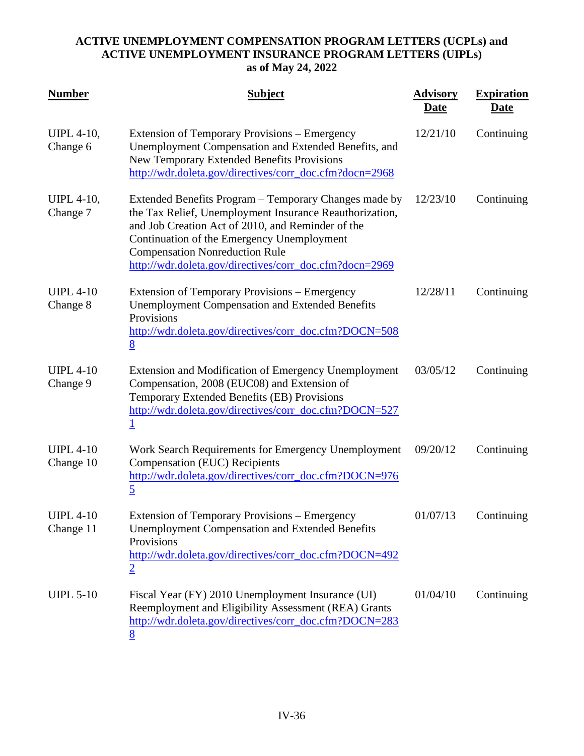**ACTIVE UNEMPLOYMENT COMPENSATION PROGRAM LETTERS (UCPLs) and ACTIVE UNEMPLOYMENT INSURANCE PROGRAM LETTERS (UIPLs) as of May 24, 2022**

| Number | Subject | Advisory Date | Expiration Date |
|---|---|---|---|
| UIPL 4-10, Change 6 | Extension of Temporary Provisions – Emergency Unemployment Compensation and Extended Benefits, and New Temporary Extended Benefits Provisions http://wdr.doleta.gov/directives/corr_doc.cfm?docn=2968 | 12/21/10 | Continuing |
| UIPL 4-10, Change 7 | Extended Benefits Program – Temporary Changes made by the Tax Relief, Unemployment Insurance Reauthorization, and Job Creation Act of 2010, and Reminder of the Continuation of the Emergency Unemployment Compensation Nonreduction Rule http://wdr.doleta.gov/directives/corr_doc.cfm?docn=2969 | 12/23/10 | Continuing |
| UIPL 4-10 Change 8 | Extension of Temporary Provisions – Emergency Unemployment Compensation and Extended Benefits Provisions http://wdr.doleta.gov/directives/corr_doc.cfm?DOCN=5088 | 12/28/11 | Continuing |
| UIPL 4-10 Change 9 | Extension and Modification of Emergency Unemployment Compensation, 2008 (EUC08) and Extension of Temporary Extended Benefits (EB) Provisions http://wdr.doleta.gov/directives/corr_doc.cfm?DOCN=5271 | 03/05/12 | Continuing |
| UIPL 4-10 Change 10 | Work Search Requirements for Emergency Unemployment Compensation (EUC) Recipients http://wdr.doleta.gov/directives/corr_doc.cfm?DOCN=9765 | 09/20/12 | Continuing |
| UIPL 4-10 Change 11 | Extension of Temporary Provisions – Emergency Unemployment Compensation and Extended Benefits Provisions http://wdr.doleta.gov/directives/corr_doc.cfm?DOCN=4922 | 01/07/13 | Continuing |
| UIPL 5-10 | Fiscal Year (FY) 2010 Unemployment Insurance (UI) Reemployment and Eligibility Assessment (REA) Grants http://wdr.doleta.gov/directives/corr_doc.cfm?DOCN=2838 | 01/04/10 | Continuing |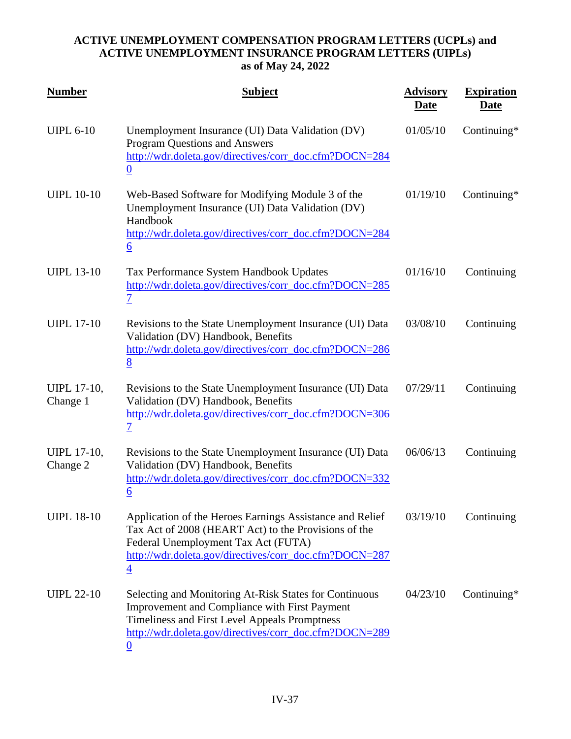**ACTIVE UNEMPLOYMENT COMPENSATION PROGRAM LETTERS (UCPLs) and ACTIVE UNEMPLOYMENT INSURANCE PROGRAM LETTERS (UIPLs) as of May 24, 2022**

| Number | Subject | Advisory Date | Expiration Date |
|---|---|---|---|
| UIPL 6-10 | Unemployment Insurance (UI) Data Validation (DV) Program Questions and Answers http://wdr.doleta.gov/directives/corr_doc.cfm?DOCN=2840 | 01/05/10 | Continuing* |
| UIPL 10-10 | Web-Based Software for Modifying Module 3 of the Unemployment Insurance (UI) Data Validation (DV) Handbook http://wdr.doleta.gov/directives/corr_doc.cfm?DOCN=2846 | 01/19/10 | Continuing* |
| UIPL 13-10 | Tax Performance System Handbook Updates http://wdr.doleta.gov/directives/corr_doc.cfm?DOCN=2857 | 01/16/10 | Continuing |
| UIPL 17-10 | Revisions to the State Unemployment Insurance (UI) Data Validation (DV) Handbook, Benefits http://wdr.doleta.gov/directives/corr_doc.cfm?DOCN=2868 | 03/08/10 | Continuing |
| UIPL 17-10, Change 1 | Revisions to the State Unemployment Insurance (UI) Data Validation (DV) Handbook, Benefits http://wdr.doleta.gov/directives/corr_doc.cfm?DOCN=3067 | 07/29/11 | Continuing |
| UIPL 17-10, Change 2 | Revisions to the State Unemployment Insurance (UI) Data Validation (DV) Handbook, Benefits http://wdr.doleta.gov/directives/corr_doc.cfm?DOCN=3326 | 06/06/13 | Continuing |
| UIPL 18-10 | Application of the Heroes Earnings Assistance and Relief Tax Act of 2008 (HEART Act) to the Provisions of the Federal Unemployment Tax Act (FUTA) http://wdr.doleta.gov/directives/corr_doc.cfm?DOCN=2874 | 03/19/10 | Continuing |
| UIPL 22-10 | Selecting and Monitoring At-Risk States for Continuous Improvement and Compliance with First Payment Timeliness and First Level Appeals Promptness http://wdr.doleta.gov/directives/corr_doc.cfm?DOCN=2890 | 04/23/10 | Continuing* |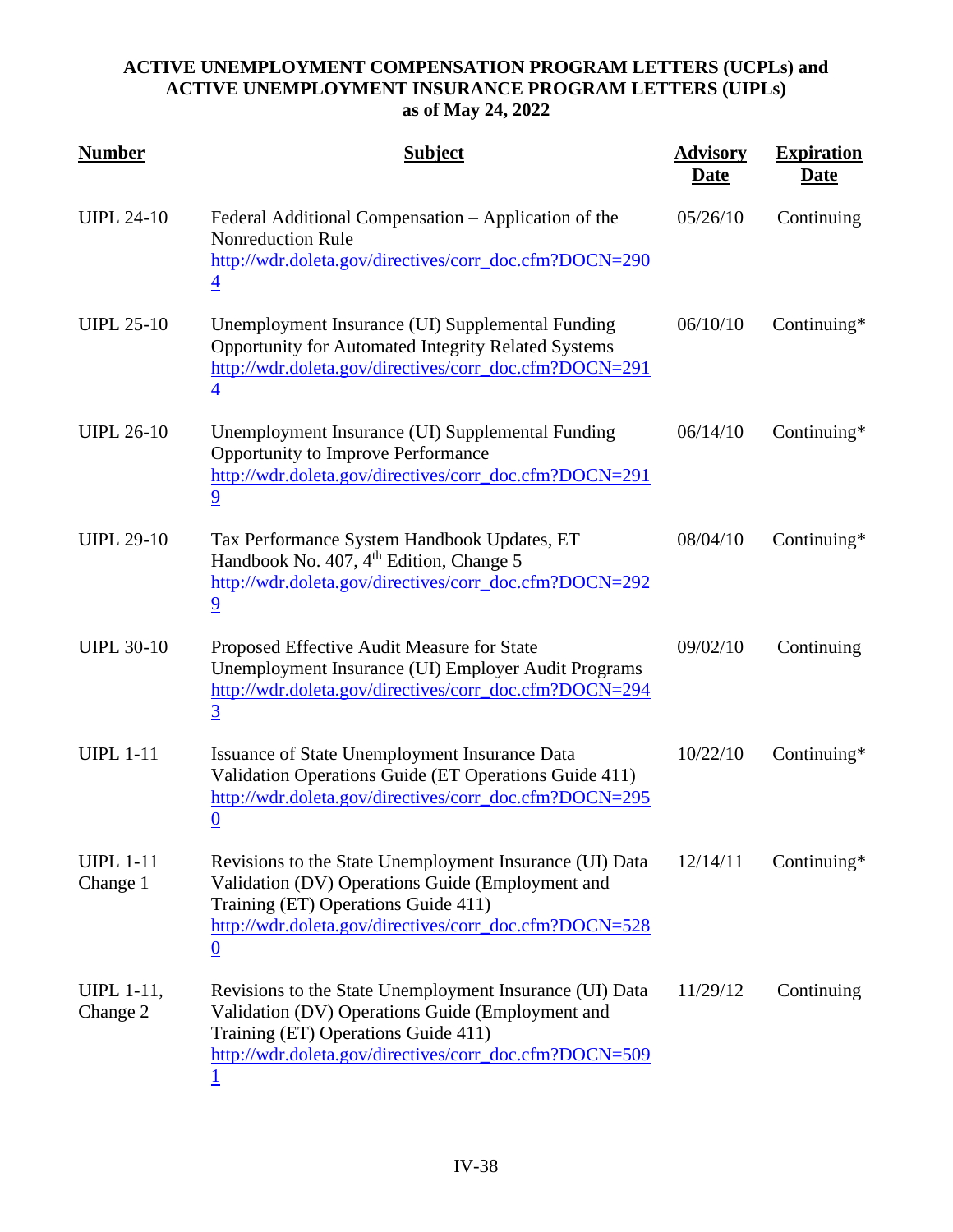**ACTIVE UNEMPLOYMENT COMPENSATION PROGRAM LETTERS (UCPLs) and ACTIVE UNEMPLOYMENT INSURANCE PROGRAM LETTERS (UIPLs) as of May 24, 2022**

| Number | Subject | Advisory Date | Expiration Date |
|---|---|---|---|
| UIPL 24-10 | Federal Additional Compensation – Application of the Nonreduction Rule http://wdr.doleta.gov/directives/corr_doc.cfm?DOCN=2904 | 05/26/10 | Continuing |
| UIPL 25-10 | Unemployment Insurance (UI) Supplemental Funding Opportunity for Automated Integrity Related Systems http://wdr.doleta.gov/directives/corr_doc.cfm?DOCN=2914 | 06/10/10 | Continuing* |
| UIPL 26-10 | Unemployment Insurance (UI) Supplemental Funding Opportunity to Improve Performance http://wdr.doleta.gov/directives/corr_doc.cfm?DOCN=2919 | 06/14/10 | Continuing* |
| UIPL 29-10 | Tax Performance System Handbook Updates, ET Handbook No. 407, 4th Edition, Change 5 http://wdr.doleta.gov/directives/corr_doc.cfm?DOCN=2929 | 08/04/10 | Continuing* |
| UIPL 30-10 | Proposed Effective Audit Measure for State Unemployment Insurance (UI) Employer Audit Programs http://wdr.doleta.gov/directives/corr_doc.cfm?DOCN=2943 | 09/02/10 | Continuing |
| UIPL 1-11 | Issuance of State Unemployment Insurance Data Validation Operations Guide (ET Operations Guide 411) http://wdr.doleta.gov/directives/corr_doc.cfm?DOCN=2950 | 10/22/10 | Continuing* |
| UIPL 1-11 Change 1 | Revisions to the State Unemployment Insurance (UI) Data Validation (DV) Operations Guide (Employment and Training (ET) Operations Guide 411) http://wdr.doleta.gov/directives/corr_doc.cfm?DOCN=5280 | 12/14/11 | Continuing* |
| UIPL 1-11, Change 2 | Revisions to the State Unemployment Insurance (UI) Data Validation (DV) Operations Guide (Employment and Training (ET) Operations Guide 411) http://wdr.doleta.gov/directives/corr_doc.cfm?DOCN=5091 | 11/29/12 | Continuing |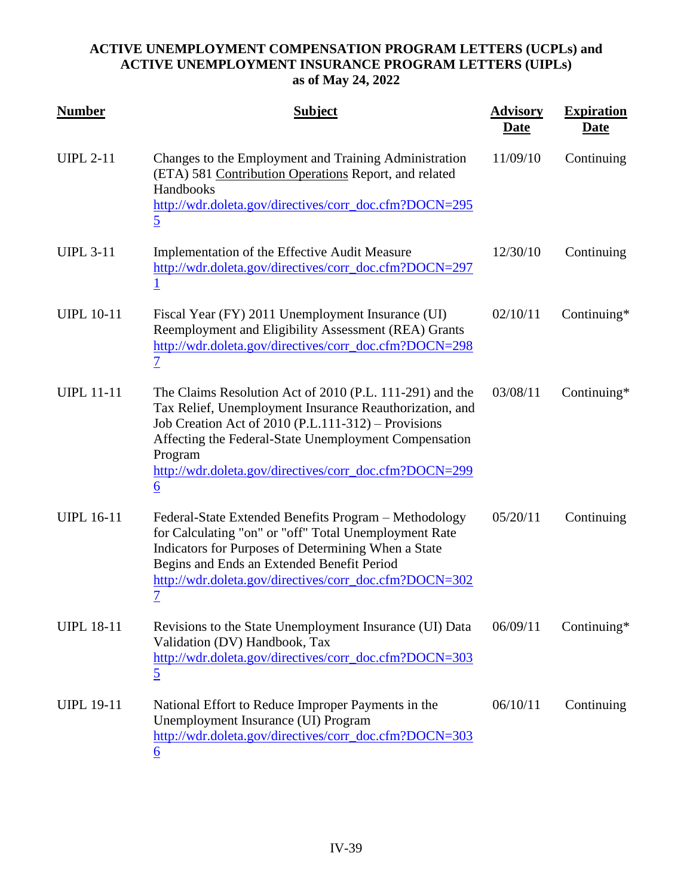**ACTIVE UNEMPLOYMENT COMPENSATION PROGRAM LETTERS (UCPLs) and ACTIVE UNEMPLOYMENT INSURANCE PROGRAM LETTERS (UIPLs) as of May 24, 2022**

| Number | Subject | Advisory Date | Expiration Date |
|---|---|---|---|
| UIPL 2-11 | Changes to the Employment and Training Administration (ETA) 581 Contribution Operations Report, and related Handbooks http://wdr.doleta.gov/directives/corr_doc.cfm?DOCN=2955 | 11/09/10 | Continuing |
| UIPL 3-11 | Implementation of the Effective Audit Measure http://wdr.doleta.gov/directives/corr_doc.cfm?DOCN=2971 | 12/30/10 | Continuing |
| UIPL 10-11 | Fiscal Year (FY) 2011 Unemployment Insurance (UI) Reemployment and Eligibility Assessment (REA) Grants http://wdr.doleta.gov/directives/corr_doc.cfm?DOCN=2987 | 02/10/11 | Continuing* |
| UIPL 11-11 | The Claims Resolution Act of 2010 (P.L. 111-291) and the Tax Relief, Unemployment Insurance Reauthorization, and Job Creation Act of 2010 (P.L.111-312) – Provisions Affecting the Federal-State Unemployment Compensation Program http://wdr.doleta.gov/directives/corr_doc.cfm?DOCN=2996 | 03/08/11 | Continuing* |
| UIPL 16-11 | Federal-State Extended Benefits Program – Methodology for Calculating "on" or "off" Total Unemployment Rate Indicators for Purposes of Determining When a State Begins and Ends an Extended Benefit Period http://wdr.doleta.gov/directives/corr_doc.cfm?DOCN=3027 | 05/20/11 | Continuing |
| UIPL 18-11 | Revisions to the State Unemployment Insurance (UI) Data Validation (DV) Handbook, Tax http://wdr.doleta.gov/directives/corr_doc.cfm?DOCN=3035 | 06/09/11 | Continuing* |
| UIPL 19-11 | National Effort to Reduce Improper Payments in the Unemployment Insurance (UI) Program http://wdr.doleta.gov/directives/corr_doc.cfm?DOCN=3036 | 06/10/11 | Continuing |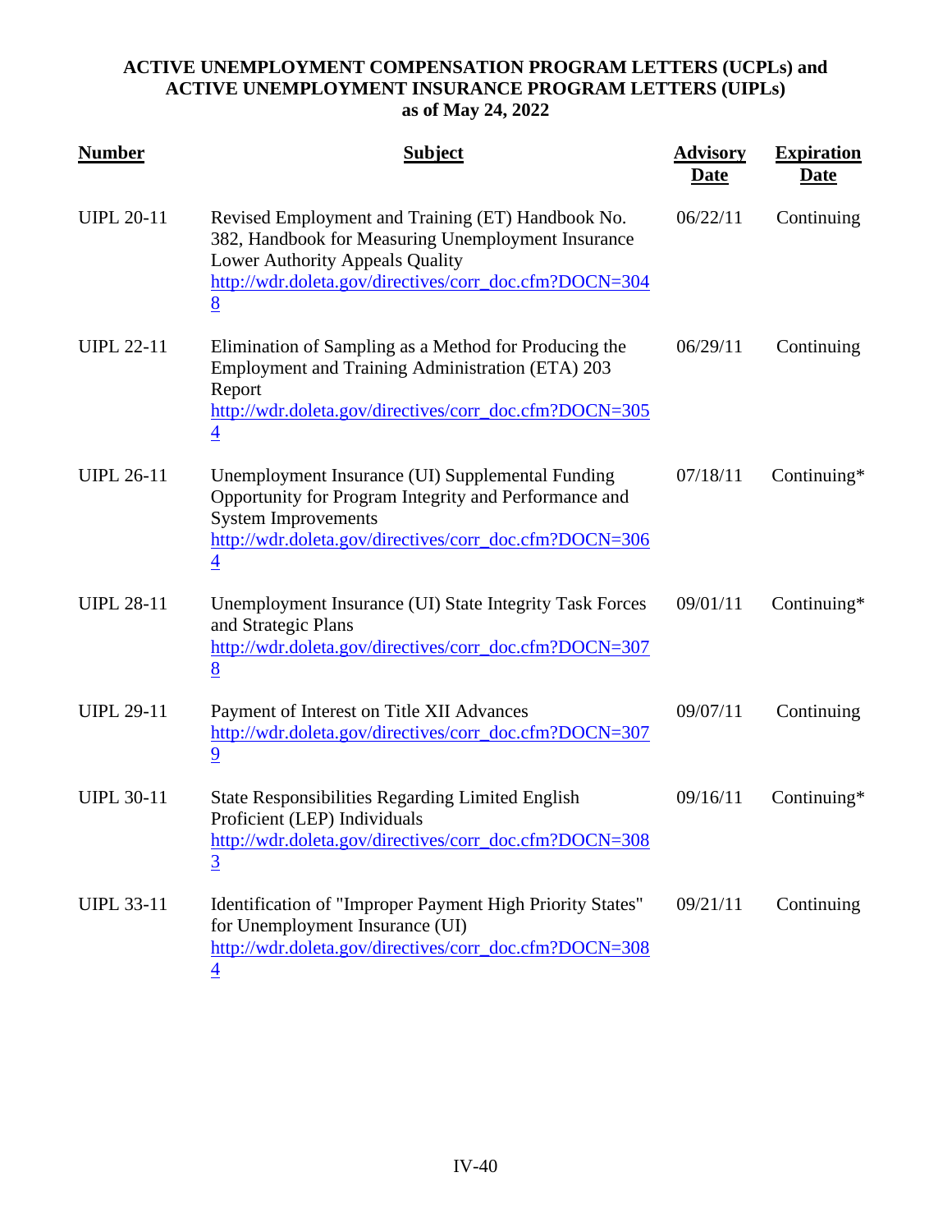**ACTIVE UNEMPLOYMENT COMPENSATION PROGRAM LETTERS (UCPLs) and ACTIVE UNEMPLOYMENT INSURANCE PROGRAM LETTERS (UIPLs) as of May 24, 2022**

| Number | Subject | Advisory Date | Expiration Date |
|---|---|---|---|
| UIPL 20-11 | Revised Employment and Training (ET) Handbook No. 382, Handbook for Measuring Unemployment Insurance Lower Authority Appeals Quality http://wdr.doleta.gov/directives/corr_doc.cfm?DOCN=3048 | 06/22/11 | Continuing |
| UIPL 22-11 | Elimination of Sampling as a Method for Producing the Employment and Training Administration (ETA) 203 Report http://wdr.doleta.gov/directives/corr_doc.cfm?DOCN=3054 | 06/29/11 | Continuing |
| UIPL 26-11 | Unemployment Insurance (UI) Supplemental Funding Opportunity for Program Integrity and Performance and System Improvements http://wdr.doleta.gov/directives/corr_doc.cfm?DOCN=3064 | 07/18/11 | Continuing* |
| UIPL 28-11 | Unemployment Insurance (UI) State Integrity Task Forces and Strategic Plans http://wdr.doleta.gov/directives/corr_doc.cfm?DOCN=3078 | 09/01/11 | Continuing* |
| UIPL 29-11 | Payment of Interest on Title XII Advances http://wdr.doleta.gov/directives/corr_doc.cfm?DOCN=3079 | 09/07/11 | Continuing |
| UIPL 30-11 | State Responsibilities Regarding Limited English Proficient (LEP) Individuals http://wdr.doleta.gov/directives/corr_doc.cfm?DOCN=3083 | 09/16/11 | Continuing* |
| UIPL 33-11 | Identification of "Improper Payment High Priority States" for Unemployment Insurance (UI) http://wdr.doleta.gov/directives/corr_doc.cfm?DOCN=3084 | 09/21/11 | Continuing |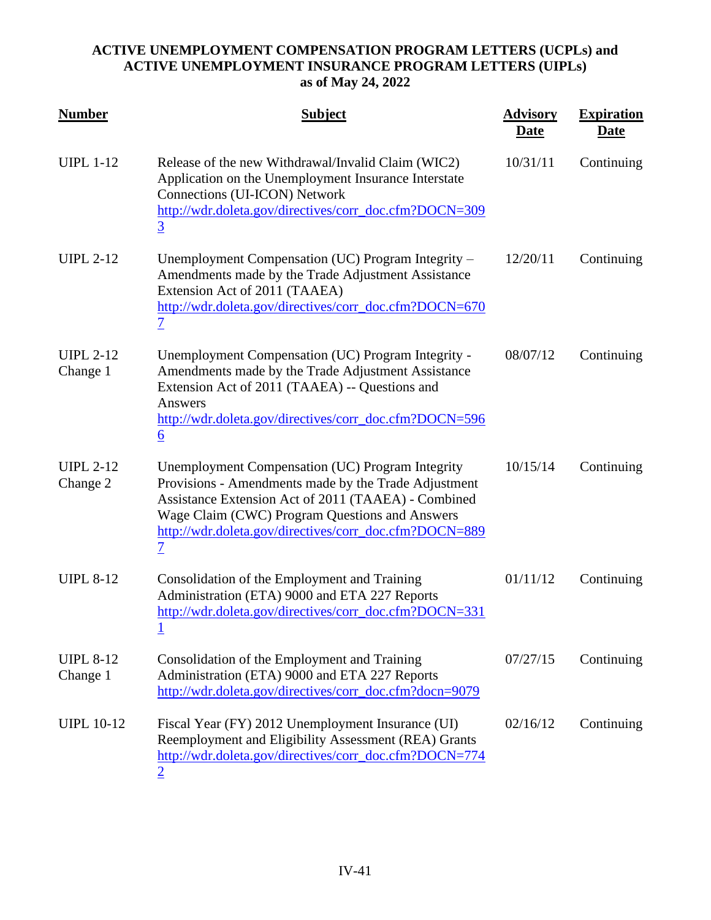**ACTIVE UNEMPLOYMENT COMPENSATION PROGRAM LETTERS (UCPLs) and ACTIVE UNEMPLOYMENT INSURANCE PROGRAM LETTERS (UIPLs) as of May 24, 2022**

| Number | Subject | Advisory Date | Expiration Date |
|---|---|---|---|
| UIPL 1-12 | Release of the new Withdrawal/Invalid Claim (WIC2) Application on the Unemployment Insurance Interstate Connections (UI-ICON) Network http://wdr.doleta.gov/directives/corr_doc.cfm?DOCN=3093 | 10/31/11 | Continuing |
| UIPL 2-12 | Unemployment Compensation (UC) Program Integrity – Amendments made by the Trade Adjustment Assistance Extension Act of 2011 (TAAEA) http://wdr.doleta.gov/directives/corr_doc.cfm?DOCN=6707 | 12/20/11 | Continuing |
| UIPL 2-12 Change 1 | Unemployment Compensation (UC) Program Integrity - Amendments made by the Trade Adjustment Assistance Extension Act of 2011 (TAAEA) -- Questions and Answers http://wdr.doleta.gov/directives/corr_doc.cfm?DOCN=5966 | 08/07/12 | Continuing |
| UIPL 2-12 Change 2 | Unemployment Compensation (UC) Program Integrity Provisions - Amendments made by the Trade Adjustment Assistance Extension Act of 2011 (TAAEA) - Combined Wage Claim (CWC) Program Questions and Answers http://wdr.doleta.gov/directives/corr_doc.cfm?DOCN=8897 | 10/15/14 | Continuing |
| UIPL 8-12 | Consolidation of the Employment and Training Administration (ETA) 9000 and ETA 227 Reports http://wdr.doleta.gov/directives/corr_doc.cfm?DOCN=3311 | 01/11/12 | Continuing |
| UIPL 8-12 Change 1 | Consolidation of the Employment and Training Administration (ETA) 9000 and ETA 227 Reports http://wdr.doleta.gov/directives/corr_doc.cfm?docn=9079 | 07/27/15 | Continuing |
| UIPL 10-12 | Fiscal Year (FY) 2012 Unemployment Insurance (UI) Reemployment and Eligibility Assessment (REA) Grants http://wdr.doleta.gov/directives/corr_doc.cfm?DOCN=7742 | 02/16/12 | Continuing |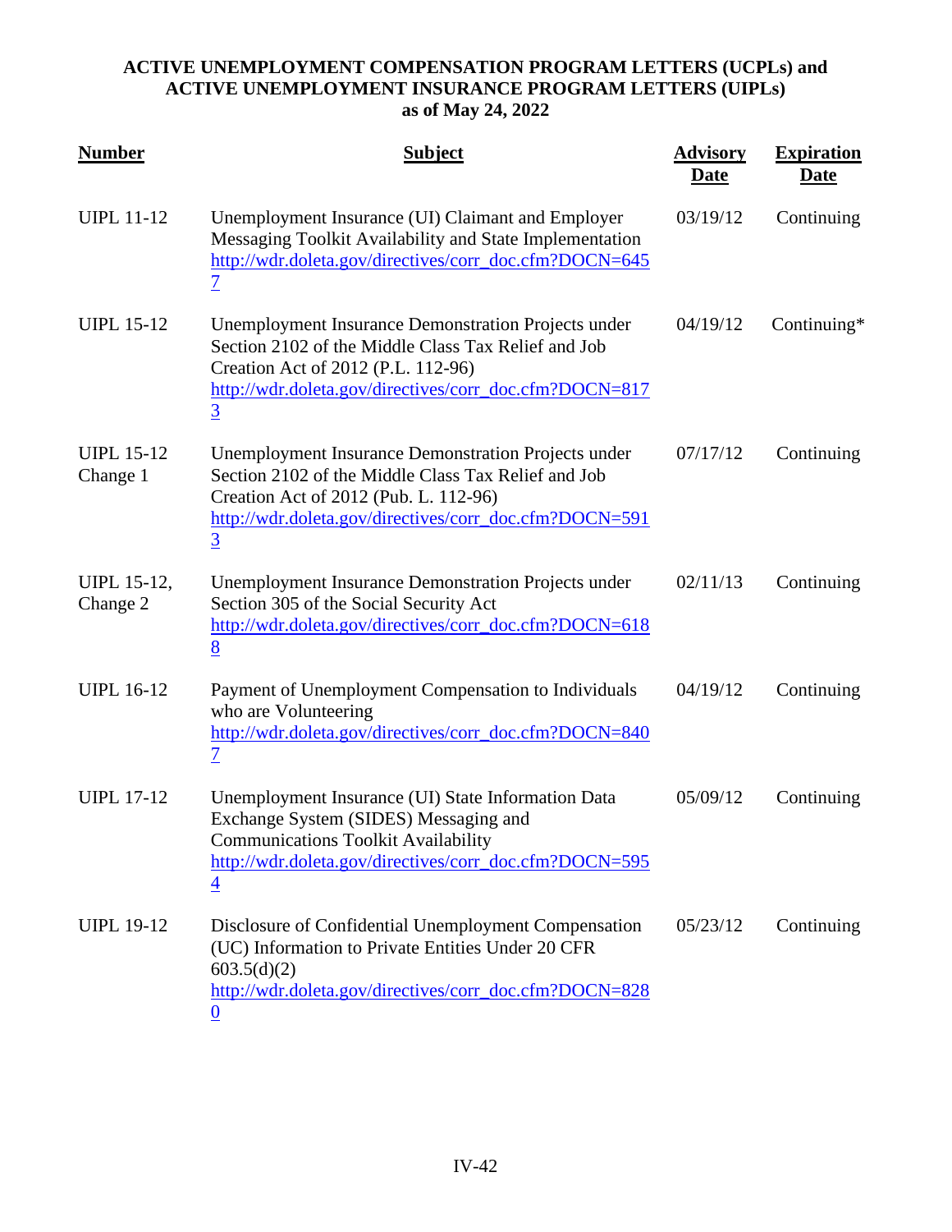**ACTIVE UNEMPLOYMENT COMPENSATION PROGRAM LETTERS (UCPLs) and ACTIVE UNEMPLOYMENT INSURANCE PROGRAM LETTERS (UIPLs) as of May 24, 2022**

| Number | Subject | Advisory Date | Expiration Date |
|---|---|---|---|
| UIPL 11-12 | Unemployment Insurance (UI) Claimant and Employer Messaging Toolkit Availability and State Implementation http://wdr.doleta.gov/directives/corr_doc.cfm?DOCN=6457 | 03/19/12 | Continuing |
| UIPL 15-12 | Unemployment Insurance Demonstration Projects under Section 2102 of the Middle Class Tax Relief and Job Creation Act of 2012 (P.L. 112-96) http://wdr.doleta.gov/directives/corr_doc.cfm?DOCN=8173 | 04/19/12 | Continuing* |
| UIPL 15-12 Change 1 | Unemployment Insurance Demonstration Projects under Section 2102 of the Middle Class Tax Relief and Job Creation Act of 2012 (Pub. L. 112-96) http://wdr.doleta.gov/directives/corr_doc.cfm?DOCN=5913 | 07/17/12 | Continuing |
| UIPL 15-12, Change 2 | Unemployment Insurance Demonstration Projects under Section 305 of the Social Security Act http://wdr.doleta.gov/directives/corr_doc.cfm?DOCN=6188 | 02/11/13 | Continuing |
| UIPL 16-12 | Payment of Unemployment Compensation to Individuals who are Volunteering http://wdr.doleta.gov/directives/corr_doc.cfm?DOCN=8407 | 04/19/12 | Continuing |
| UIPL 17-12 | Unemployment Insurance (UI) State Information Data Exchange System (SIDES) Messaging and Communications Toolkit Availability http://wdr.doleta.gov/directives/corr_doc.cfm?DOCN=5954 | 05/09/12 | Continuing |
| UIPL 19-12 | Disclosure of Confidential Unemployment Compensation (UC) Information to Private Entities Under 20 CFR 603.5(d)(2) http://wdr.doleta.gov/directives/corr_doc.cfm?DOCN=8280 | 05/23/12 | Continuing |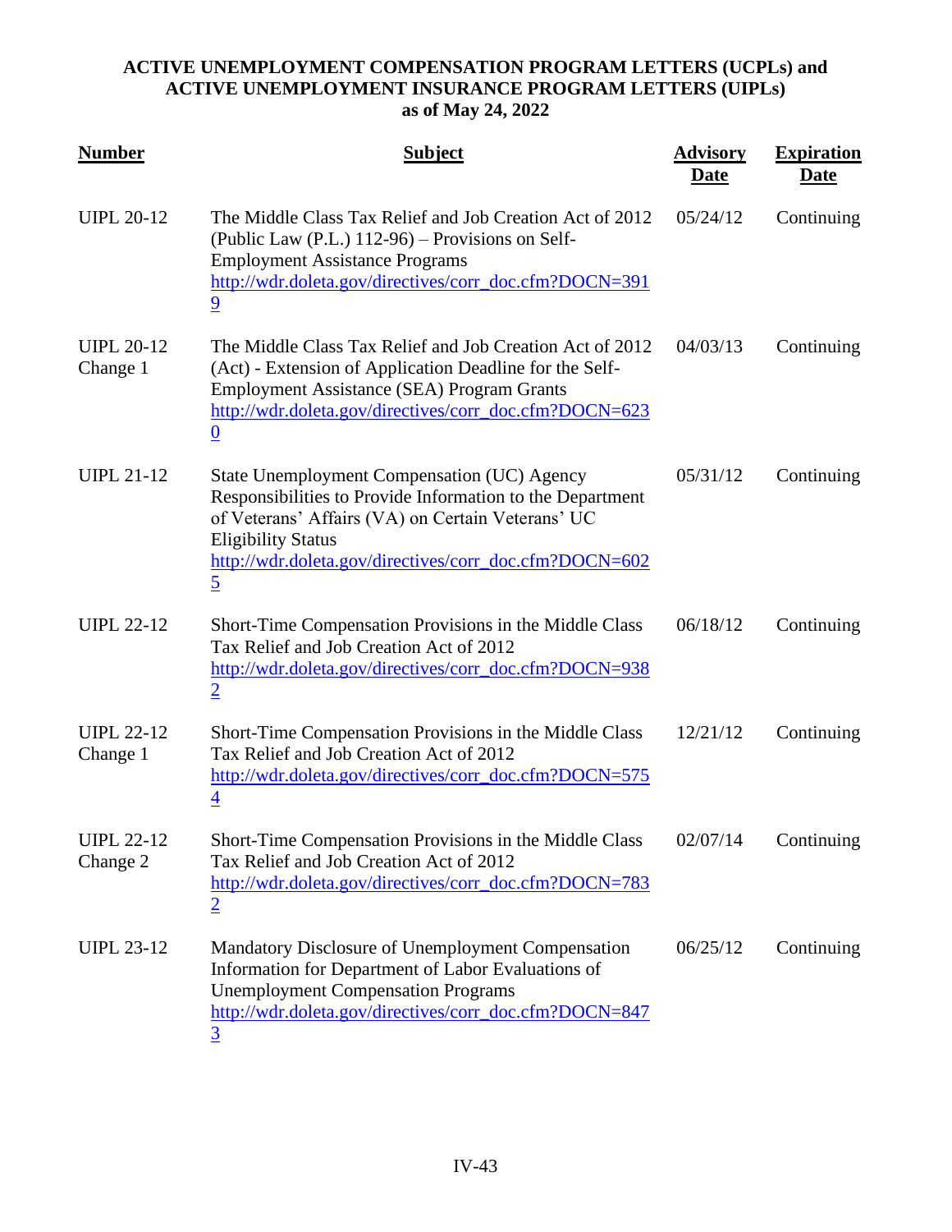**ACTIVE UNEMPLOYMENT COMPENSATION PROGRAM LETTERS (UCPLs) and ACTIVE UNEMPLOYMENT INSURANCE PROGRAM LETTERS (UIPLs) as of May 24, 2022**

| Number | Subject | Advisory Date | Expiration Date |
|---|---|---|---|
| UIPL 20-12 | The Middle Class Tax Relief and Job Creation Act of 2012 (Public Law (P.L.) 112-96) – Provisions on Self-Employment Assistance Programs http://wdr.doleta.gov/directives/corr_doc.cfm?DOCN=3919 | 05/24/12 | Continuing |
| UIPL 20-12 Change 1 | The Middle Class Tax Relief and Job Creation Act of 2012 (Act) - Extension of Application Deadline for the Self-Employment Assistance (SEA) Program Grants http://wdr.doleta.gov/directives/corr_doc.cfm?DOCN=6230 | 04/03/13 | Continuing |
| UIPL 21-12 | State Unemployment Compensation (UC) Agency Responsibilities to Provide Information to the Department of Veterans' Affairs (VA) on Certain Veterans' UC Eligibility Status http://wdr.doleta.gov/directives/corr_doc.cfm?DOCN=6025 | 05/31/12 | Continuing |
| UIPL 22-12 | Short-Time Compensation Provisions in the Middle Class Tax Relief and Job Creation Act of 2012 http://wdr.doleta.gov/directives/corr_doc.cfm?DOCN=9382 | 06/18/12 | Continuing |
| UIPL 22-12 Change 1 | Short-Time Compensation Provisions in the Middle Class Tax Relief and Job Creation Act of 2012 http://wdr.doleta.gov/directives/corr_doc.cfm?DOCN=5754 | 12/21/12 | Continuing |
| UIPL 22-12 Change 2 | Short-Time Compensation Provisions in the Middle Class Tax Relief and Job Creation Act of 2012 http://wdr.doleta.gov/directives/corr_doc.cfm?DOCN=7832 | 02/07/14 | Continuing |
| UIPL 23-12 | Mandatory Disclosure of Unemployment Compensation Information for Department of Labor Evaluations of Unemployment Compensation Programs http://wdr.doleta.gov/directives/corr_doc.cfm?DOCN=8473 | 06/25/12 | Continuing |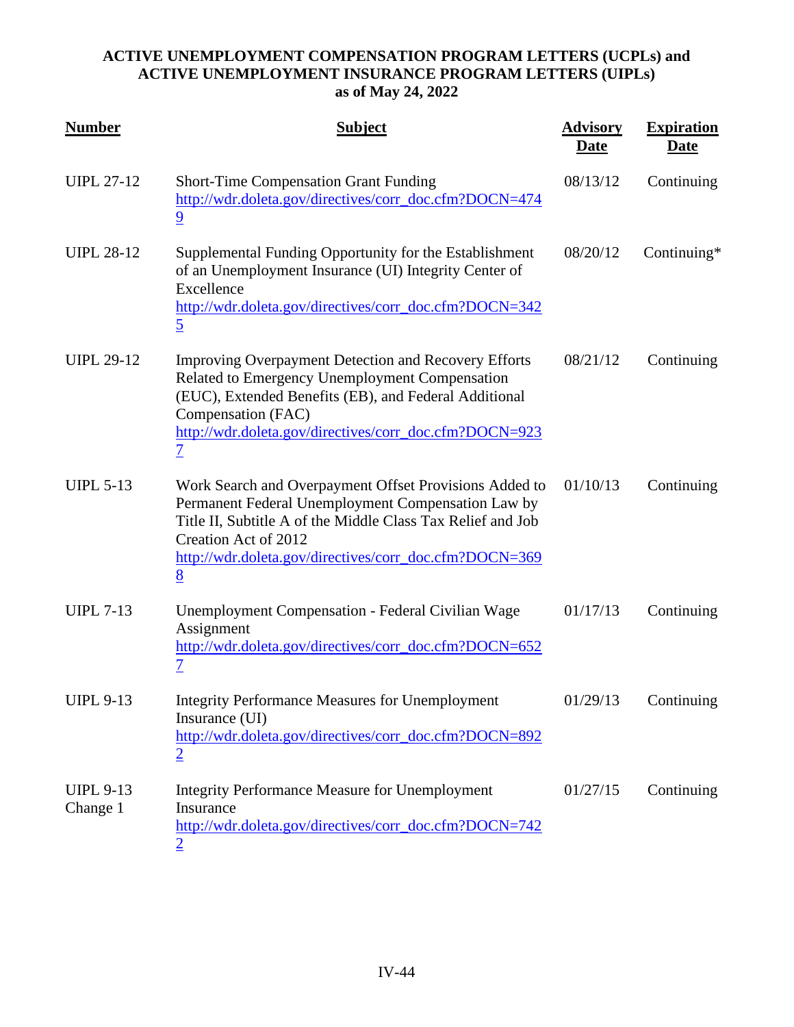**ACTIVE UNEMPLOYMENT COMPENSATION PROGRAM LETTERS (UCPLs) and ACTIVE UNEMPLOYMENT INSURANCE PROGRAM LETTERS (UIPLs) as of May 24, 2022**

| Number | Subject | Advisory Date | Expiration Date |
|---|---|---|---|
| UIPL 27-12 | Short-Time Compensation Grant Funding http://wdr.doleta.gov/directives/corr_doc.cfm?DOCN=4749 | 08/13/12 | Continuing |
| UIPL 28-12 | Supplemental Funding Opportunity for the Establishment of an Unemployment Insurance (UI) Integrity Center of Excellence http://wdr.doleta.gov/directives/corr_doc.cfm?DOCN=3425 | 08/20/12 | Continuing* |
| UIPL 29-12 | Improving Overpayment Detection and Recovery Efforts Related to Emergency Unemployment Compensation (EUC), Extended Benefits (EB), and Federal Additional Compensation (FAC) http://wdr.doleta.gov/directives/corr_doc.cfm?DOCN=9237 | 08/21/12 | Continuing |
| UIPL 5-13 | Work Search and Overpayment Offset Provisions Added to Permanent Federal Unemployment Compensation Law by Title II, Subtitle A of the Middle Class Tax Relief and Job Creation Act of 2012 http://wdr.doleta.gov/directives/corr_doc.cfm?DOCN=3698 | 01/10/13 | Continuing |
| UIPL 7-13 | Unemployment Compensation - Federal Civilian Wage Assignment http://wdr.doleta.gov/directives/corr_doc.cfm?DOCN=6527 | 01/17/13 | Continuing |
| UIPL 9-13 | Integrity Performance Measures for Unemployment Insurance (UI) http://wdr.doleta.gov/directives/corr_doc.cfm?DOCN=8922 | 01/29/13 | Continuing |
| UIPL 9-13 Change 1 | Integrity Performance Measure for Unemployment Insurance http://wdr.doleta.gov/directives/corr_doc.cfm?DOCN=7422 | 01/27/15 | Continuing |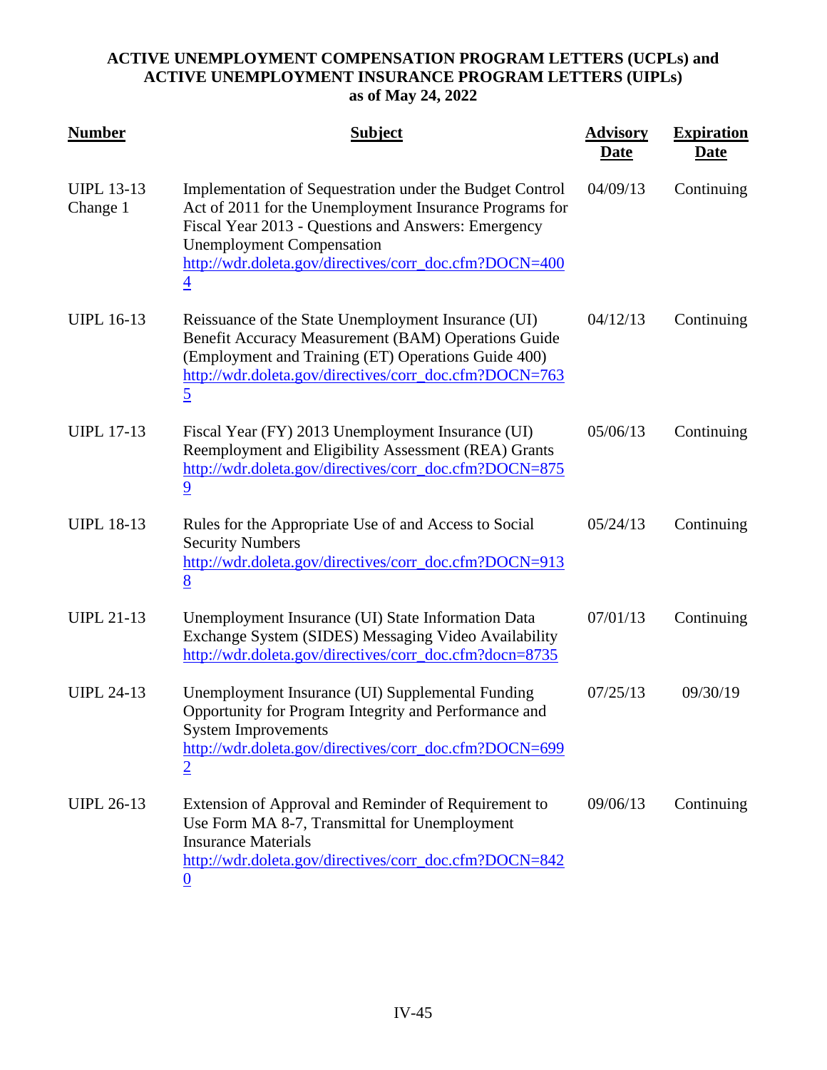**ACTIVE UNEMPLOYMENT COMPENSATION PROGRAM LETTERS (UCPLs) and ACTIVE UNEMPLOYMENT INSURANCE PROGRAM LETTERS (UIPLs) as of May 24, 2022**

| Number | Subject | Advisory Date | Expiration Date |
|---|---|---|---|
| UIPL 13-13 Change 1 | Implementation of Sequestration under the Budget Control Act of 2011 for the Unemployment Insurance Programs for Fiscal Year 2013 - Questions and Answers: Emergency Unemployment Compensation http://wdr.doleta.gov/directives/corr_doc.cfm?DOCN=4004 | 04/09/13 | Continuing |
| UIPL 16-13 | Reissuance of the State Unemployment Insurance (UI) Benefit Accuracy Measurement (BAM) Operations Guide (Employment and Training (ET) Operations Guide 400) http://wdr.doleta.gov/directives/corr_doc.cfm?DOCN=7635 | 04/12/13 | Continuing |
| UIPL 17-13 | Fiscal Year (FY) 2013 Unemployment Insurance (UI) Reemployment and Eligibility Assessment (REA) Grants http://wdr.doleta.gov/directives/corr_doc.cfm?DOCN=8759 | 05/06/13 | Continuing |
| UIPL 18-13 | Rules for the Appropriate Use of and Access to Social Security Numbers http://wdr.doleta.gov/directives/corr_doc.cfm?DOCN=9138 | 05/24/13 | Continuing |
| UIPL 21-13 | Unemployment Insurance (UI) State Information Data Exchange System (SIDES) Messaging Video Availability http://wdr.doleta.gov/directives/corr_doc.cfm?docn=8735 | 07/01/13 | Continuing |
| UIPL 24-13 | Unemployment Insurance (UI) Supplemental Funding Opportunity for Program Integrity and Performance and System Improvements http://wdr.doleta.gov/directives/corr_doc.cfm?DOCN=6992 | 07/25/13 | 09/30/19 |
| UIPL 26-13 | Extension of Approval and Reminder of Requirement to Use Form MA 8-7, Transmittal for Unemployment Insurance Materials http://wdr.doleta.gov/directives/corr_doc.cfm?DOCN=8420 | 09/06/13 | Continuing |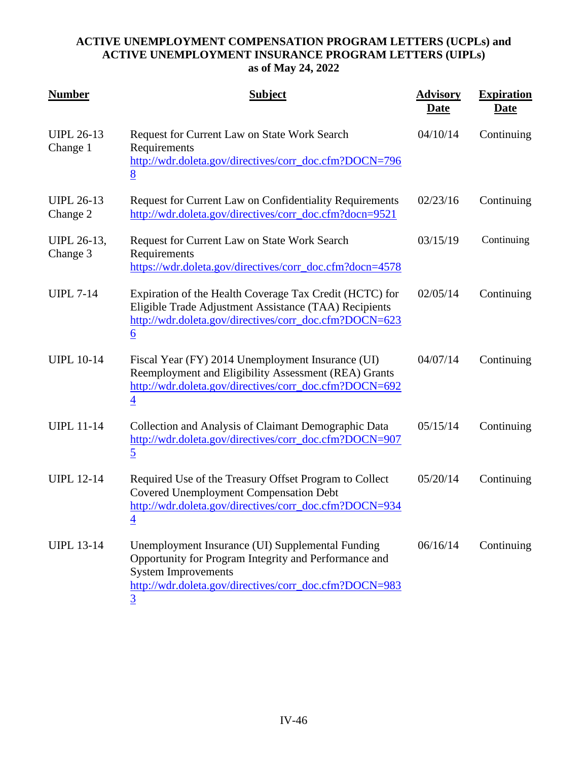**ACTIVE UNEMPLOYMENT COMPENSATION PROGRAM LETTERS (UCPLs) and ACTIVE UNEMPLOYMENT INSURANCE PROGRAM LETTERS (UIPLs) as of May 24, 2022**

| Number | Subject | Advisory Date | Expiration Date |
|---|---|---|---|
| UIPL 26-13 Change 1 | Request for Current Law on State Work Search Requirements http://wdr.doleta.gov/directives/corr_doc.cfm?DOCN=7968 | 04/10/14 | Continuing |
| UIPL 26-13 Change 2 | Request for Current Law on Confidentiality Requirements http://wdr.doleta.gov/directives/corr_doc.cfm?docn=9521 | 02/23/16 | Continuing |
| UIPL 26-13, Change 3 | Request for Current Law on State Work Search Requirements https://wdr.doleta.gov/directives/corr_doc.cfm?docn=4578 | 03/15/19 | Continuing |
| UIPL 7-14 | Expiration of the Health Coverage Tax Credit (HCTC) for Eligible Trade Adjustment Assistance (TAA) Recipients http://wdr.doleta.gov/directives/corr_doc.cfm?DOCN=6236 | 02/05/14 | Continuing |
| UIPL 10-14 | Fiscal Year (FY) 2014 Unemployment Insurance (UI) Reemployment and Eligibility Assessment (REA) Grants http://wdr.doleta.gov/directives/corr_doc.cfm?DOCN=6924 | 04/07/14 | Continuing |
| UIPL 11-14 | Collection and Analysis of Claimant Demographic Data http://wdr.doleta.gov/directives/corr_doc.cfm?DOCN=9075 | 05/15/14 | Continuing |
| UIPL 12-14 | Required Use of the Treasury Offset Program to Collect Covered Unemployment Compensation Debt http://wdr.doleta.gov/directives/corr_doc.cfm?DOCN=9344 | 05/20/14 | Continuing |
| UIPL 13-14 | Unemployment Insurance (UI) Supplemental Funding Opportunity for Program Integrity and Performance and System Improvements http://wdr.doleta.gov/directives/corr_doc.cfm?DOCN=9833 | 06/16/14 | Continuing |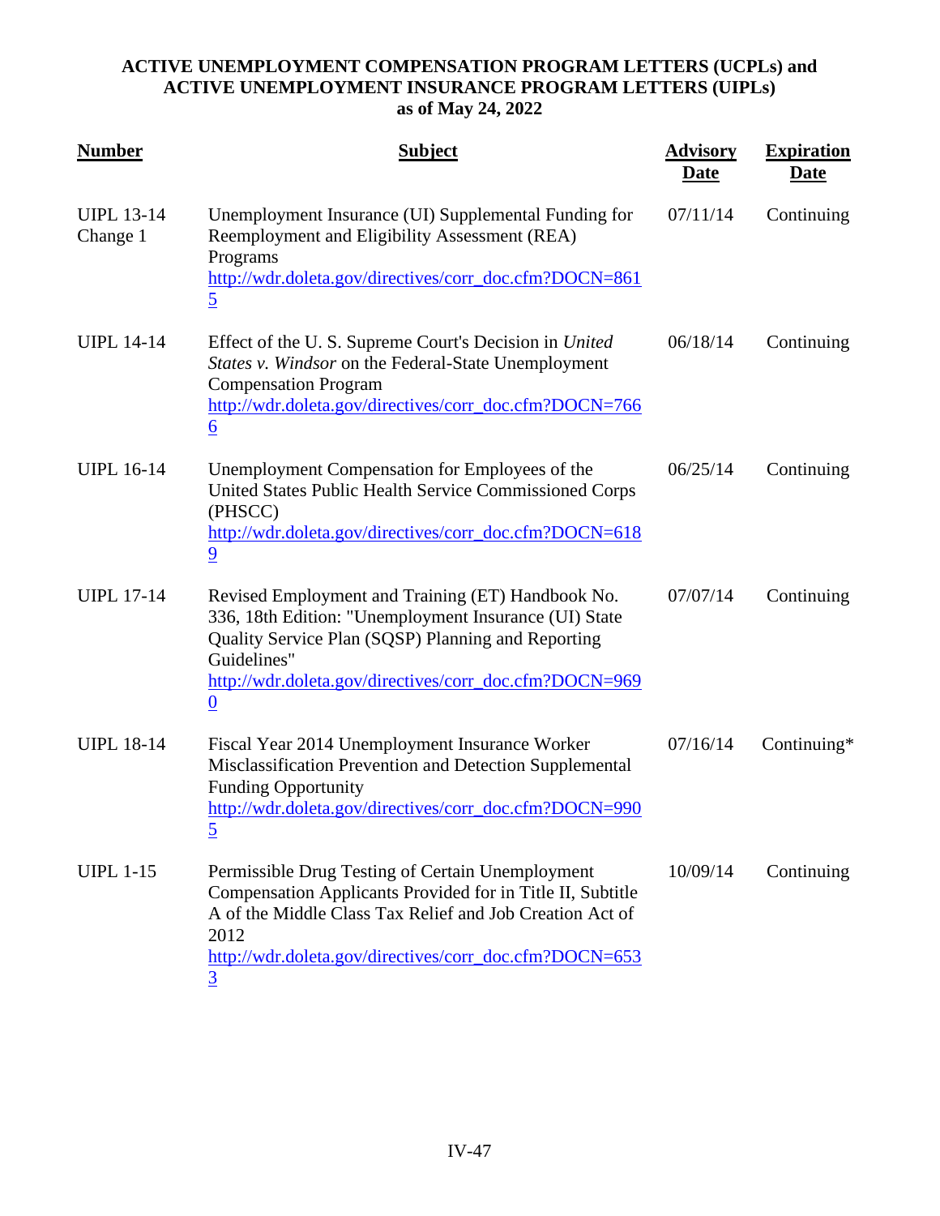**ACTIVE UNEMPLOYMENT COMPENSATION PROGRAM LETTERS (UCPLs) and ACTIVE UNEMPLOYMENT INSURANCE PROGRAM LETTERS (UIPLs) as of May 24, 2022**

| Number | Subject | Advisory Date | Expiration Date |
|---|---|---|---|
| UIPL 13-14 Change 1 | Unemployment Insurance (UI) Supplemental Funding for Reemployment and Eligibility Assessment (REA) Programs http://wdr.doleta.gov/directives/corr_doc.cfm?DOCN=8615 | 07/11/14 | Continuing |
| UIPL 14-14 | Effect of the U. S. Supreme Court's Decision in *United States v. Windsor* on the Federal-State Unemployment Compensation Program http://wdr.doleta.gov/directives/corr_doc.cfm?DOCN=7666 | 06/18/14 | Continuing |
| UIPL 16-14 | Unemployment Compensation for Employees of the United States Public Health Service Commissioned Corps (PHSCC) http://wdr.doleta.gov/directives/corr_doc.cfm?DOCN=6189 | 06/25/14 | Continuing |
| UIPL 17-14 | Revised Employment and Training (ET) Handbook No. 336, 18th Edition: "Unemployment Insurance (UI) State Quality Service Plan (SQSP) Planning and Reporting Guidelines" http://wdr.doleta.gov/directives/corr_doc.cfm?DOCN=9690 | 07/07/14 | Continuing |
| UIPL 18-14 | Fiscal Year 2014 Unemployment Insurance Worker Misclassification Prevention and Detection Supplemental Funding Opportunity http://wdr.doleta.gov/directives/corr_doc.cfm?DOCN=9905 | 07/16/14 | Continuing* |
| UIPL 1-15 | Permissible Drug Testing of Certain Unemployment Compensation Applicants Provided for in Title II, Subtitle A of the Middle Class Tax Relief and Job Creation Act of 2012 http://wdr.doleta.gov/directives/corr_doc.cfm?DOCN=6533 | 10/09/14 | Continuing |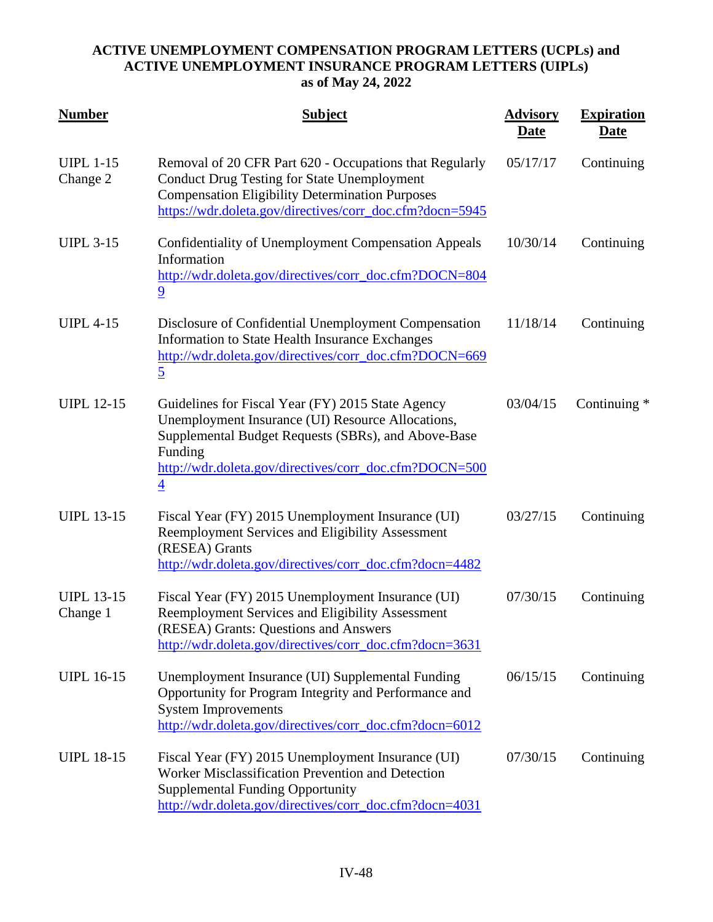**ACTIVE UNEMPLOYMENT COMPENSATION PROGRAM LETTERS (UCPLs) and ACTIVE UNEMPLOYMENT INSURANCE PROGRAM LETTERS (UIPLs) as of May 24, 2022**

| Number | Subject | Advisory Date | Expiration Date |
|---|---|---|---|
| UIPL 1-15 Change 2 | Removal of 20 CFR Part 620 - Occupations that Regularly Conduct Drug Testing for State Unemployment Compensation Eligibility Determination Purposes https://wdr.doleta.gov/directives/corr_doc.cfm?docn=5945 | 05/17/17 | Continuing |
| UIPL 3-15 | Confidentiality of Unemployment Compensation Appeals Information http://wdr.doleta.gov/directives/corr_doc.cfm?DOCN=8049 | 10/30/14 | Continuing |
| UIPL 4-15 | Disclosure of Confidential Unemployment Compensation Information to State Health Insurance Exchanges http://wdr.doleta.gov/directives/corr_doc.cfm?DOCN=6695 | 11/18/14 | Continuing |
| UIPL 12-15 | Guidelines for Fiscal Year (FY) 2015 State Agency Unemployment Insurance (UI) Resource Allocations, Supplemental Budget Requests (SBRs), and Above-Base Funding http://wdr.doleta.gov/directives/corr_doc.cfm?DOCN=5004 | 03/04/15 | Continuing * |
| UIPL 13-15 | Fiscal Year (FY) 2015 Unemployment Insurance (UI) Reemployment Services and Eligibility Assessment (RESEA) Grants http://wdr.doleta.gov/directives/corr_doc.cfm?docn=4482 | 03/27/15 | Continuing |
| UIPL 13-15 Change 1 | Fiscal Year (FY) 2015 Unemployment Insurance (UI) Reemployment Services and Eligibility Assessment (RESEA) Grants: Questions and Answers http://wdr.doleta.gov/directives/corr_doc.cfm?docn=3631 | 07/30/15 | Continuing |
| UIPL 16-15 | Unemployment Insurance (UI) Supplemental Funding Opportunity for Program Integrity and Performance and System Improvements http://wdr.doleta.gov/directives/corr_doc.cfm?docn=6012 | 06/15/15 | Continuing |
| UIPL 18-15 | Fiscal Year (FY) 2015 Unemployment Insurance (UI) Worker Misclassification Prevention and Detection Supplemental Funding Opportunity http://wdr.doleta.gov/directives/corr_doc.cfm?docn=4031 | 07/30/15 | Continuing |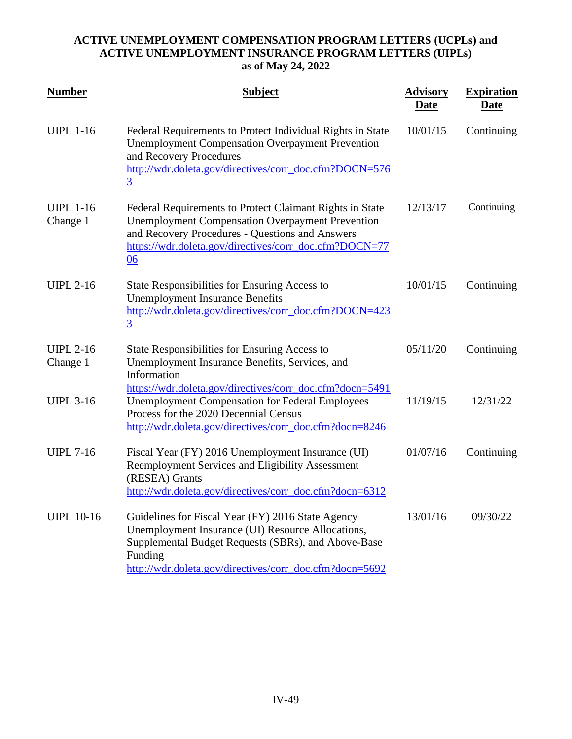**ACTIVE UNEMPLOYMENT COMPENSATION PROGRAM LETTERS (UCPLs) and ACTIVE UNEMPLOYMENT INSURANCE PROGRAM LETTERS (UIPLs) as of May 24, 2022**

| Number | Subject | Advisory Date | Expiration Date |
|---|---|---|---|
| UIPL 1-16 | Federal Requirements to Protect Individual Rights in State Unemployment Compensation Overpayment Prevention and Recovery Procedures http://wdr.doleta.gov/directives/corr_doc.cfm?DOCN=5763 | 10/01/15 | Continuing |
| UIPL 1-16 Change 1 | Federal Requirements to Protect Claimant Rights in State Unemployment Compensation Overpayment Prevention and Recovery Procedures - Questions and Answers https://wdr.doleta.gov/directives/corr_doc.cfm?DOCN=7706 | 12/13/17 | Continuing |
| UIPL 2-16 | State Responsibilities for Ensuring Access to Unemployment Insurance Benefits http://wdr.doleta.gov/directives/corr_doc.cfm?DOCN=4233 | 10/01/15 | Continuing |
| UIPL 2-16 Change 1 | State Responsibilities for Ensuring Access to Unemployment Insurance Benefits, Services, and Information https://wdr.doleta.gov/directives/corr_doc.cfm?docn=5491 | 05/11/20 | Continuing |
| UIPL 3-16 | Unemployment Compensation for Federal Employees Process for the 2020 Decennial Census http://wdr.doleta.gov/directives/corr_doc.cfm?docn=8246 | 11/19/15 | 12/31/22 |
| UIPL 7-16 | Fiscal Year (FY) 2016 Unemployment Insurance (UI) Reemployment Services and Eligibility Assessment (RESEA) Grants http://wdr.doleta.gov/directives/corr_doc.cfm?docn=6312 | 01/07/16 | Continuing |
| UIPL 10-16 | Guidelines for Fiscal Year (FY) 2016 State Agency Unemployment Insurance (UI) Resource Allocations, Supplemental Budget Requests (SBRs), and Above-Base Funding http://wdr.doleta.gov/directives/corr_doc.cfm?docn=5692 | 13/01/16 | 09/30/22 |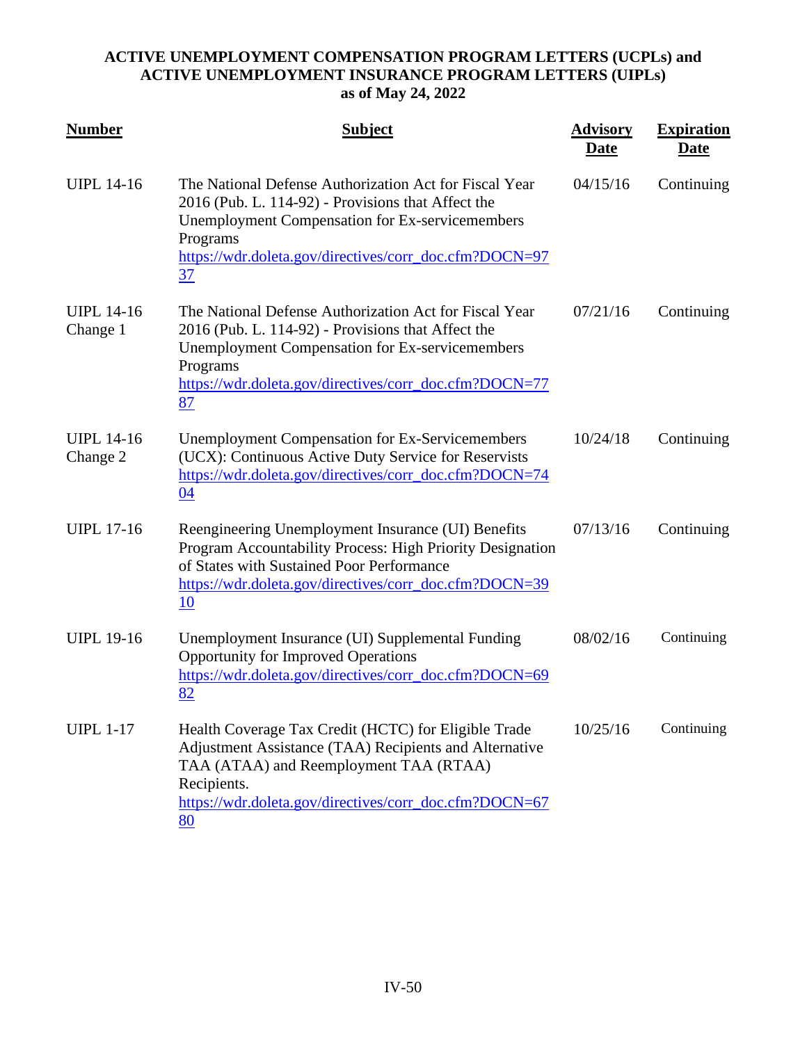**ACTIVE UNEMPLOYMENT COMPENSATION PROGRAM LETTERS (UCPLs) and ACTIVE UNEMPLOYMENT INSURANCE PROGRAM LETTERS (UIPLs) as of May 24, 2022**

| Number | Subject | Advisory Date | Expiration Date |
|---|---|---|---|
| UIPL 14-16 | The National Defense Authorization Act for Fiscal Year 2016 (Pub. L. 114-92) - Provisions that Affect the Unemployment Compensation for Ex-servicemembers Programs https://wdr.doleta.gov/directives/corr_doc.cfm?DOCN=9737 | 04/15/16 | Continuing |
| UIPL 14-16 Change 1 | The National Defense Authorization Act for Fiscal Year 2016 (Pub. L. 114-92) - Provisions that Affect the Unemployment Compensation for Ex-servicemembers Programs https://wdr.doleta.gov/directives/corr_doc.cfm?DOCN=7787 | 07/21/16 | Continuing |
| UIPL 14-16 Change 2 | Unemployment Compensation for Ex-Servicemembers (UCX): Continuous Active Duty Service for Reservists https://wdr.doleta.gov/directives/corr_doc.cfm?DOCN=7404 | 10/24/18 | Continuing |
| UIPL 17-16 | Reengineering Unemployment Insurance (UI) Benefits Program Accountability Process: High Priority Designation of States with Sustained Poor Performance https://wdr.doleta.gov/directives/corr_doc.cfm?DOCN=3910 | 07/13/16 | Continuing |
| UIPL 19-16 | Unemployment Insurance (UI) Supplemental Funding Opportunity for Improved Operations https://wdr.doleta.gov/directives/corr_doc.cfm?DOCN=6982 | 08/02/16 | Continuing |
| UIPL 1-17 | Health Coverage Tax Credit (HCTC) for Eligible Trade Adjustment Assistance (TAA) Recipients and Alternative TAA (ATAA) and Reemployment TAA (RTAA) Recipients. https://wdr.doleta.gov/directives/corr_doc.cfm?DOCN=6780 | 10/25/16 | Continuing |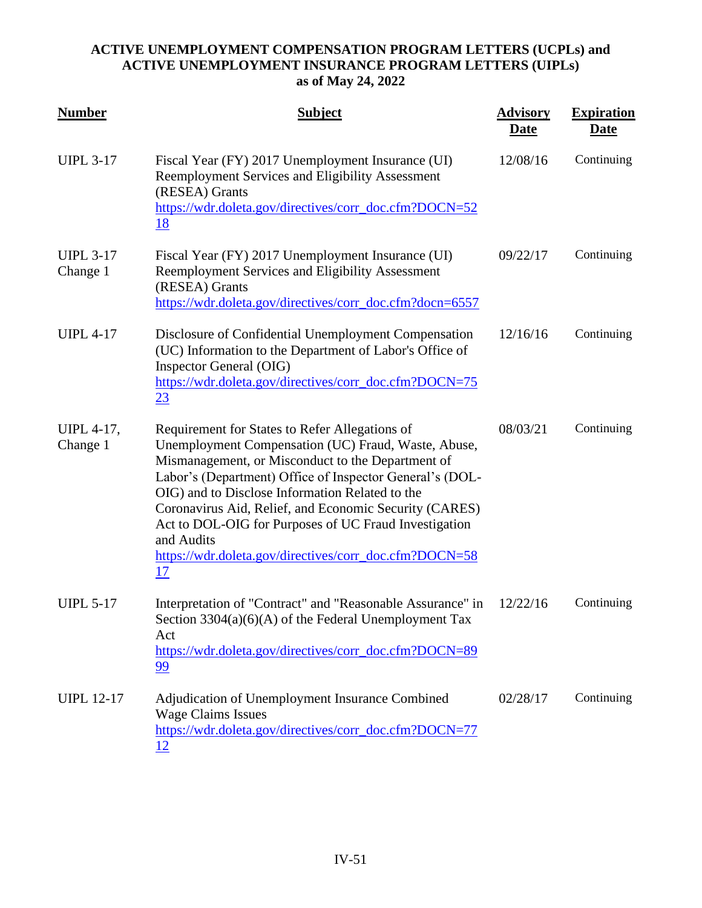**ACTIVE UNEMPLOYMENT COMPENSATION PROGRAM LETTERS (UCPLs) and ACTIVE UNEMPLOYMENT INSURANCE PROGRAM LETTERS (UIPLs) as of May 24, 2022**

| Number | Subject | Advisory Date | Expiration Date |
|---|---|---|---|
| UIPL 3-17 | Fiscal Year (FY) 2017 Unemployment Insurance (UI) Reemployment Services and Eligibility Assessment (RESEA) Grants https://wdr.doleta.gov/directives/corr_doc.cfm?DOCN=5218 | 12/08/16 | Continuing |
| UIPL 3-17 Change 1 | Fiscal Year (FY) 2017 Unemployment Insurance (UI) Reemployment Services and Eligibility Assessment (RESEA) Grants https://wdr.doleta.gov/directives/corr_doc.cfm?docn=6557 | 09/22/17 | Continuing |
| UIPL 4-17 | Disclosure of Confidential Unemployment Compensation (UC) Information to the Department of Labor's Office of Inspector General (OIG) https://wdr.doleta.gov/directives/corr_doc.cfm?DOCN=7523 | 12/16/16 | Continuing |
| UIPL 4-17, Change 1 | Requirement for States to Refer Allegations of Unemployment Compensation (UC) Fraud, Waste, Abuse, Mismanagement, or Misconduct to the Department of Labor's (Department) Office of Inspector General's (DOL-OIG) and to Disclose Information Related to the Coronavirus Aid, Relief, and Economic Security (CARES) Act to DOL-OIG for Purposes of UC Fraud Investigation and Audits https://wdr.doleta.gov/directives/corr_doc.cfm?DOCN=5817 | 08/03/21 | Continuing |
| UIPL 5-17 | Interpretation of "Contract" and "Reasonable Assurance" in Section 3304(a)(6)(A) of the Federal Unemployment Tax Act https://wdr.doleta.gov/directives/corr_doc.cfm?DOCN=8999 | 12/22/16 | Continuing |
| UIPL 12-17 | Adjudication of Unemployment Insurance Combined Wage Claims Issues https://wdr.doleta.gov/directives/corr_doc.cfm?DOCN=7712 | 02/28/17 | Continuing |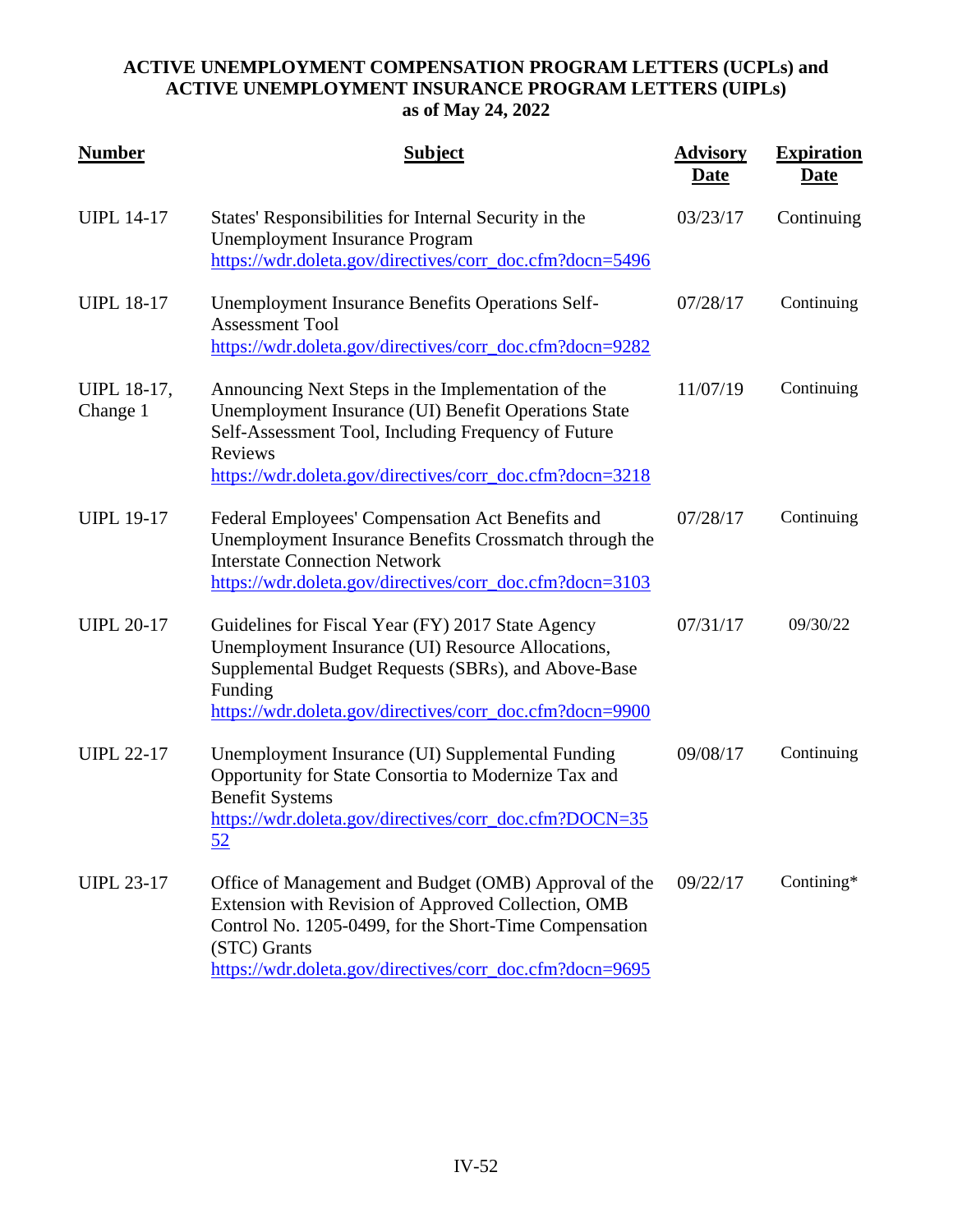**ACTIVE UNEMPLOYMENT COMPENSATION PROGRAM LETTERS (UCPLs) and ACTIVE UNEMPLOYMENT INSURANCE PROGRAM LETTERS (UIPLs) as of May 24, 2022**

| Number | Subject | Advisory Date | Expiration Date |
|---|---|---|---|
| UIPL 14-17 | States' Responsibilities for Internal Security in the Unemployment Insurance Program https://wdr.doleta.gov/directives/corr_doc.cfm?docn=5496 | 03/23/17 | Continuing |
| UIPL 18-17 | Unemployment Insurance Benefits Operations Self-Assessment Tool https://wdr.doleta.gov/directives/corr_doc.cfm?docn=9282 | 07/28/17 | Continuing |
| UIPL 18-17, Change 1 | Announcing Next Steps in the Implementation of the Unemployment Insurance (UI) Benefit Operations State Self-Assessment Tool, Including Frequency of Future Reviews https://wdr.doleta.gov/directives/corr_doc.cfm?docn=3218 | 11/07/19 | Continuing |
| UIPL 19-17 | Federal Employees' Compensation Act Benefits and Unemployment Insurance Benefits Crossmatch through the Interstate Connection Network https://wdr.doleta.gov/directives/corr_doc.cfm?docn=3103 | 07/28/17 | Continuing |
| UIPL 20-17 | Guidelines for Fiscal Year (FY) 2017 State Agency Unemployment Insurance (UI) Resource Allocations, Supplemental Budget Requests (SBRs), and Above-Base Funding https://wdr.doleta.gov/directives/corr_doc.cfm?docn=9900 | 07/31/17 | 09/30/22 |
| UIPL 22-17 | Unemployment Insurance (UI) Supplemental Funding Opportunity for State Consortia to Modernize Tax and Benefit Systems https://wdr.doleta.gov/directives/corr_doc.cfm?DOCN=3552 | 09/08/17 | Continuing |
| UIPL 23-17 | Office of Management and Budget (OMB) Approval of the Extension with Revision of Approved Collection, OMB Control No. 1205-0499, for the Short-Time Compensation (STC) Grants https://wdr.doleta.gov/directives/corr_doc.cfm?docn=9695 | 09/22/17 | Contining* |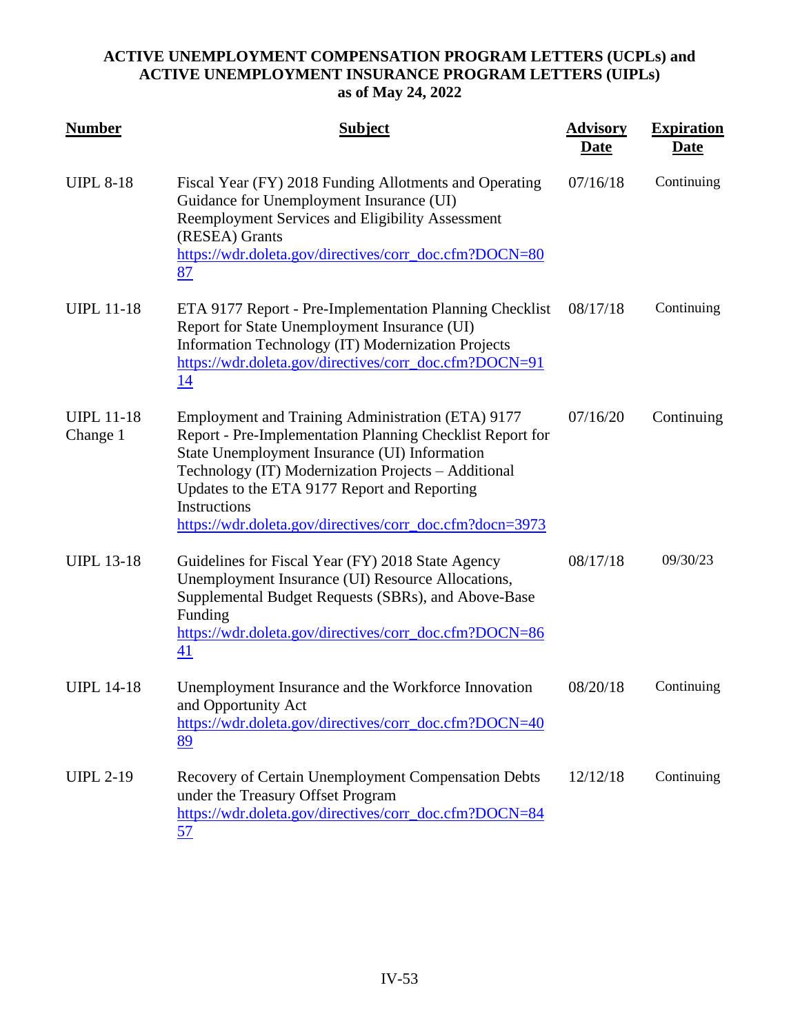**ACTIVE UNEMPLOYMENT COMPENSATION PROGRAM LETTERS (UCPLs) and ACTIVE UNEMPLOYMENT INSURANCE PROGRAM LETTERS (UIPLs) as of May 24, 2022**

| Number | Subject | Advisory Date | Expiration Date |
|---|---|---|---|
| UIPL 8-18 | Fiscal Year (FY) 2018 Funding Allotments and Operating Guidance for Unemployment Insurance (UI) Reemployment Services and Eligibility Assessment (RESEA) Grants https://wdr.doleta.gov/directives/corr_doc.cfm?DOCN=8087 | 07/16/18 | Continuing |
| UIPL 11-18 | ETA 9177 Report - Pre-Implementation Planning Checklist Report for State Unemployment Insurance (UI) Information Technology (IT) Modernization Projects https://wdr.doleta.gov/directives/corr_doc.cfm?DOCN=9114 | 08/17/18 | Continuing |
| UIPL 11-18 Change 1 | Employment and Training Administration (ETA) 9177 Report - Pre-Implementation Planning Checklist Report for State Unemployment Insurance (UI) Information Technology (IT) Modernization Projects – Additional Updates to the ETA 9177 Report and Reporting Instructions https://wdr.doleta.gov/directives/corr_doc.cfm?docn=3973 | 07/16/20 | Continuing |
| UIPL 13-18 | Guidelines for Fiscal Year (FY) 2018 State Agency Unemployment Insurance (UI) Resource Allocations, Supplemental Budget Requests (SBRs), and Above-Base Funding https://wdr.doleta.gov/directives/corr_doc.cfm?DOCN=8641 | 08/17/18 | 09/30/23 |
| UIPL 14-18 | Unemployment Insurance and the Workforce Innovation and Opportunity Act https://wdr.doleta.gov/directives/corr_doc.cfm?DOCN=4089 | 08/20/18 | Continuing |
| UIPL 2-19 | Recovery of Certain Unemployment Compensation Debts under the Treasury Offset Program https://wdr.doleta.gov/directives/corr_doc.cfm?DOCN=8457 | 12/12/18 | Continuing |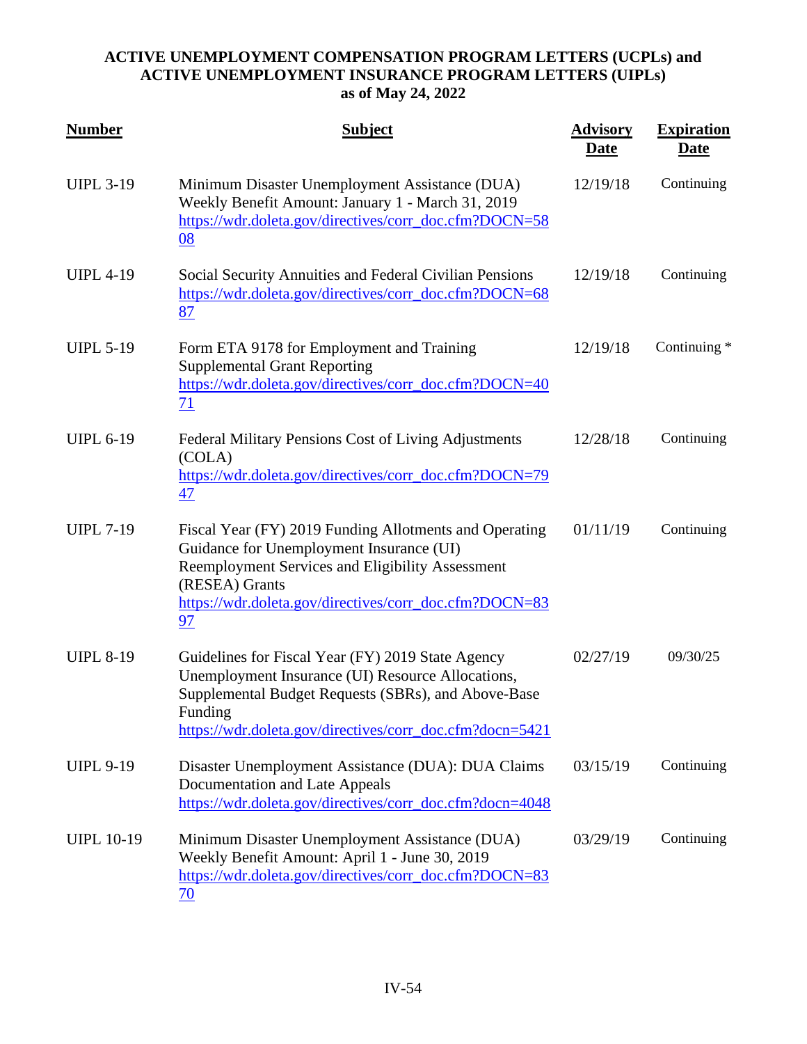**ACTIVE UNEMPLOYMENT COMPENSATION PROGRAM LETTERS (UCPLs) and ACTIVE UNEMPLOYMENT INSURANCE PROGRAM LETTERS (UIPLs) as of May 24, 2022**

| Number | Subject | Advisory Date | Expiration Date |
|---|---|---|---|
| UIPL 3-19 | Minimum Disaster Unemployment Assistance (DUA) Weekly Benefit Amount: January 1 - March 31, 2019 https://wdr.doleta.gov/directives/corr_doc.cfm?DOCN=5808 | 12/19/18 | Continuing |
| UIPL 4-19 | Social Security Annuities and Federal Civilian Pensions https://wdr.doleta.gov/directives/corr_doc.cfm?DOCN=6887 | 12/19/18 | Continuing |
| UIPL 5-19 | Form ETA 9178 for Employment and Training Supplemental Grant Reporting https://wdr.doleta.gov/directives/corr_doc.cfm?DOCN=4071 | 12/19/18 | Continuing * |
| UIPL 6-19 | Federal Military Pensions Cost of Living Adjustments (COLA) https://wdr.doleta.gov/directives/corr_doc.cfm?DOCN=7947 | 12/28/18 | Continuing |
| UIPL 7-19 | Fiscal Year (FY) 2019 Funding Allotments and Operating Guidance for Unemployment Insurance (UI) Reemployment Services and Eligibility Assessment (RESEA) Grants https://wdr.doleta.gov/directives/corr_doc.cfm?DOCN=8397 | 01/11/19 | Continuing |
| UIPL 8-19 | Guidelines for Fiscal Year (FY) 2019 State Agency Unemployment Insurance (UI) Resource Allocations, Supplemental Budget Requests (SBRs), and Above-Base Funding https://wdr.doleta.gov/directives/corr_doc.cfm?docn=5421 | 02/27/19 | 09/30/25 |
| UIPL 9-19 | Disaster Unemployment Assistance (DUA): DUA Claims Documentation and Late Appeals https://wdr.doleta.gov/directives/corr_doc.cfm?docn=4048 | 03/15/19 | Continuing |
| UIPL 10-19 | Minimum Disaster Unemployment Assistance (DUA) Weekly Benefit Amount: April 1 - June 30, 2019 https://wdr.doleta.gov/directives/corr_doc.cfm?DOCN=8370 | 03/29/19 | Continuing |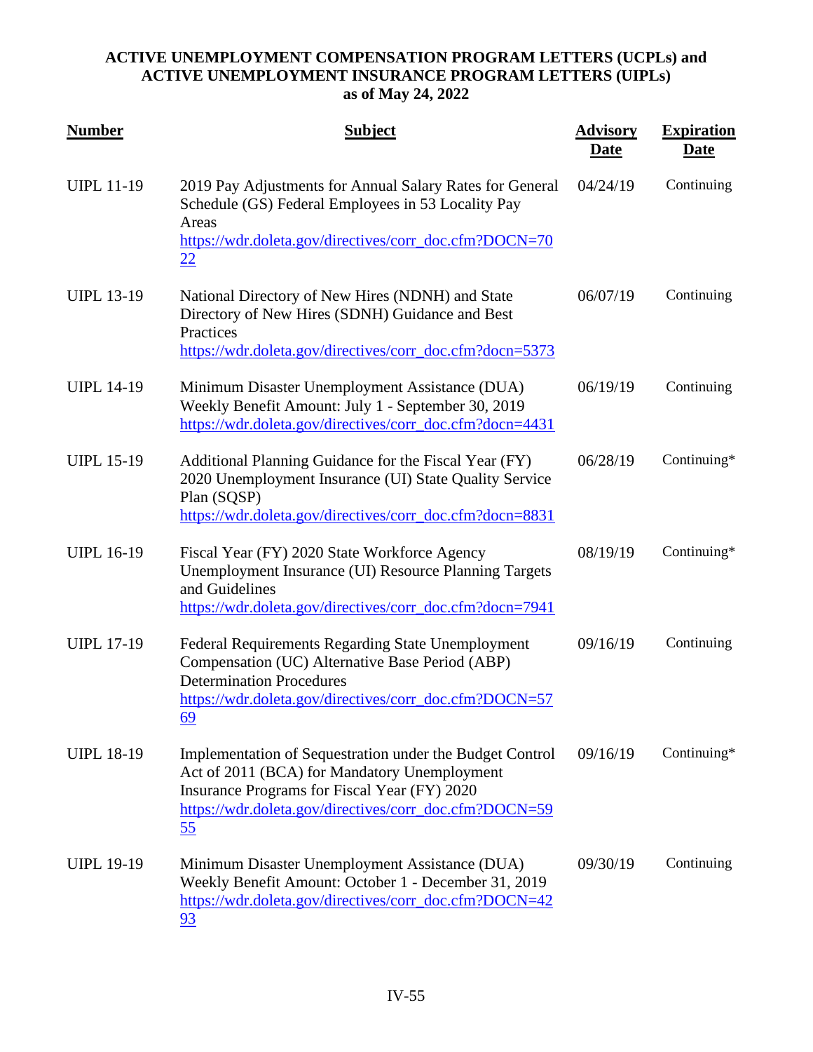**ACTIVE UNEMPLOYMENT COMPENSATION PROGRAM LETTERS (UCPLs) and ACTIVE UNEMPLOYMENT INSURANCE PROGRAM LETTERS (UIPLs) as of May 24, 2022**

| Number | Subject | Advisory Date | Expiration Date |
|---|---|---|---|
| UIPL 11-19 | 2019 Pay Adjustments for Annual Salary Rates for General Schedule (GS) Federal Employees in 53 Locality Pay Areas https://wdr.doleta.gov/directives/corr_doc.cfm?DOCN=7022 | 04/24/19 | Continuing |
| UIPL 13-19 | National Directory of New Hires (NDNH) and State Directory of New Hires (SDNH) Guidance and Best Practices https://wdr.doleta.gov/directives/corr_doc.cfm?docn=5373 | 06/07/19 | Continuing |
| UIPL 14-19 | Minimum Disaster Unemployment Assistance (DUA) Weekly Benefit Amount: July 1 - September 30, 2019 https://wdr.doleta.gov/directives/corr_doc.cfm?docn=4431 | 06/19/19 | Continuing |
| UIPL 15-19 | Additional Planning Guidance for the Fiscal Year (FY) 2020 Unemployment Insurance (UI) State Quality Service Plan (SQSP) https://wdr.doleta.gov/directives/corr_doc.cfm?docn=8831 | 06/28/19 | Continuing* |
| UIPL 16-19 | Fiscal Year (FY) 2020 State Workforce Agency Unemployment Insurance (UI) Resource Planning Targets and Guidelines https://wdr.doleta.gov/directives/corr_doc.cfm?docn=7941 | 08/19/19 | Continuing* |
| UIPL 17-19 | Federal Requirements Regarding State Unemployment Compensation (UC) Alternative Base Period (ABP) Determination Procedures https://wdr.doleta.gov/directives/corr_doc.cfm?DOCN=5769 | 09/16/19 | Continuing |
| UIPL 18-19 | Implementation of Sequestration under the Budget Control Act of 2011 (BCA) for Mandatory Unemployment Insurance Programs for Fiscal Year (FY) 2020 https://wdr.doleta.gov/directives/corr_doc.cfm?DOCN=5955 | 09/16/19 | Continuing* |
| UIPL 19-19 | Minimum Disaster Unemployment Assistance (DUA) Weekly Benefit Amount: October 1 - December 31, 2019 https://wdr.doleta.gov/directives/corr_doc.cfm?DOCN=4293 | 09/30/19 | Continuing |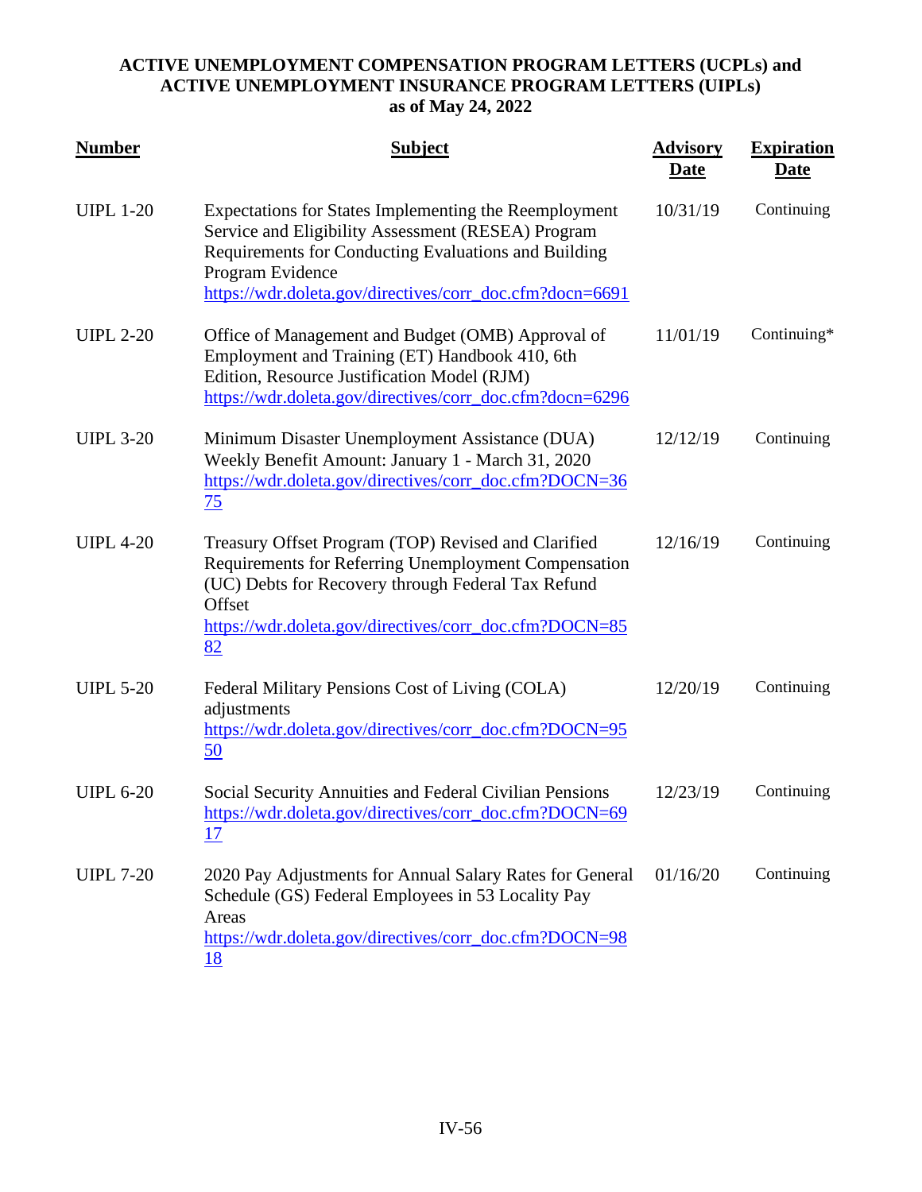**ACTIVE UNEMPLOYMENT COMPENSATION PROGRAM LETTERS (UCPLs) and ACTIVE UNEMPLOYMENT INSURANCE PROGRAM LETTERS (UIPLs) as of May 24, 2022**

| Number | Subject | Advisory Date | Expiration Date |
|---|---|---|---|
| UIPL 1-20 | Expectations for States Implementing the Reemployment Service and Eligibility Assessment (RESEA) Program Requirements for Conducting Evaluations and Building Program Evidence https://wdr.doleta.gov/directives/corr_doc.cfm?docn=6691 | 10/31/19 | Continuing |
| UIPL 2-20 | Office of Management and Budget (OMB) Approval of Employment and Training (ET) Handbook 410, 6th Edition, Resource Justification Model (RJM) https://wdr.doleta.gov/directives/corr_doc.cfm?docn=6296 | 11/01/19 | Continuing* |
| UIPL 3-20 | Minimum Disaster Unemployment Assistance (DUA) Weekly Benefit Amount: January 1 - March 31, 2020 https://wdr.doleta.gov/directives/corr_doc.cfm?DOCN=3675 | 12/12/19 | Continuing |
| UIPL 4-20 | Treasury Offset Program (TOP) Revised and Clarified Requirements for Referring Unemployment Compensation (UC) Debts for Recovery through Federal Tax Refund Offset https://wdr.doleta.gov/directives/corr_doc.cfm?DOCN=8582 | 12/16/19 | Continuing |
| UIPL 5-20 | Federal Military Pensions Cost of Living (COLA) adjustments https://wdr.doleta.gov/directives/corr_doc.cfm?DOCN=9550 | 12/20/19 | Continuing |
| UIPL 6-20 | Social Security Annuities and Federal Civilian Pensions https://wdr.doleta.gov/directives/corr_doc.cfm?DOCN=6917 | 12/23/19 | Continuing |
| UIPL 7-20 | 2020 Pay Adjustments for Annual Salary Rates for General Schedule (GS) Federal Employees in 53 Locality Pay Areas https://wdr.doleta.gov/directives/corr_doc.cfm?DOCN=9818 | 01/16/20 | Continuing |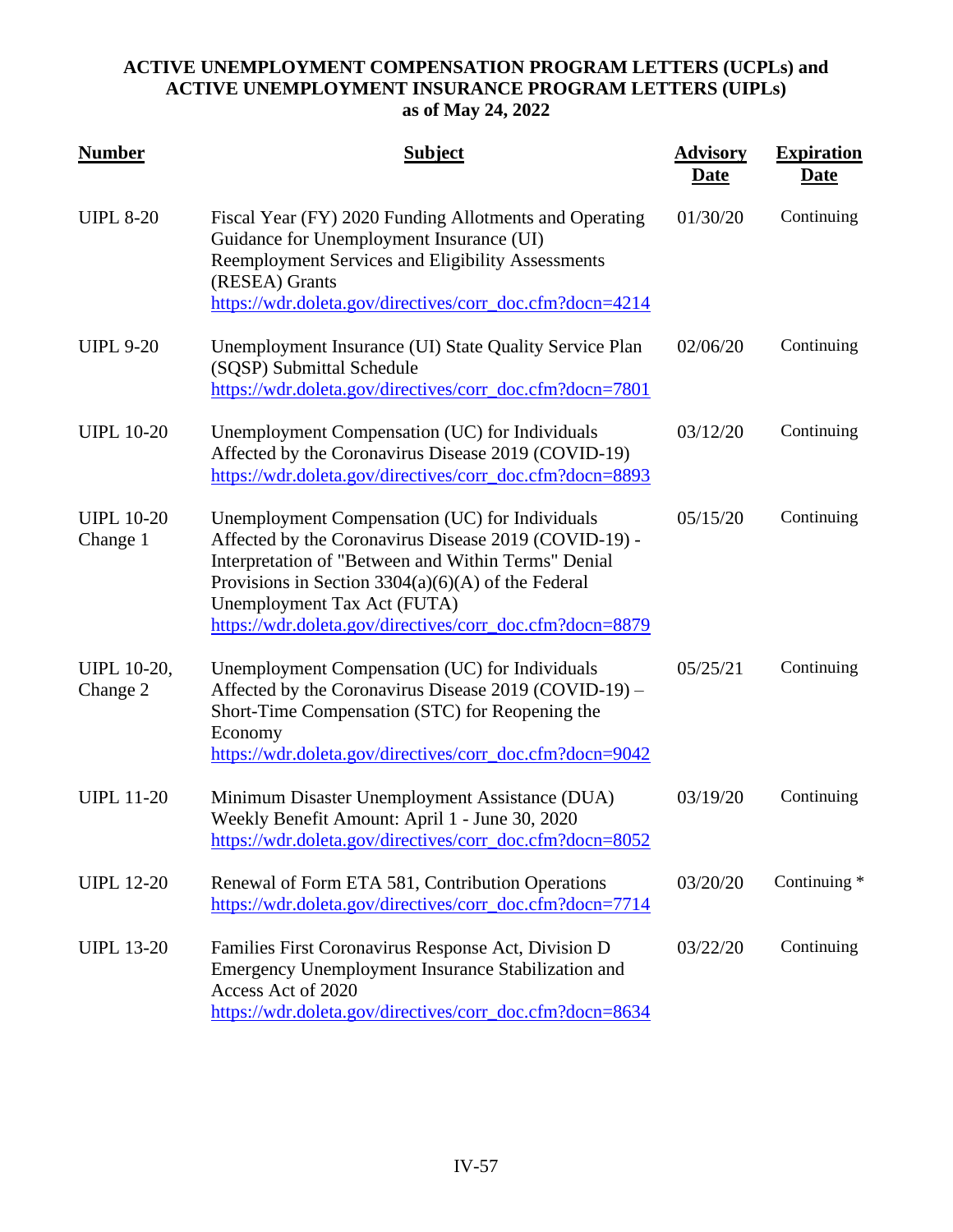**ACTIVE UNEMPLOYMENT COMPENSATION PROGRAM LETTERS (UCPLs) and ACTIVE UNEMPLOYMENT INSURANCE PROGRAM LETTERS (UIPLs) as of May 24, 2022**

| Number | Subject | Advisory Date | Expiration Date |
|---|---|---|---|
| UIPL 8-20 | Fiscal Year (FY) 2020 Funding Allotments and Operating Guidance for Unemployment Insurance (UI) Reemployment Services and Eligibility Assessments (RESEA) Grants https://wdr.doleta.gov/directives/corr_doc.cfm?docn=4214 | 01/30/20 | Continuing |
| UIPL 9-20 | Unemployment Insurance (UI) State Quality Service Plan (SQSP) Submittal Schedule https://wdr.doleta.gov/directives/corr_doc.cfm?docn=7801 | 02/06/20 | Continuing |
| UIPL 10-20 | Unemployment Compensation (UC) for Individuals Affected by the Coronavirus Disease 2019 (COVID-19) https://wdr.doleta.gov/directives/corr_doc.cfm?docn=8893 | 03/12/20 | Continuing |
| UIPL 10-20 Change 1 | Unemployment Compensation (UC) for Individuals Affected by the Coronavirus Disease 2019 (COVID-19) - Interpretation of "Between and Within Terms" Denial Provisions in Section 3304(a)(6)(A) of the Federal Unemployment Tax Act (FUTA) https://wdr.doleta.gov/directives/corr_doc.cfm?docn=8879 | 05/15/20 | Continuing |
| UIPL 10-20, Change 2 | Unemployment Compensation (UC) for Individuals Affected by the Coronavirus Disease 2019 (COVID-19) – Short-Time Compensation (STC) for Reopening the Economy https://wdr.doleta.gov/directives/corr_doc.cfm?docn=9042 | 05/25/21 | Continuing |
| UIPL 11-20 | Minimum Disaster Unemployment Assistance (DUA) Weekly Benefit Amount: April 1 - June 30, 2020 https://wdr.doleta.gov/directives/corr_doc.cfm?docn=8052 | 03/19/20 | Continuing |
| UIPL 12-20 | Renewal of Form ETA 581, Contribution Operations https://wdr.doleta.gov/directives/corr_doc.cfm?docn=7714 | 03/20/20 | Continuing * |
| UIPL 13-20 | Families First Coronavirus Response Act, Division D Emergency Unemployment Insurance Stabilization and Access Act of 2020 https://wdr.doleta.gov/directives/corr_doc.cfm?docn=8634 | 03/22/20 | Continuing |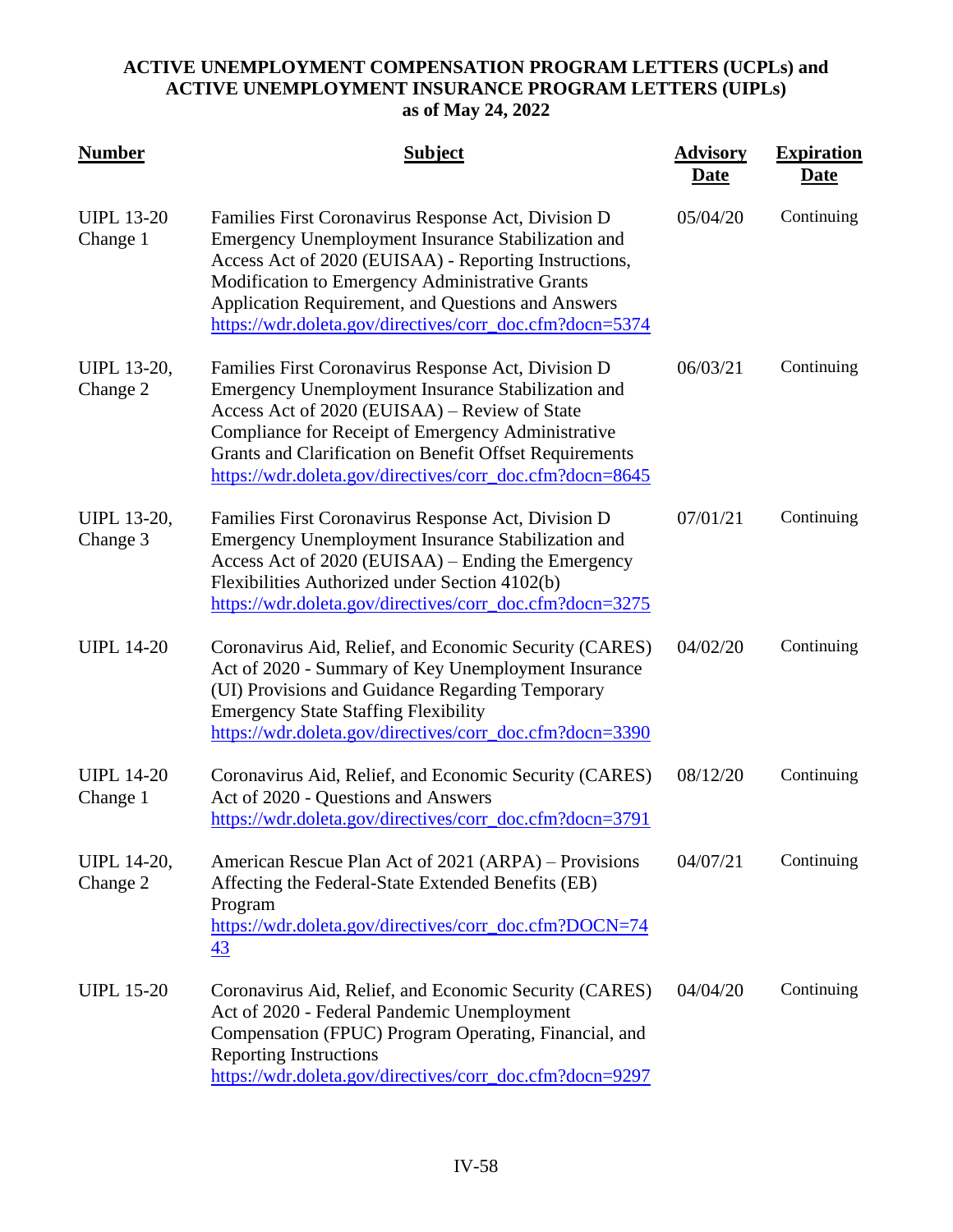**ACTIVE UNEMPLOYMENT COMPENSATION PROGRAM LETTERS (UCPLs) and ACTIVE UNEMPLOYMENT INSURANCE PROGRAM LETTERS (UIPLs) as of May 24, 2022**

| Number | Subject | Advisory Date | Expiration Date |
|---|---|---|---|
| UIPL 13-20 Change 1 | Families First Coronavirus Response Act, Division D Emergency Unemployment Insurance Stabilization and Access Act of 2020 (EUISAA) - Reporting Instructions, Modification to Emergency Administrative Grants Application Requirement, and Questions and Answers https://wdr.doleta.gov/directives/corr_doc.cfm?docn=5374 | 05/04/20 | Continuing |
| UIPL 13-20, Change 2 | Families First Coronavirus Response Act, Division D Emergency Unemployment Insurance Stabilization and Access Act of 2020 (EUISAA) – Review of State Compliance for Receipt of Emergency Administrative Grants and Clarification on Benefit Offset Requirements https://wdr.doleta.gov/directives/corr_doc.cfm?docn=8645 | 06/03/21 | Continuing |
| UIPL 13-20, Change 3 | Families First Coronavirus Response Act, Division D Emergency Unemployment Insurance Stabilization and Access Act of 2020 (EUISAA) – Ending the Emergency Flexibilities Authorized under Section 4102(b) https://wdr.doleta.gov/directives/corr_doc.cfm?docn=3275 | 07/01/21 | Continuing |
| UIPL 14-20 | Coronavirus Aid, Relief, and Economic Security (CARES) Act of 2020 - Summary of Key Unemployment Insurance (UI) Provisions and Guidance Regarding Temporary Emergency State Staffing Flexibility https://wdr.doleta.gov/directives/corr_doc.cfm?docn=3390 | 04/02/20 | Continuing |
| UIPL 14-20 Change 1 | Coronavirus Aid, Relief, and Economic Security (CARES) Act of 2020 - Questions and Answers https://wdr.doleta.gov/directives/corr_doc.cfm?docn=3791 | 08/12/20 | Continuing |
| UIPL 14-20, Change 2 | American Rescue Plan Act of 2021 (ARPA) – Provisions Affecting the Federal-State Extended Benefits (EB) Program https://wdr.doleta.gov/directives/corr_doc.cfm?DOCN=7443 | 04/07/21 | Continuing |
| UIPL 15-20 | Coronavirus Aid, Relief, and Economic Security (CARES) Act of 2020 - Federal Pandemic Unemployment Compensation (FPUC) Program Operating, Financial, and Reporting Instructions https://wdr.doleta.gov/directives/corr_doc.cfm?docn=9297 | 04/04/20 | Continuing |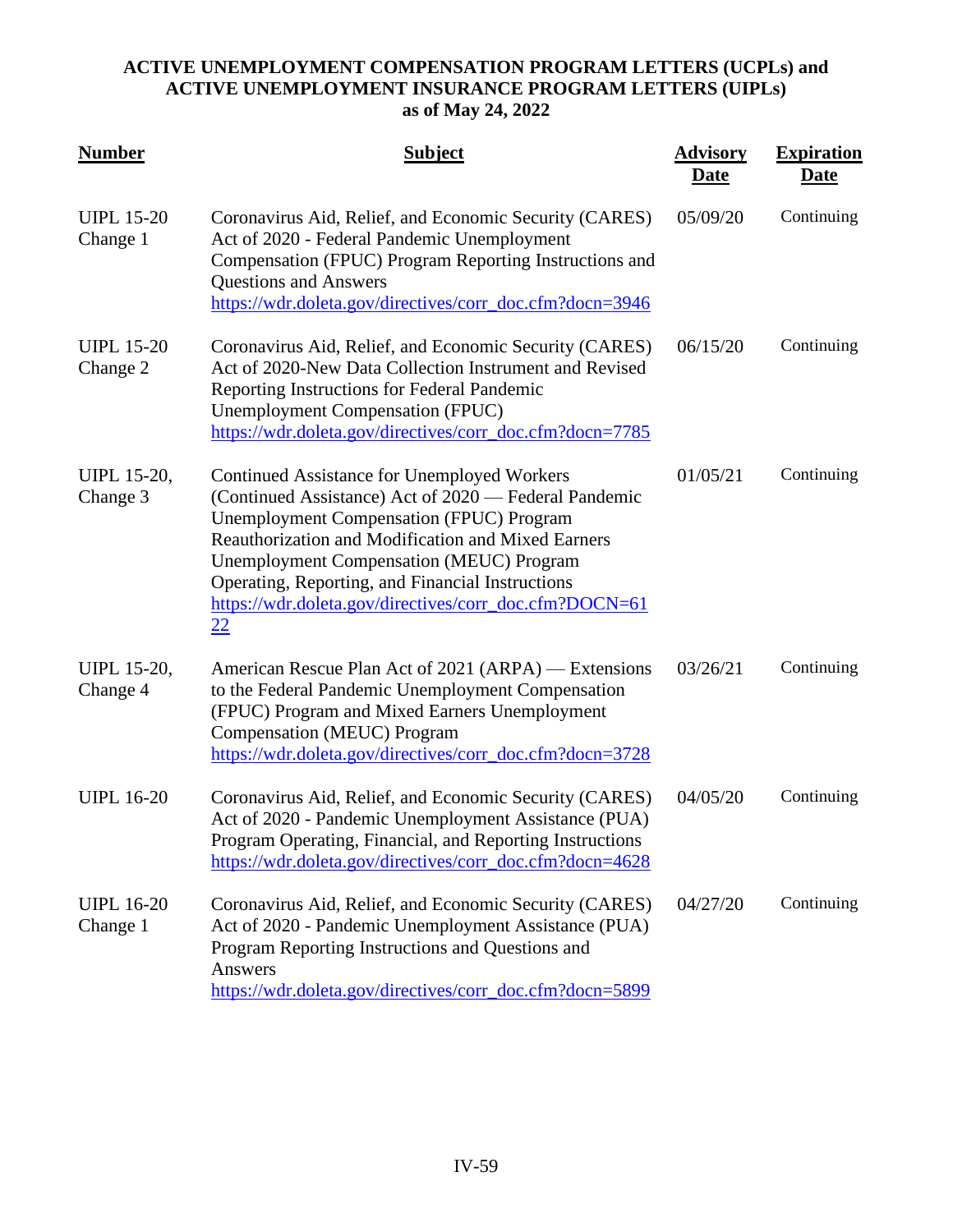**ACTIVE UNEMPLOYMENT COMPENSATION PROGRAM LETTERS (UCPLs) and ACTIVE UNEMPLOYMENT INSURANCE PROGRAM LETTERS (UIPLs) as of May 24, 2022**

| Number | Subject | Advisory Date | Expiration Date |
|---|---|---|---|
| UIPL 15-20 Change 1 | Coronavirus Aid, Relief, and Economic Security (CARES) Act of 2020 - Federal Pandemic Unemployment Compensation (FPUC) Program Reporting Instructions and Questions and Answers https://wdr.doleta.gov/directives/corr_doc.cfm?docn=3946 | 05/09/20 | Continuing |
| UIPL 15-20 Change 2 | Coronavirus Aid, Relief, and Economic Security (CARES) Act of 2020-New Data Collection Instrument and Revised Reporting Instructions for Federal Pandemic Unemployment Compensation (FPUC) https://wdr.doleta.gov/directives/corr_doc.cfm?docn=7785 | 06/15/20 | Continuing |
| UIPL 15-20, Change 3 | Continued Assistance for Unemployed Workers (Continued Assistance) Act of 2020 — Federal Pandemic Unemployment Compensation (FPUC) Program Reauthorization and Modification and Mixed Earners Unemployment Compensation (MEUC) Program Operating, Reporting, and Financial Instructions https://wdr.doleta.gov/directives/corr_doc.cfm?DOCN=6122 | 01/05/21 | Continuing |
| UIPL 15-20, Change 4 | American Rescue Plan Act of 2021 (ARPA) — Extensions to the Federal Pandemic Unemployment Compensation (FPUC) Program and Mixed Earners Unemployment Compensation (MEUC) Program https://wdr.doleta.gov/directives/corr_doc.cfm?docn=3728 | 03/26/21 | Continuing |
| UIPL 16-20 | Coronavirus Aid, Relief, and Economic Security (CARES) Act of 2020 - Pandemic Unemployment Assistance (PUA) Program Operating, Financial, and Reporting Instructions https://wdr.doleta.gov/directives/corr_doc.cfm?docn=4628 | 04/05/20 | Continuing |
| UIPL 16-20 Change 1 | Coronavirus Aid, Relief, and Economic Security (CARES) Act of 2020 - Pandemic Unemployment Assistance (PUA) Program Reporting Instructions and Questions and Answers https://wdr.doleta.gov/directives/corr_doc.cfm?docn=5899 | 04/27/20 | Continuing |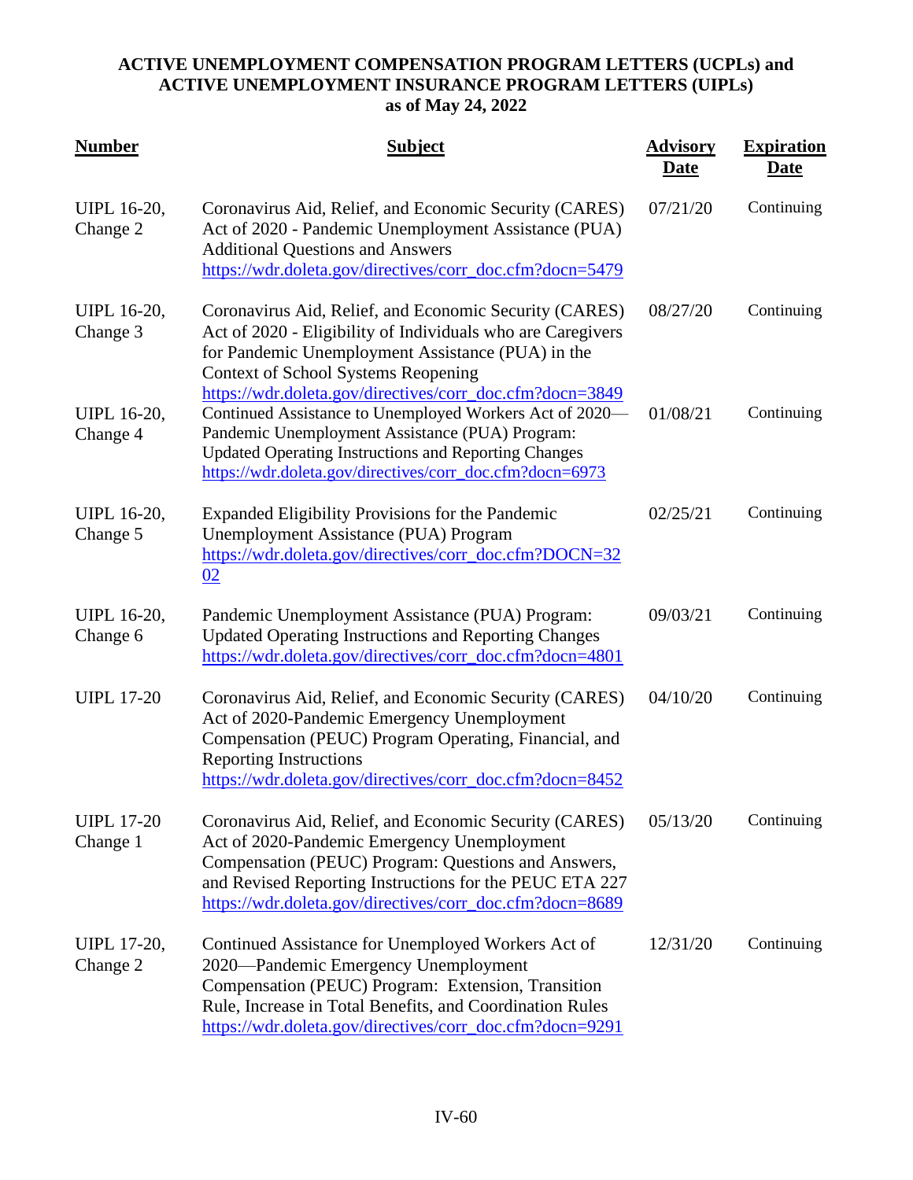**ACTIVE UNEMPLOYMENT COMPENSATION PROGRAM LETTERS (UCPLs) and ACTIVE UNEMPLOYMENT INSURANCE PROGRAM LETTERS (UIPLs) as of May 24, 2022**

| Number | Subject | Advisory Date | Expiration Date |
|---|---|---|---|
| UIPL 16-20, Change 2 | Coronavirus Aid, Relief, and Economic Security (CARES) Act of 2020 - Pandemic Unemployment Assistance (PUA) Additional Questions and Answers https://wdr.doleta.gov/directives/corr_doc.cfm?docn=5479 | 07/21/20 | Continuing |
| UIPL 16-20, Change 3 | Coronavirus Aid, Relief, and Economic Security (CARES) Act of 2020 - Eligibility of Individuals who are Caregivers for Pandemic Unemployment Assistance (PUA) in the Context of School Systems Reopening https://wdr.doleta.gov/directives/corr_doc.cfm?docn=3849 | 08/27/20 | Continuing |
| UIPL 16-20, Change 4 | Continued Assistance to Unemployed Workers Act of 2020—Pandemic Unemployment Assistance (PUA) Program: Updated Operating Instructions and Reporting Changes https://wdr.doleta.gov/directives/corr_doc.cfm?docn=6973 | 01/08/21 | Continuing |
| UIPL 16-20, Change 5 | Expanded Eligibility Provisions for the Pandemic Unemployment Assistance (PUA) Program https://wdr.doleta.gov/directives/corr_doc.cfm?DOCN=3202 | 02/25/21 | Continuing |
| UIPL 16-20, Change 6 | Pandemic Unemployment Assistance (PUA) Program: Updated Operating Instructions and Reporting Changes https://wdr.doleta.gov/directives/corr_doc.cfm?docn=4801 | 09/03/21 | Continuing |
| UIPL 17-20 | Coronavirus Aid, Relief, and Economic Security (CARES) Act of 2020-Pandemic Emergency Unemployment Compensation (PEUC) Program Operating, Financial, and Reporting Instructions https://wdr.doleta.gov/directives/corr_doc.cfm?docn=8452 | 04/10/20 | Continuing |
| UIPL 17-20 Change 1 | Coronavirus Aid, Relief, and Economic Security (CARES) Act of 2020-Pandemic Emergency Unemployment Compensation (PEUC) Program: Questions and Answers, and Revised Reporting Instructions for the PEUC ETA 227 https://wdr.doleta.gov/directives/corr_doc.cfm?docn=8689 | 05/13/20 | Continuing |
| UIPL 17-20, Change 2 | Continued Assistance for Unemployed Workers Act of 2020—Pandemic Emergency Unemployment Compensation (PEUC) Program: Extension, Transition Rule, Increase in Total Benefits, and Coordination Rules https://wdr.doleta.gov/directives/corr_doc.cfm?docn=9291 | 12/31/20 | Continuing |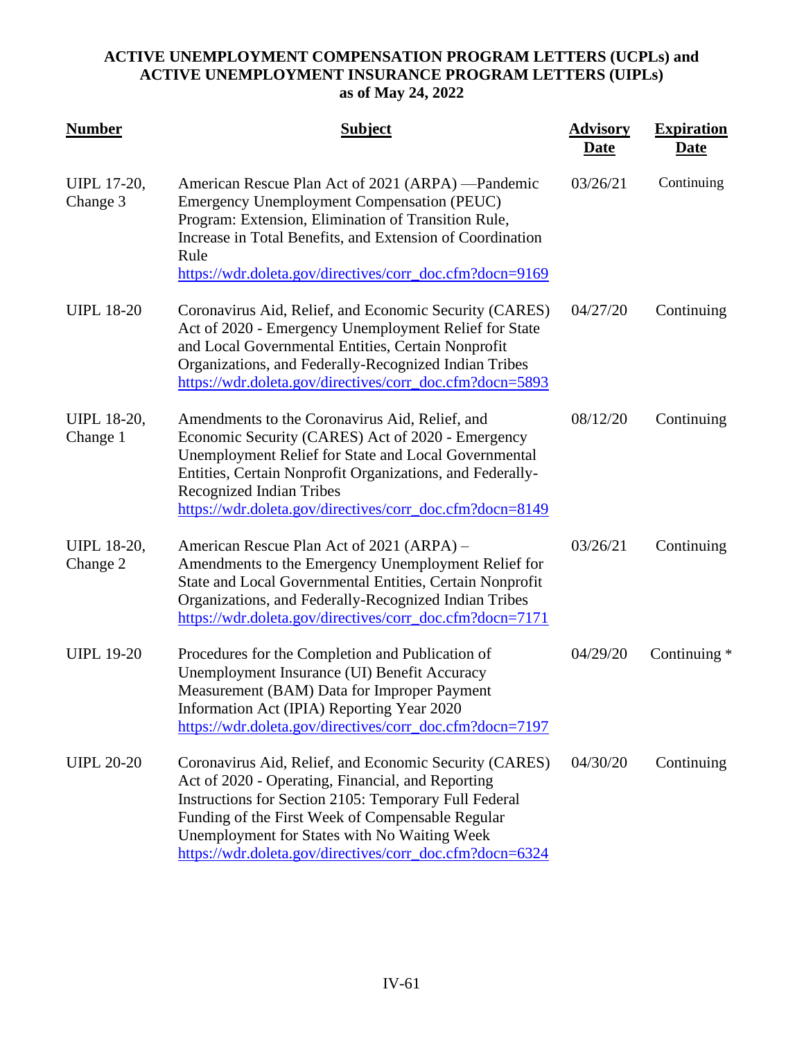**ACTIVE UNEMPLOYMENT COMPENSATION PROGRAM LETTERS (UCPLs) and ACTIVE UNEMPLOYMENT INSURANCE PROGRAM LETTERS (UIPLs) as of May 24, 2022**

| Number | Subject | Advisory Date | Expiration Date |
|---|---|---|---|
| UIPL 17-20, Change 3 | American Rescue Plan Act of 2021 (ARPA) —Pandemic Emergency Unemployment Compensation (PEUC) Program: Extension, Elimination of Transition Rule, Increase in Total Benefits, and Extension of Coordination Rule https://wdr.doleta.gov/directives/corr_doc.cfm?docn=9169 | 03/26/21 | Continuing |
| UIPL 18-20 | Coronavirus Aid, Relief, and Economic Security (CARES) Act of 2020 - Emergency Unemployment Relief for State and Local Governmental Entities, Certain Nonprofit Organizations, and Federally-Recognized Indian Tribes https://wdr.doleta.gov/directives/corr_doc.cfm?docn=5893 | 04/27/20 | Continuing |
| UIPL 18-20, Change 1 | Amendments to the Coronavirus Aid, Relief, and Economic Security (CARES) Act of 2020 - Emergency Unemployment Relief for State and Local Governmental Entities, Certain Nonprofit Organizations, and Federally-Recognized Indian Tribes https://wdr.doleta.gov/directives/corr_doc.cfm?docn=8149 | 08/12/20 | Continuing |
| UIPL 18-20, Change 2 | American Rescue Plan Act of 2021 (ARPA) – Amendments to the Emergency Unemployment Relief for State and Local Governmental Entities, Certain Nonprofit Organizations, and Federally-Recognized Indian Tribes https://wdr.doleta.gov/directives/corr_doc.cfm?docn=7171 | 03/26/21 | Continuing |
| UIPL 19-20 | Procedures for the Completion and Publication of Unemployment Insurance (UI) Benefit Accuracy Measurement (BAM) Data for Improper Payment Information Act (IPIA) Reporting Year 2020 https://wdr.doleta.gov/directives/corr_doc.cfm?docn=7197 | 04/29/20 | Continuing * |
| UIPL 20-20 | Coronavirus Aid, Relief, and Economic Security (CARES) Act of 2020 - Operating, Financial, and Reporting Instructions for Section 2105: Temporary Full Federal Funding of the First Week of Compensable Regular Unemployment for States with No Waiting Week https://wdr.doleta.gov/directives/corr_doc.cfm?docn=6324 | 04/30/20 | Continuing |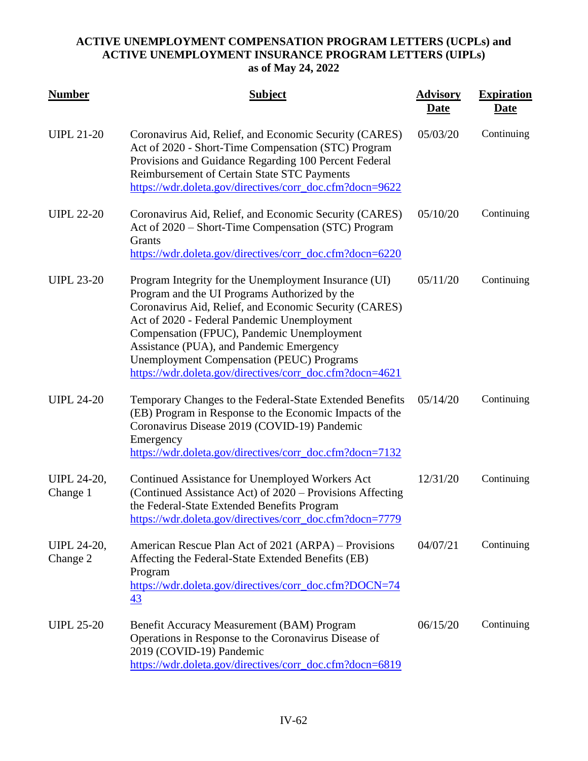**ACTIVE UNEMPLOYMENT COMPENSATION PROGRAM LETTERS (UCPLs) and ACTIVE UNEMPLOYMENT INSURANCE PROGRAM LETTERS (UIPLs) as of May 24, 2022**

| Number | Subject | Advisory Date | Expiration Date |
|---|---|---|---|
| UIPL 21-20 | Coronavirus Aid, Relief, and Economic Security (CARES) Act of 2020 - Short-Time Compensation (STC) Program Provisions and Guidance Regarding 100 Percent Federal Reimbursement of Certain State STC Payments https://wdr.doleta.gov/directives/corr_doc.cfm?docn=9622 | 05/03/20 | Continuing |
| UIPL 22-20 | Coronavirus Aid, Relief, and Economic Security (CARES) Act of 2020 – Short-Time Compensation (STC) Program Grants https://wdr.doleta.gov/directives/corr_doc.cfm?docn=6220 | 05/10/20 | Continuing |
| UIPL 23-20 | Program Integrity for the Unemployment Insurance (UI) Program and the UI Programs Authorized by the Coronavirus Aid, Relief, and Economic Security (CARES) Act of 2020 - Federal Pandemic Unemployment Compensation (FPUC), Pandemic Unemployment Assistance (PUA), and Pandemic Emergency Unemployment Compensation (PEUC) Programs https://wdr.doleta.gov/directives/corr_doc.cfm?docn=4621 | 05/11/20 | Continuing |
| UIPL 24-20 | Temporary Changes to the Federal-State Extended Benefits (EB) Program in Response to the Economic Impacts of the Coronavirus Disease 2019 (COVID-19) Pandemic Emergency https://wdr.doleta.gov/directives/corr_doc.cfm?docn=7132 | 05/14/20 | Continuing |
| UIPL 24-20, Change 1 | Continued Assistance for Unemployed Workers Act (Continued Assistance Act) of 2020 – Provisions Affecting the Federal-State Extended Benefits Program https://wdr.doleta.gov/directives/corr_doc.cfm?docn=7779 | 12/31/20 | Continuing |
| UIPL 24-20, Change 2 | American Rescue Plan Act of 2021 (ARPA) – Provisions Affecting the Federal-State Extended Benefits (EB) Program https://wdr.doleta.gov/directives/corr_doc.cfm?DOCN=7443 | 04/07/21 | Continuing |
| UIPL 25-20 | Benefit Accuracy Measurement (BAM) Program Operations in Response to the Coronavirus Disease of 2019 (COVID-19) Pandemic https://wdr.doleta.gov/directives/corr_doc.cfm?docn=6819 | 06/15/20 | Continuing |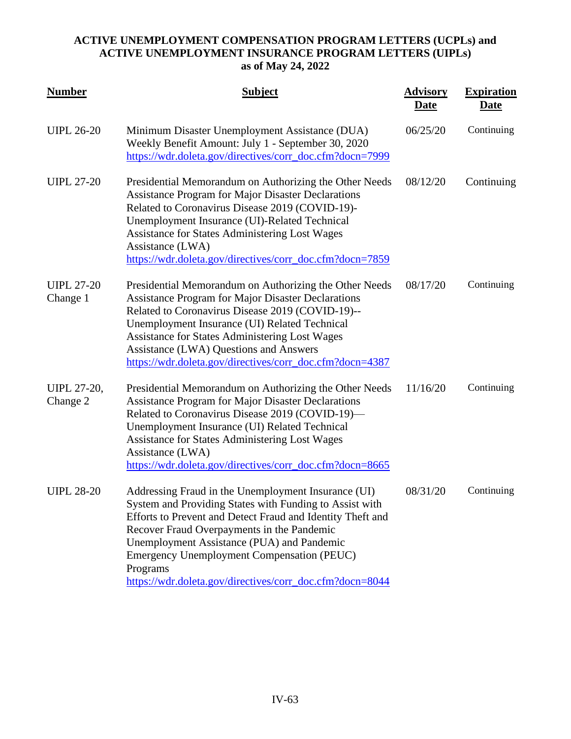**ACTIVE UNEMPLOYMENT COMPENSATION PROGRAM LETTERS (UCPLs) and ACTIVE UNEMPLOYMENT INSURANCE PROGRAM LETTERS (UIPLs) as of May 24, 2022**

| Number | Subject | Advisory Date | Expiration Date |
|---|---|---|---|
| UIPL 26-20 | Minimum Disaster Unemployment Assistance (DUA) Weekly Benefit Amount: July 1 - September 30, 2020 https://wdr.doleta.gov/directives/corr_doc.cfm?docn=7999 | 06/25/20 | Continuing |
| UIPL 27-20 | Presidential Memorandum on Authorizing the Other Needs Assistance Program for Major Disaster Declarations Related to Coronavirus Disease 2019 (COVID-19)-Unemployment Insurance (UI)-Related Technical Assistance for States Administering Lost Wages Assistance (LWA) https://wdr.doleta.gov/directives/corr_doc.cfm?docn=7859 | 08/12/20 | Continuing |
| UIPL 27-20 Change 1 | Presidential Memorandum on Authorizing the Other Needs Assistance Program for Major Disaster Declarations Related to Coronavirus Disease 2019 (COVID-19)--Unemployment Insurance (UI) Related Technical Assistance for States Administering Lost Wages Assistance (LWA) Questions and Answers https://wdr.doleta.gov/directives/corr_doc.cfm?docn=4387 | 08/17/20 | Continuing |
| UIPL 27-20, Change 2 | Presidential Memorandum on Authorizing the Other Needs Assistance Program for Major Disaster Declarations Related to Coronavirus Disease 2019 (COVID-19)—Unemployment Insurance (UI) Related Technical Assistance for States Administering Lost Wages Assistance (LWA) https://wdr.doleta.gov/directives/corr_doc.cfm?docn=8665 | 11/16/20 | Continuing |
| UIPL 28-20 | Addressing Fraud in the Unemployment Insurance (UI) System and Providing States with Funding to Assist with Efforts to Prevent and Detect Fraud and Identity Theft and Recover Fraud Overpayments in the Pandemic Unemployment Assistance (PUA) and Pandemic Emergency Unemployment Compensation (PEUC) Programs https://wdr.doleta.gov/directives/corr_doc.cfm?docn=8044 | 08/31/20 | Continuing |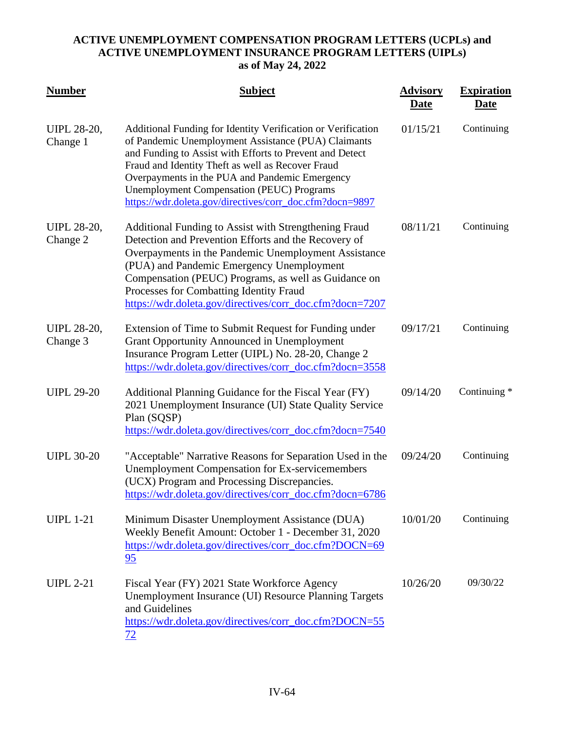**ACTIVE UNEMPLOYMENT COMPENSATION PROGRAM LETTERS (UCPLs) and ACTIVE UNEMPLOYMENT INSURANCE PROGRAM LETTERS (UIPLs) as of May 24, 2022**

| Number | Subject | Advisory Date | Expiration Date |
|---|---|---|---|
| UIPL 28-20, Change 1 | Additional Funding for Identity Verification or Verification of Pandemic Unemployment Assistance (PUA) Claimants and Funding to Assist with Efforts to Prevent and Detect Fraud and Identity Theft as well as Recover Fraud Overpayments in the PUA and Pandemic Emergency Unemployment Compensation (PEUC) Programs https://wdr.doleta.gov/directives/corr_doc.cfm?docn=9897 | 01/15/21 | Continuing |
| UIPL 28-20, Change 2 | Additional Funding to Assist with Strengthening Fraud Detection and Prevention Efforts and the Recovery of Overpayments in the Pandemic Unemployment Assistance (PUA) and Pandemic Emergency Unemployment Compensation (PEUC) Programs, as well as Guidance on Processes for Combatting Identity Fraud https://wdr.doleta.gov/directives/corr_doc.cfm?docn=7207 | 08/11/21 | Continuing |
| UIPL 28-20, Change 3 | Extension of Time to Submit Request for Funding under Grant Opportunity Announced in Unemployment Insurance Program Letter (UIPL) No. 28-20, Change 2 https://wdr.doleta.gov/directives/corr_doc.cfm?docn=3558 | 09/17/21 | Continuing |
| UIPL 29-20 | Additional Planning Guidance for the Fiscal Year (FY) 2021 Unemployment Insurance (UI) State Quality Service Plan (SQSP) https://wdr.doleta.gov/directives/corr_doc.cfm?docn=7540 | 09/14/20 | Continuing * |
| UIPL 30-20 | "Acceptable" Narrative Reasons for Separation Used in the Unemployment Compensation for Ex-servicemembers (UCX) Program and Processing Discrepancies. https://wdr.doleta.gov/directives/corr_doc.cfm?docn=6786 | 09/24/20 | Continuing |
| UIPL 1-21 | Minimum Disaster Unemployment Assistance (DUA) Weekly Benefit Amount: October 1 - December 31, 2020 https://wdr.doleta.gov/directives/corr_doc.cfm?DOCN=6995 | 10/01/20 | Continuing |
| UIPL 2-21 | Fiscal Year (FY) 2021 State Workforce Agency Unemployment Insurance (UI) Resource Planning Targets and Guidelines https://wdr.doleta.gov/directives/corr_doc.cfm?DOCN=5572 | 10/26/20 | 09/30/22 |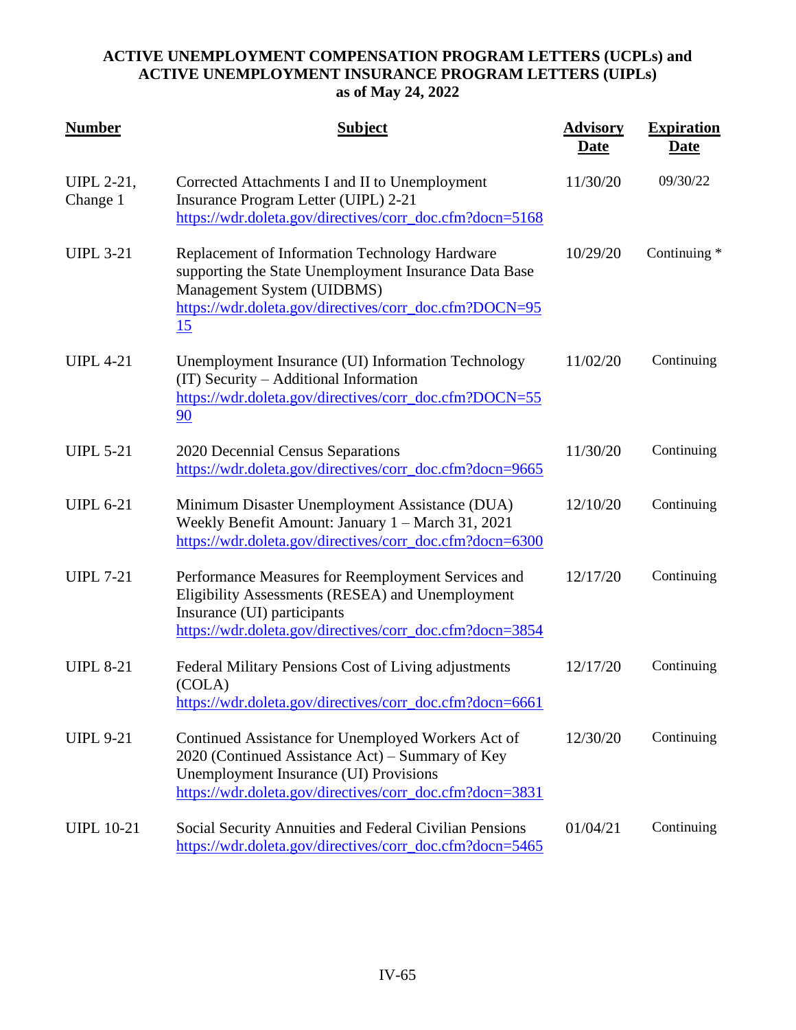**ACTIVE UNEMPLOYMENT COMPENSATION PROGRAM LETTERS (UCPLs) and ACTIVE UNEMPLOYMENT INSURANCE PROGRAM LETTERS (UIPLs) as of May 24, 2022**

| Number | Subject | Advisory Date | Expiration Date |
|---|---|---|---|
| UIPL 2-21, Change 1 | Corrected Attachments I and II to Unemployment Insurance Program Letter (UIPL) 2-21 https://wdr.doleta.gov/directives/corr_doc.cfm?docn=5168 | 11/30/20 | 09/30/22 |
| UIPL 3-21 | Replacement of Information Technology Hardware supporting the State Unemployment Insurance Data Base Management System (UIDBMS) https://wdr.doleta.gov/directives/corr_doc.cfm?DOCN=9515 | 10/29/20 | Continuing * |
| UIPL 4-21 | Unemployment Insurance (UI) Information Technology (IT) Security – Additional Information https://wdr.doleta.gov/directives/corr_doc.cfm?DOCN=5590 | 11/02/20 | Continuing |
| UIPL 5-21 | 2020 Decennial Census Separations https://wdr.doleta.gov/directives/corr_doc.cfm?docn=9665 | 11/30/20 | Continuing |
| UIPL 6-21 | Minimum Disaster Unemployment Assistance (DUA) Weekly Benefit Amount: January 1 – March 31, 2021 https://wdr.doleta.gov/directives/corr_doc.cfm?docn=6300 | 12/10/20 | Continuing |
| UIPL 7-21 | Performance Measures for Reemployment Services and Eligibility Assessments (RESEA) and Unemployment Insurance (UI) participants https://wdr.doleta.gov/directives/corr_doc.cfm?docn=3854 | 12/17/20 | Continuing |
| UIPL 8-21 | Federal Military Pensions Cost of Living adjustments (COLA) https://wdr.doleta.gov/directives/corr_doc.cfm?docn=6661 | 12/17/20 | Continuing |
| UIPL 9-21 | Continued Assistance for Unemployed Workers Act of 2020 (Continued Assistance Act) – Summary of Key Unemployment Insurance (UI) Provisions https://wdr.doleta.gov/directives/corr_doc.cfm?docn=3831 | 12/30/20 | Continuing |
| UIPL 10-21 | Social Security Annuities and Federal Civilian Pensions https://wdr.doleta.gov/directives/corr_doc.cfm?docn=5465 | 01/04/21 | Continuing |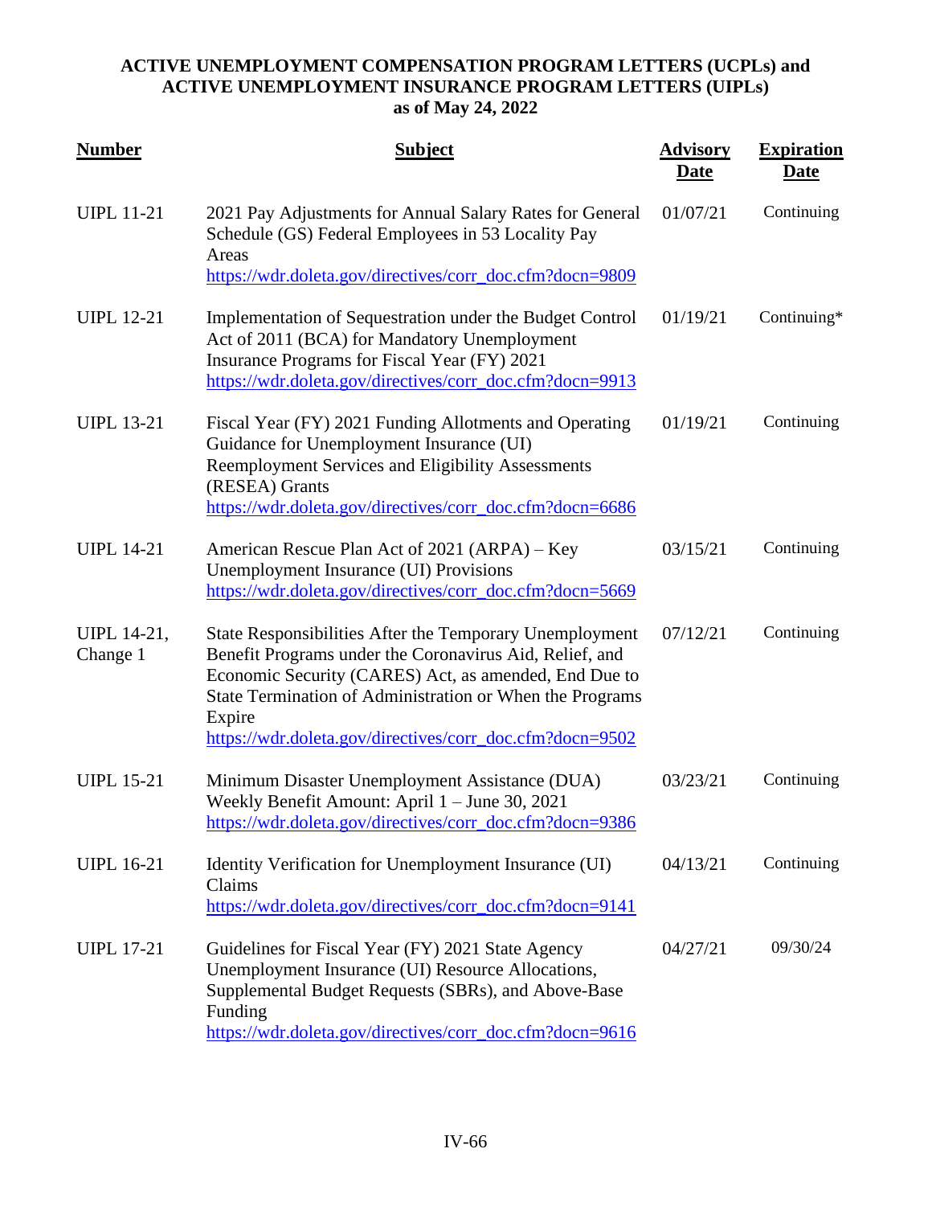**ACTIVE UNEMPLOYMENT COMPENSATION PROGRAM LETTERS (UCPLs) and ACTIVE UNEMPLOYMENT INSURANCE PROGRAM LETTERS (UIPLs) as of May 24, 2022**

| Number | Subject | Advisory Date | Expiration Date |
|---|---|---|---|
| UIPL 11-21 | 2021 Pay Adjustments for Annual Salary Rates for General Schedule (GS) Federal Employees in 53 Locality Pay Areas https://wdr.doleta.gov/directives/corr_doc.cfm?docn=9809 | 01/07/21 | Continuing |
| UIPL 12-21 | Implementation of Sequestration under the Budget Control Act of 2011 (BCA) for Mandatory Unemployment Insurance Programs for Fiscal Year (FY) 2021 https://wdr.doleta.gov/directives/corr_doc.cfm?docn=9913 | 01/19/21 | Continuing* |
| UIPL 13-21 | Fiscal Year (FY) 2021 Funding Allotments and Operating Guidance for Unemployment Insurance (UI) Reemployment Services and Eligibility Assessments (RESEA) Grants https://wdr.doleta.gov/directives/corr_doc.cfm?docn=6686 | 01/19/21 | Continuing |
| UIPL 14-21 | American Rescue Plan Act of 2021 (ARPA) – Key Unemployment Insurance (UI) Provisions https://wdr.doleta.gov/directives/corr_doc.cfm?docn=5669 | 03/15/21 | Continuing |
| UIPL 14-21, Change 1 | State Responsibilities After the Temporary Unemployment Benefit Programs under the Coronavirus Aid, Relief, and Economic Security (CARES) Act, as amended, End Due to State Termination of Administration or When the Programs Expire https://wdr.doleta.gov/directives/corr_doc.cfm?docn=9502 | 07/12/21 | Continuing |
| UIPL 15-21 | Minimum Disaster Unemployment Assistance (DUA) Weekly Benefit Amount: April 1 – June 30, 2021 https://wdr.doleta.gov/directives/corr_doc.cfm?docn=9386 | 03/23/21 | Continuing |
| UIPL 16-21 | Identity Verification for Unemployment Insurance (UI) Claims https://wdr.doleta.gov/directives/corr_doc.cfm?docn=9141 | 04/13/21 | Continuing |
| UIPL 17-21 | Guidelines for Fiscal Year (FY) 2021 State Agency Unemployment Insurance (UI) Resource Allocations, Supplemental Budget Requests (SBRs), and Above-Base Funding https://wdr.doleta.gov/directives/corr_doc.cfm?docn=9616 | 04/27/21 | 09/30/24 |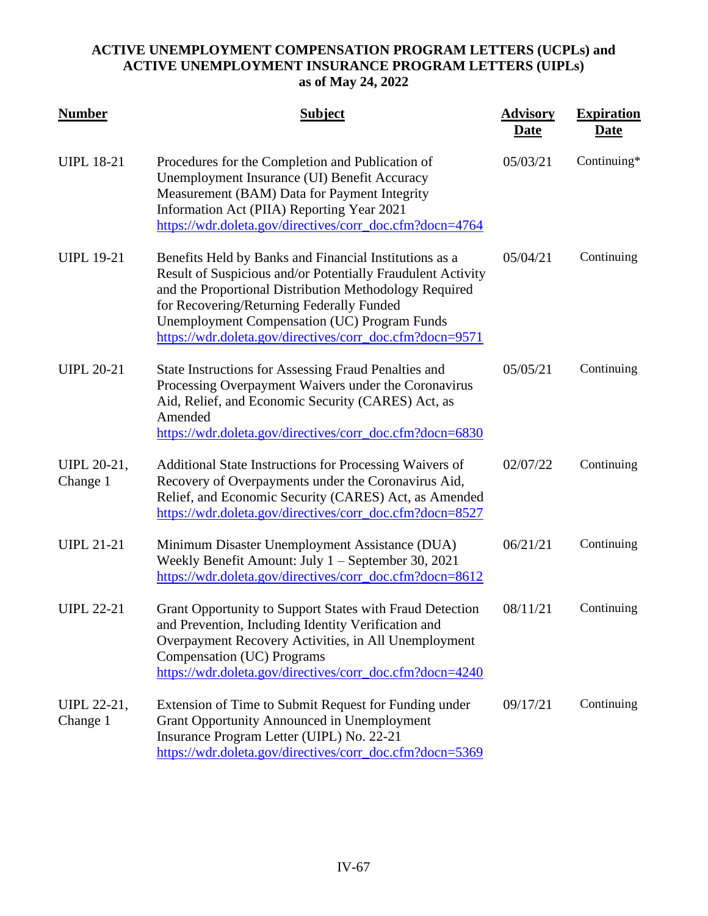**ACTIVE UNEMPLOYMENT COMPENSATION PROGRAM LETTERS (UCPLs) and ACTIVE UNEMPLOYMENT INSURANCE PROGRAM LETTERS (UIPLs) as of May 24, 2022**

| Number | Subject | Advisory Date | Expiration Date |
|---|---|---|---|
| UIPL 18-21 | Procedures for the Completion and Publication of Unemployment Insurance (UI) Benefit Accuracy Measurement (BAM) Data for Payment Integrity Information Act (PIIA) Reporting Year 2021 https://wdr.doleta.gov/directives/corr_doc.cfm?docn=4764 | 05/03/21 | Continuing* |
| UIPL 19-21 | Benefits Held by Banks and Financial Institutions as a Result of Suspicious and/or Potentially Fraudulent Activity and the Proportional Distribution Methodology Required for Recovering/Returning Federally Funded Unemployment Compensation (UC) Program Funds https://wdr.doleta.gov/directives/corr_doc.cfm?docn=9571 | 05/04/21 | Continuing |
| UIPL 20-21 | State Instructions for Assessing Fraud Penalties and Processing Overpayment Waivers under the Coronavirus Aid, Relief, and Economic Security (CARES) Act, as Amended https://wdr.doleta.gov/directives/corr_doc.cfm?docn=6830 | 05/05/21 | Continuing |
| UIPL 20-21, Change 1 | Additional State Instructions for Processing Waivers of Recovery of Overpayments under the Coronavirus Aid, Relief, and Economic Security (CARES) Act, as Amended https://wdr.doleta.gov/directives/corr_doc.cfm?docn=8527 | 02/07/22 | Continuing |
| UIPL 21-21 | Minimum Disaster Unemployment Assistance (DUA) Weekly Benefit Amount: July 1 – September 30, 2021 https://wdr.doleta.gov/directives/corr_doc.cfm?docn=8612 | 06/21/21 | Continuing |
| UIPL 22-21 | Grant Opportunity to Support States with Fraud Detection and Prevention, Including Identity Verification and Overpayment Recovery Activities, in All Unemployment Compensation (UC) Programs https://wdr.doleta.gov/directives/corr_doc.cfm?docn=4240 | 08/11/21 | Continuing |
| UIPL 22-21, Change 1 | Extension of Time to Submit Request for Funding under Grant Opportunity Announced in Unemployment Insurance Program Letter (UIPL) No. 22-21 https://wdr.doleta.gov/directives/corr_doc.cfm?docn=5369 | 09/17/21 | Continuing |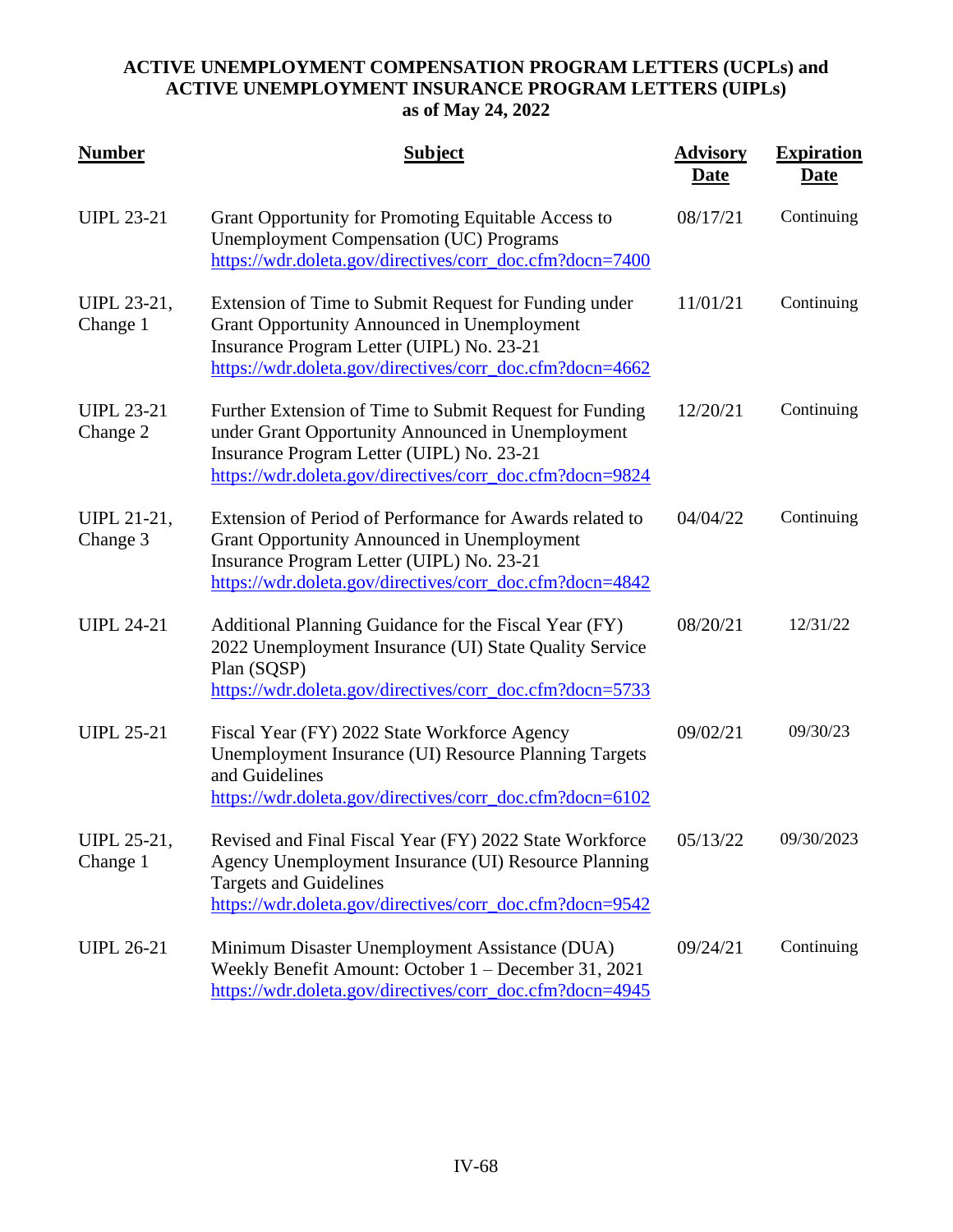**ACTIVE UNEMPLOYMENT COMPENSATION PROGRAM LETTERS (UCPLs) and ACTIVE UNEMPLOYMENT INSURANCE PROGRAM LETTERS (UIPLs) as of May 24, 2022**

| Number | Subject | Advisory Date | Expiration Date |
|---|---|---|---|
| UIPL 23-21 | Grant Opportunity for Promoting Equitable Access to Unemployment Compensation (UC) Programs https://wdr.doleta.gov/directives/corr_doc.cfm?docn=7400 | 08/17/21 | Continuing |
| UIPL 23-21, Change 1 | Extension of Time to Submit Request for Funding under Grant Opportunity Announced in Unemployment Insurance Program Letter (UIPL) No. 23-21 https://wdr.doleta.gov/directives/corr_doc.cfm?docn=4662 | 11/01/21 | Continuing |
| UIPL 23-21 Change 2 | Further Extension of Time to Submit Request for Funding under Grant Opportunity Announced in Unemployment Insurance Program Letter (UIPL) No. 23-21 https://wdr.doleta.gov/directives/corr_doc.cfm?docn=9824 | 12/20/21 | Continuing |
| UIPL 21-21, Change 3 | Extension of Period of Performance for Awards related to Grant Opportunity Announced in Unemployment Insurance Program Letter (UIPL) No. 23-21 https://wdr.doleta.gov/directives/corr_doc.cfm?docn=4842 | 04/04/22 | Continuing |
| UIPL 24-21 | Additional Planning Guidance for the Fiscal Year (FY) 2022 Unemployment Insurance (UI) State Quality Service Plan (SQSP) https://wdr.doleta.gov/directives/corr_doc.cfm?docn=5733 | 08/20/21 | 12/31/22 |
| UIPL 25-21 | Fiscal Year (FY) 2022 State Workforce Agency Unemployment Insurance (UI) Resource Planning Targets and Guidelines https://wdr.doleta.gov/directives/corr_doc.cfm?docn=6102 | 09/02/21 | 09/30/23 |
| UIPL 25-21, Change 1 | Revised and Final Fiscal Year (FY) 2022 State Workforce Agency Unemployment Insurance (UI) Resource Planning Targets and Guidelines https://wdr.doleta.gov/directives/corr_doc.cfm?docn=9542 | 05/13/22 | 09/30/2023 |
| UIPL 26-21 | Minimum Disaster Unemployment Assistance (DUA) Weekly Benefit Amount: October 1 – December 31, 2021 https://wdr.doleta.gov/directives/corr_doc.cfm?docn=4945 | 09/24/21 | Continuing |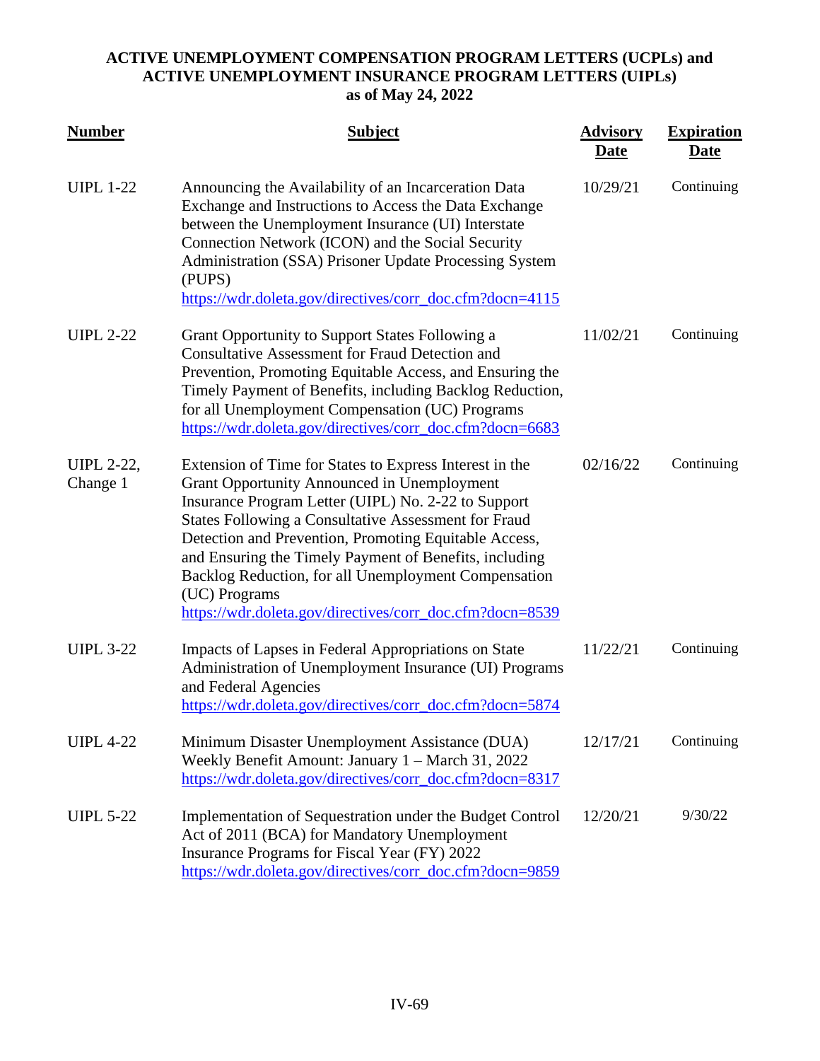**ACTIVE UNEMPLOYMENT COMPENSATION PROGRAM LETTERS (UCPLs) and ACTIVE UNEMPLOYMENT INSURANCE PROGRAM LETTERS (UIPLs) as of May 24, 2022**

| Number | Subject | Advisory Date | Expiration Date |
|---|---|---|---|
| UIPL 1-22 | Announcing the Availability of an Incarceration Data Exchange and Instructions to Access the Data Exchange between the Unemployment Insurance (UI) Interstate Connection Network (ICON) and the Social Security Administration (SSA) Prisoner Update Processing System (PUPS) https://wdr.doleta.gov/directives/corr_doc.cfm?docn=4115 | 10/29/21 | Continuing |
| UIPL 2-22 | Grant Opportunity to Support States Following a Consultative Assessment for Fraud Detection and Prevention, Promoting Equitable Access, and Ensuring the Timely Payment of Benefits, including Backlog Reduction, for all Unemployment Compensation (UC) Programs https://wdr.doleta.gov/directives/corr_doc.cfm?docn=6683 | 11/02/21 | Continuing |
| UIPL 2-22, Change 1 | Extension of Time for States to Express Interest in the Grant Opportunity Announced in Unemployment Insurance Program Letter (UIPL) No. 2-22 to Support States Following a Consultative Assessment for Fraud Detection and Prevention, Promoting Equitable Access, and Ensuring the Timely Payment of Benefits, including Backlog Reduction, for all Unemployment Compensation (UC) Programs https://wdr.doleta.gov/directives/corr_doc.cfm?docn=8539 | 02/16/22 | Continuing |
| UIPL 3-22 | Impacts of Lapses in Federal Appropriations on State Administration of Unemployment Insurance (UI) Programs and Federal Agencies https://wdr.doleta.gov/directives/corr_doc.cfm?docn=5874 | 11/22/21 | Continuing |
| UIPL 4-22 | Minimum Disaster Unemployment Assistance (DUA) Weekly Benefit Amount: January 1 – March 31, 2022 https://wdr.doleta.gov/directives/corr_doc.cfm?docn=8317 | 12/17/21 | Continuing |
| UIPL 5-22 | Implementation of Sequestration under the Budget Control Act of 2011 (BCA) for Mandatory Unemployment Insurance Programs for Fiscal Year (FY) 2022 https://wdr.doleta.gov/directives/corr_doc.cfm?docn=9859 | 12/20/21 | 9/30/22 |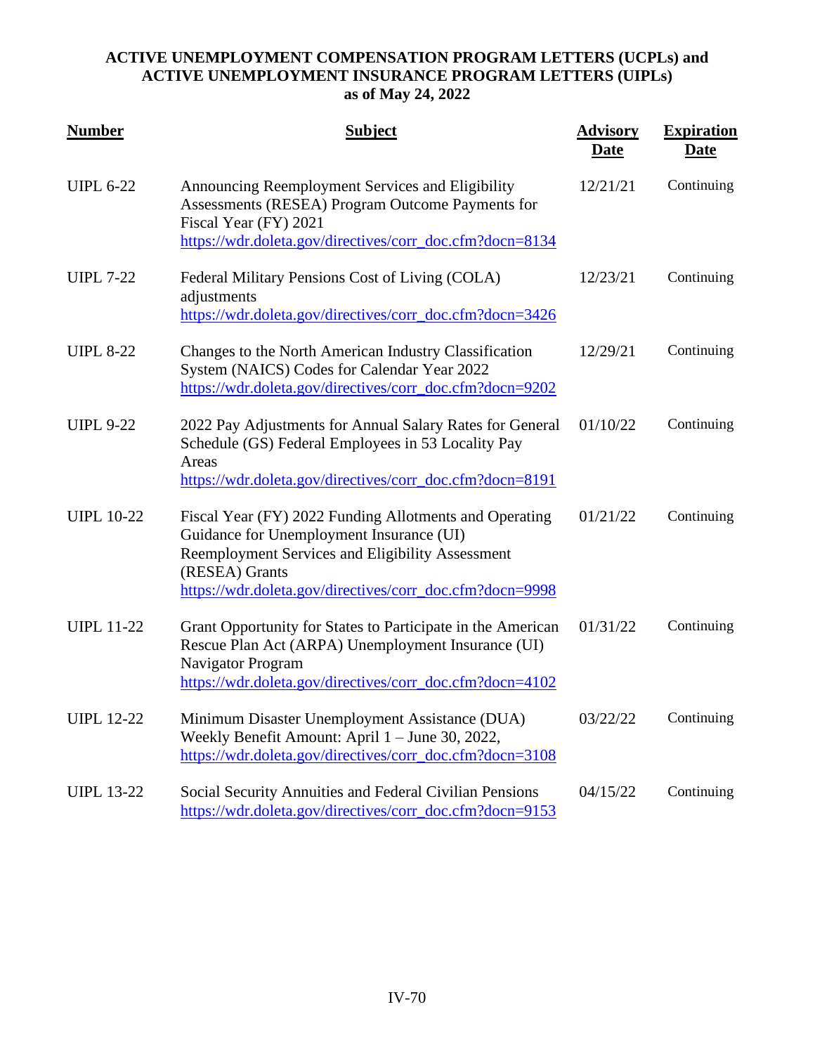**ACTIVE UNEMPLOYMENT COMPENSATION PROGRAM LETTERS (UCPLs) and ACTIVE UNEMPLOYMENT INSURANCE PROGRAM LETTERS (UIPLs) as of May 24, 2022**

| Number | Subject | Advisory Date | Expiration Date |
|---|---|---|---|
| UIPL 6-22 | Announcing Reemployment Services and Eligibility Assessments (RESEA) Program Outcome Payments for Fiscal Year (FY) 2021 https://wdr.doleta.gov/directives/corr_doc.cfm?docn=8134 | 12/21/21 | Continuing |
| UIPL 7-22 | Federal Military Pensions Cost of Living (COLA) adjustments https://wdr.doleta.gov/directives/corr_doc.cfm?docn=3426 | 12/23/21 | Continuing |
| UIPL 8-22 | Changes to the North American Industry Classification System (NAICS) Codes for Calendar Year 2022 https://wdr.doleta.gov/directives/corr_doc.cfm?docn=9202 | 12/29/21 | Continuing |
| UIPL 9-22 | 2022 Pay Adjustments for Annual Salary Rates for General Schedule (GS) Federal Employees in 53 Locality Pay Areas https://wdr.doleta.gov/directives/corr_doc.cfm?docn=8191 | 01/10/22 | Continuing |
| UIPL 10-22 | Fiscal Year (FY) 2022 Funding Allotments and Operating Guidance for Unemployment Insurance (UI) Reemployment Services and Eligibility Assessment (RESEA) Grants https://wdr.doleta.gov/directives/corr_doc.cfm?docn=9998 | 01/21/22 | Continuing |
| UIPL 11-22 | Grant Opportunity for States to Participate in the American Rescue Plan Act (ARPA) Unemployment Insurance (UI) Navigator Program https://wdr.doleta.gov/directives/corr_doc.cfm?docn=4102 | 01/31/22 | Continuing |
| UIPL 12-22 | Minimum Disaster Unemployment Assistance (DUA) Weekly Benefit Amount: April 1 – June 30, 2022, https://wdr.doleta.gov/directives/corr_doc.cfm?docn=3108 | 03/22/22 | Continuing |
| UIPL 13-22 | Social Security Annuities and Federal Civilian Pensions https://wdr.doleta.gov/directives/corr_doc.cfm?docn=9153 | 04/15/22 | Continuing |